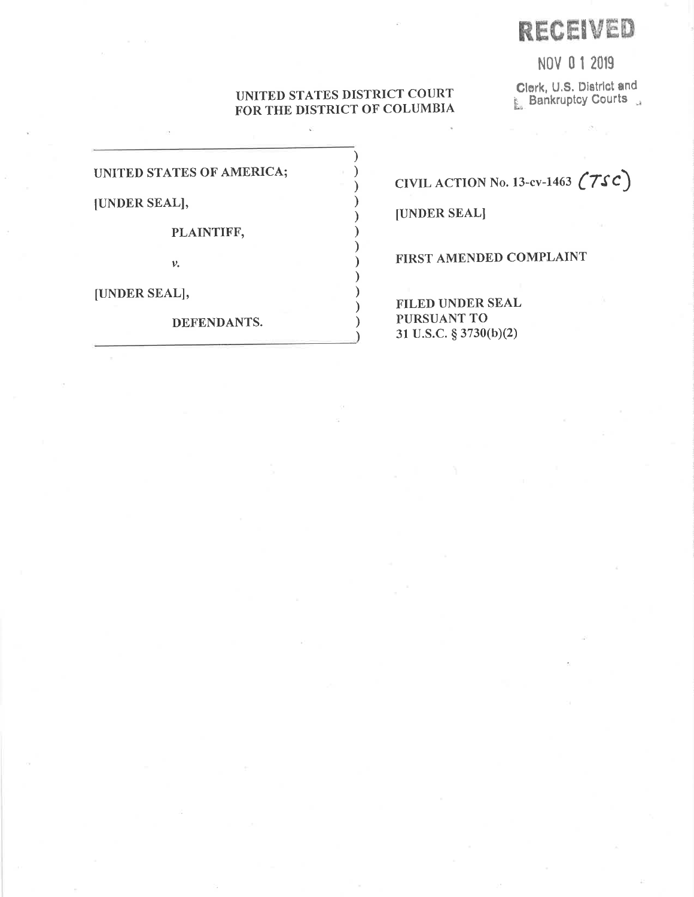RECEIVED

NOV 0 1 2019

Clerk, U.S. District and Bankruptcy Courts

UNITED STATES DISTRICT COURT
FOR THE DISTRICT OF COLUMBIA

| | |
|---|---|
| UNITED STATES OF AMERICA; | CIVIL ACTION No. 13-cv-1463 (TSC) |
| [UNDER SEAL], | [UNDER SEAL] |
| PLAINTIFF, | |
| *v.* | FIRST AMENDED COMPLAINT |
| [UNDER SEAL], | FILED UNDER SEAL PURSUANT TO 31 U.S.C. § 3730(b)(2) |
| DEFENDANTS. | |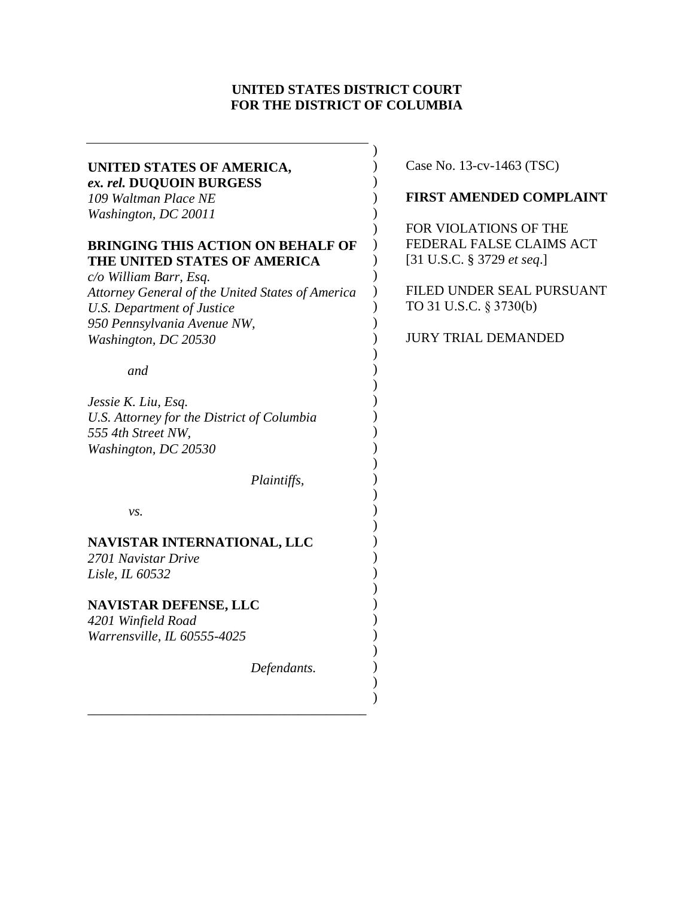**UNITED STATES DISTRICT COURT**
**FOR THE DISTRICT OF COLUMBIA**

---

**UNITED STATES OF AMERICA,**
***ex. rel.* DUQUOIN BURGESS**
*109 Waltman Place NE*
*Washington, DC 20011*

**BRINGING THIS ACTION ON BEHALF OF THE UNITED STATES OF AMERICA**
*c/o William Barr, Esq.*
*Attorney General of the United States of America*
*U.S. Department of Justice*
*950 Pennsylvania Avenue NW,*
*Washington, DC 20530*

*and*

*Jessie K. Liu, Esq.*
*U.S. Attorney for the District of Columbia*
*555 4th Street NW,*
*Washington, DC 20530*

*Plaintiffs,*

*vs.*

**NAVISTAR INTERNATIONAL, LLC**
*2701 Navistar Drive*
*Lisle, IL 60532*

**NAVISTAR DEFENSE, LLC**
*4201 Winfield Road*
*Warrensville, IL 60555-4025*

*Defendants.*

---

Case No. 13-cv-1463 (TSC)

**FIRST AMENDED COMPLAINT**

FOR VIOLATIONS OF THE FEDERAL FALSE CLAIMS ACT [31 U.S.C. § 3729 *et seq*.]

FILED UNDER SEAL PURSUANT TO 31 U.S.C. § 3730(b)

JURY TRIAL DEMANDED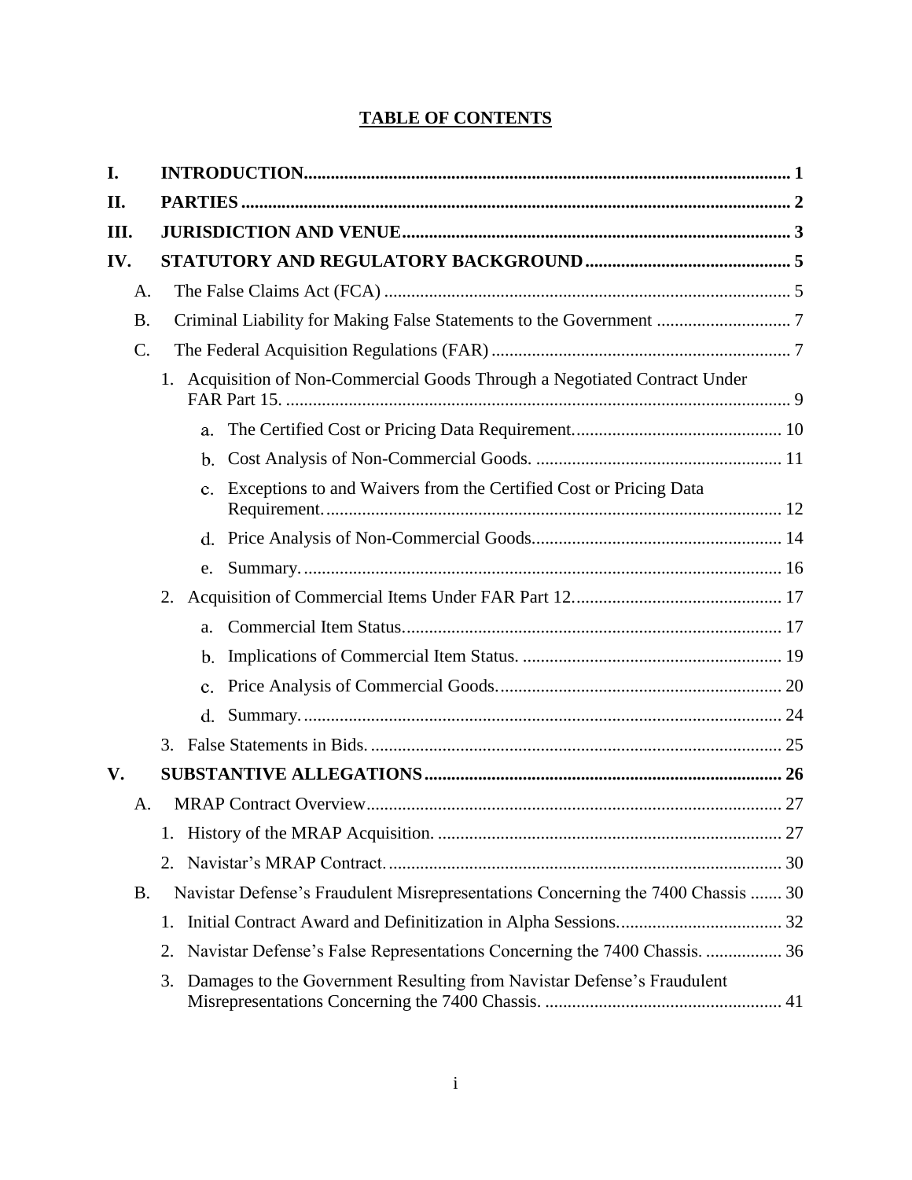## TABLE OF CONTENTS

I. INTRODUCTION ..... 1

II. PARTIES ..... 2

III. JURISDICTION AND VENUE ..... 3

IV. STATUTORY AND REGULATORY BACKGROUND ..... 5

- A. The False Claims Act (FCA) ..... 5
- B. Criminal Liability for Making False Statements to the Government ..... 7
- C. The Federal Acquisition Regulations (FAR) ..... 7
  1. Acquisition of Non-Commercial Goods Through a Negotiated Contract Under FAR Part 15. ..... 9
     - a. The Certified Cost or Pricing Data Requirement. ..... 10
     - b. Cost Analysis of Non-Commercial Goods. ..... 11
     - c. Exceptions to and Waivers from the Certified Cost or Pricing Data Requirement. ..... 12
     - d. Price Analysis of Non-Commercial Goods. ..... 14
     - e. Summary. ..... 16
  2. Acquisition of Commercial Items Under FAR Part 12. ..... 17
     - a. Commercial Item Status. ..... 17
     - b. Implications of Commercial Item Status. ..... 19
     - c. Price Analysis of Commercial Goods. ..... 20
     - d. Summary. ..... 24
  3. False Statements in Bids. ..... 25

V. SUBSTANTIVE ALLEGATIONS ..... 26

- A. MRAP Contract Overview ..... 27
  1. History of the MRAP Acquisition. ..... 27
  2. Navistar's MRAP Contract. ..... 30
- B. Navistar Defense's Fraudulent Misrepresentations Concerning the 7400 Chassis ..... 30
  1. Initial Contract Award and Definitization in Alpha Sessions. ..... 32
  2. Navistar Defense's False Representations Concerning the 7400 Chassis. ..... 36
  3. Damages to the Government Resulting from Navistar Defense's Fraudulent Misrepresentations Concerning the 7400 Chassis. ..... 41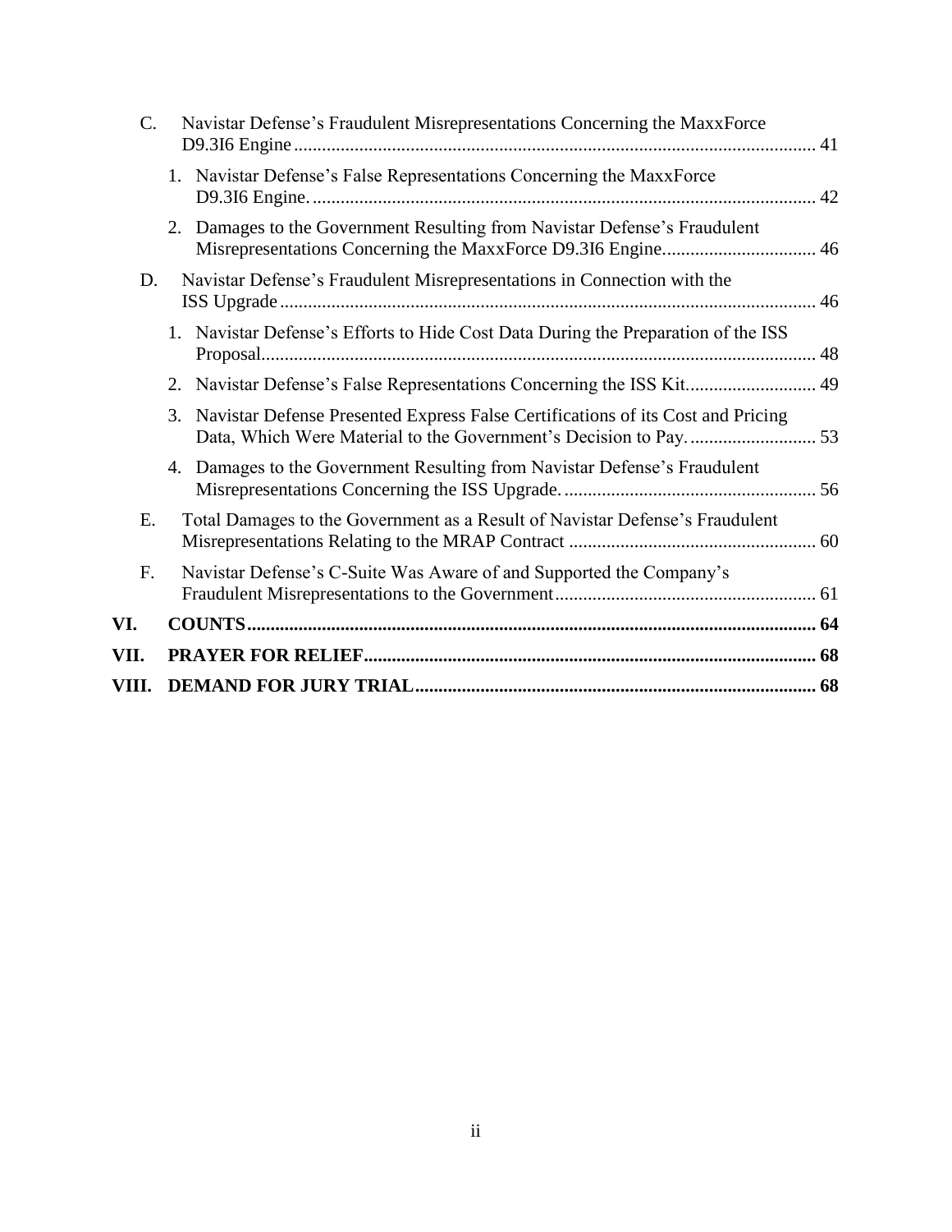C. Navistar Defense's Fraudulent Misrepresentations Concerning the MaxxForce D9.3I6 Engine ........ 41

1. Navistar Defense's False Representations Concerning the MaxxForce D9.3I6 Engine. ........ 42

2. Damages to the Government Resulting from Navistar Defense's Fraudulent Misrepresentations Concerning the MaxxForce D9.3I6 Engine. ........ 46

D. Navistar Defense's Fraudulent Misrepresentations in Connection with the ISS Upgrade ........ 46

1. Navistar Defense's Efforts to Hide Cost Data During the Preparation of the ISS Proposal ........ 48

2. Navistar Defense's False Representations Concerning the ISS Kit ........ 49

3. Navistar Defense Presented Express False Certifications of its Cost and Pricing Data, Which Were Material to the Government's Decision to Pay. ........ 53

4. Damages to the Government Resulting from Navistar Defense's Fraudulent Misrepresentations Concerning the ISS Upgrade. ........ 56

E. Total Damages to the Government as a Result of Navistar Defense's Fraudulent Misrepresentations Relating to the MRAP Contract ........ 60

F. Navistar Defense's C-Suite Was Aware of and Supported the Company's Fraudulent Misrepresentations to the Government ........ 61

**VI. COUNTS ........ 64**

**VII. PRAYER FOR RELIEF ........ 68**

**VIII. DEMAND FOR JURY TRIAL ........ 68**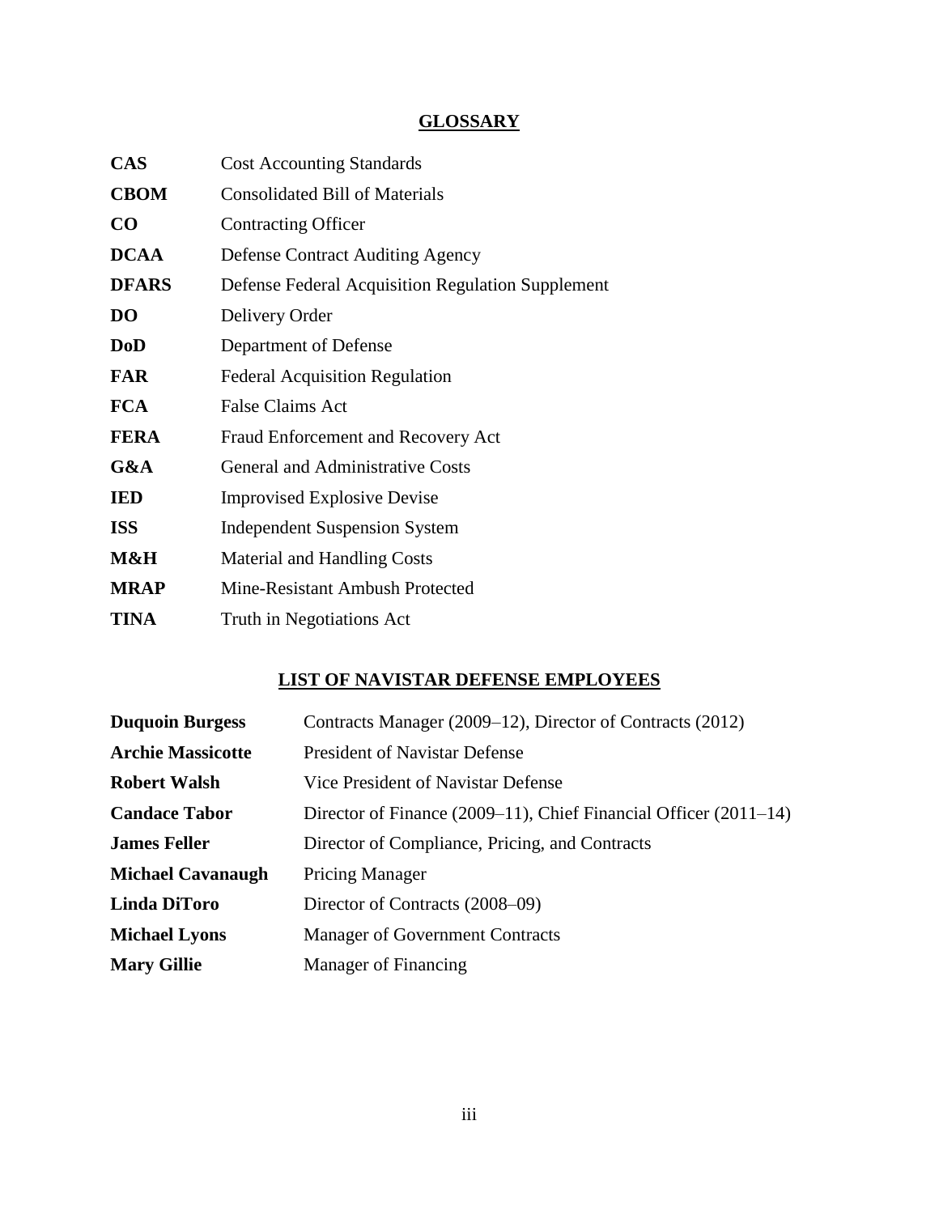## GLOSSARY

| | |
|---|---|
| **CAS** | Cost Accounting Standards |
| **CBOM** | Consolidated Bill of Materials |
| **CO** | Contracting Officer |
| **DCAA** | Defense Contract Auditing Agency |
| **DFARS** | Defense Federal Acquisition Regulation Supplement |
| **DO** | Delivery Order |
| **DoD** | Department of Defense |
| **FAR** | Federal Acquisition Regulation |
| **FCA** | False Claims Act |
| **FERA** | Fraud Enforcement and Recovery Act |
| **G&A** | General and Administrative Costs |
| **IED** | Improvised Explosive Devise |
| **ISS** | Independent Suspension System |
| **M&H** | Material and Handling Costs |
| **MRAP** | Mine-Resistant Ambush Protected |
| **TINA** | Truth in Negotiations Act |

## LIST OF NAVISTAR DEFENSE EMPLOYEES

| | |
|---|---|
| **Duquoin Burgess** | Contracts Manager (2009–12), Director of Contracts (2012) |
| **Archie Massicotte** | President of Navistar Defense |
| **Robert Walsh** | Vice President of Navistar Defense |
| **Candace Tabor** | Director of Finance (2009–11), Chief Financial Officer (2011–14) |
| **James Feller** | Director of Compliance, Pricing, and Contracts |
| **Michael Cavanaugh** | Pricing Manager |
| **Linda DiToro** | Director of Contracts (2008–09) |
| **Michael Lyons** | Manager of Government Contracts |
| **Mary Gillie** | Manager of Financing |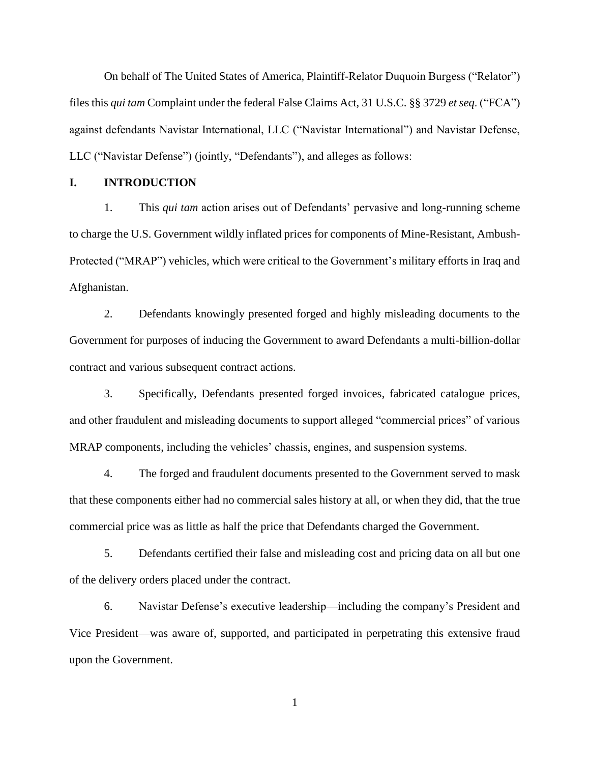On behalf of The United States of America, Plaintiff-Relator Duquoin Burgess ("Relator") files this *qui tam* Complaint under the federal False Claims Act, 31 U.S.C. §§ 3729 *et seq*. ("FCA") against defendants Navistar International, LLC ("Navistar International") and Navistar Defense, LLC ("Navistar Defense") (jointly, "Defendants"), and alleges as follows:

## I. INTRODUCTION

1. This *qui tam* action arises out of Defendants' pervasive and long-running scheme to charge the U.S. Government wildly inflated prices for components of Mine-Resistant, Ambush-Protected ("MRAP") vehicles, which were critical to the Government's military efforts in Iraq and Afghanistan.

2. Defendants knowingly presented forged and highly misleading documents to the Government for purposes of inducing the Government to award Defendants a multi-billion-dollar contract and various subsequent contract actions.

3. Specifically, Defendants presented forged invoices, fabricated catalogue prices, and other fraudulent and misleading documents to support alleged "commercial prices" of various MRAP components, including the vehicles' chassis, engines, and suspension systems.

4. The forged and fraudulent documents presented to the Government served to mask that these components either had no commercial sales history at all, or when they did, that the true commercial price was as little as half the price that Defendants charged the Government.

5. Defendants certified their false and misleading cost and pricing data on all but one of the delivery orders placed under the contract.

6. Navistar Defense's executive leadership—including the company's President and Vice President—was aware of, supported, and participated in perpetrating this extensive fraud upon the Government.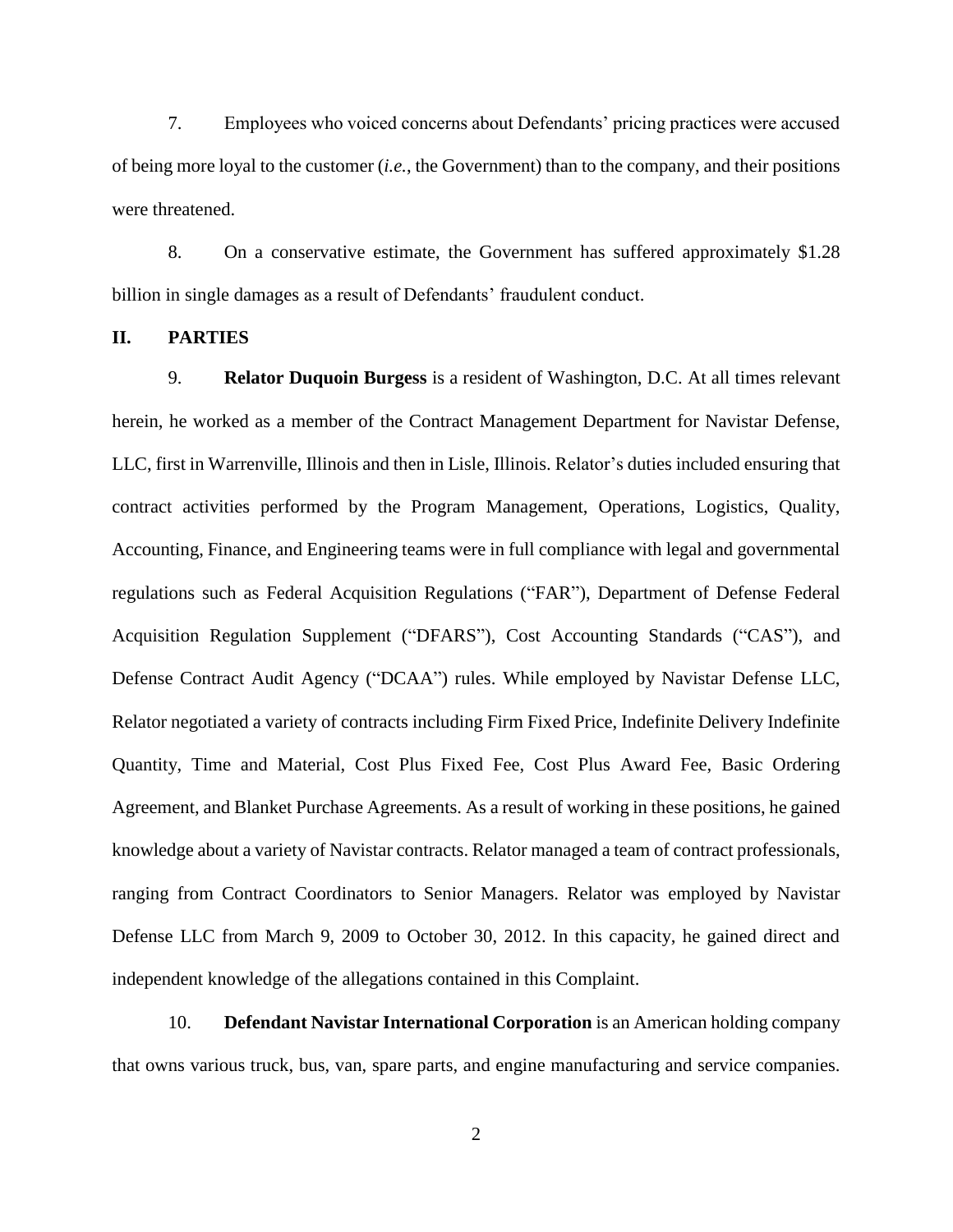7. Employees who voiced concerns about Defendants' pricing practices were accused of being more loyal to the customer (*i.e.*, the Government) than to the company, and their positions were threatened.

8. On a conservative estimate, the Government has suffered approximately $1.28 billion in single damages as a result of Defendants' fraudulent conduct.

## II. PARTIES

9. **Relator Duquoin Burgess** is a resident of Washington, D.C. At all times relevant herein, he worked as a member of the Contract Management Department for Navistar Defense, LLC, first in Warrenville, Illinois and then in Lisle, Illinois. Relator's duties included ensuring that contract activities performed by the Program Management, Operations, Logistics, Quality, Accounting, Finance, and Engineering teams were in full compliance with legal and governmental regulations such as Federal Acquisition Regulations ("FAR"), Department of Defense Federal Acquisition Regulation Supplement ("DFARS"), Cost Accounting Standards ("CAS"), and Defense Contract Audit Agency ("DCAA") rules. While employed by Navistar Defense LLC, Relator negotiated a variety of contracts including Firm Fixed Price, Indefinite Delivery Indefinite Quantity, Time and Material, Cost Plus Fixed Fee, Cost Plus Award Fee, Basic Ordering Agreement, and Blanket Purchase Agreements. As a result of working in these positions, he gained knowledge about a variety of Navistar contracts. Relator managed a team of contract professionals, ranging from Contract Coordinators to Senior Managers. Relator was employed by Navistar Defense LLC from March 9, 2009 to October 30, 2012. In this capacity, he gained direct and independent knowledge of the allegations contained in this Complaint.

10. **Defendant Navistar International Corporation** is an American holding company that owns various truck, bus, van, spare parts, and engine manufacturing and service companies.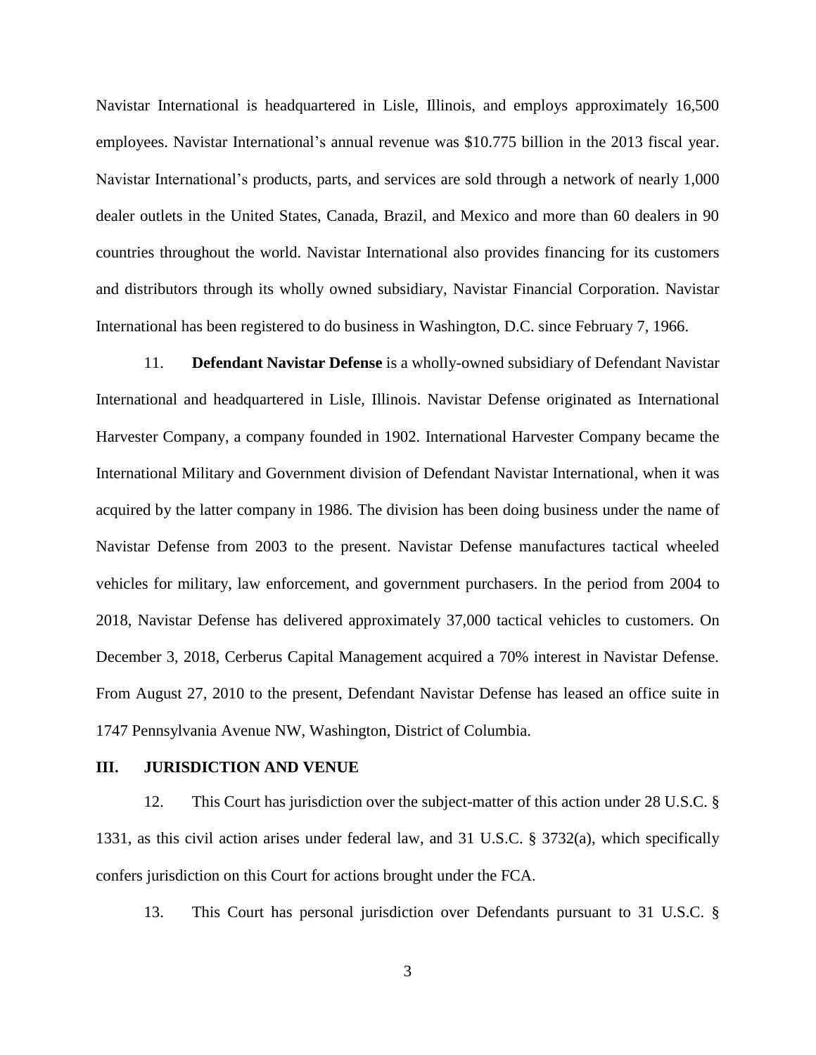Navistar International is headquartered in Lisle, Illinois, and employs approximately 16,500 employees. Navistar International's annual revenue was $10.775 billion in the 2013 fiscal year. Navistar International's products, parts, and services are sold through a network of nearly 1,000 dealer outlets in the United States, Canada, Brazil, and Mexico and more than 60 dealers in 90 countries throughout the world. Navistar International also provides financing for its customers and distributors through its wholly owned subsidiary, Navistar Financial Corporation. Navistar International has been registered to do business in Washington, D.C. since February 7, 1966.

11. **Defendant Navistar Defense** is a wholly-owned subsidiary of Defendant Navistar International and headquartered in Lisle, Illinois. Navistar Defense originated as International Harvester Company, a company founded in 1902. International Harvester Company became the International Military and Government division of Defendant Navistar International, when it was acquired by the latter company in 1986. The division has been doing business under the name of Navistar Defense from 2003 to the present. Navistar Defense manufactures tactical wheeled vehicles for military, law enforcement, and government purchasers. In the period from 2004 to 2018, Navistar Defense has delivered approximately 37,000 tactical vehicles to customers. On December 3, 2018, Cerberus Capital Management acquired a 70% interest in Navistar Defense. From August 27, 2010 to the present, Defendant Navistar Defense has leased an office suite in 1747 Pennsylvania Avenue NW, Washington, District of Columbia.

## III. JURISDICTION AND VENUE

12. This Court has jurisdiction over the subject-matter of this action under 28 U.S.C. § 1331, as this civil action arises under federal law, and 31 U.S.C. § 3732(a), which specifically confers jurisdiction on this Court for actions brought under the FCA.

13. This Court has personal jurisdiction over Defendants pursuant to 31 U.S.C. §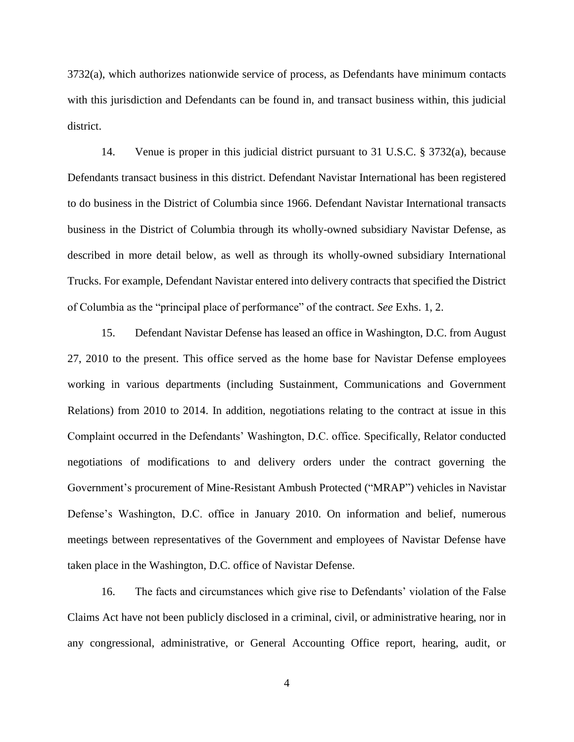3732(a), which authorizes nationwide service of process, as Defendants have minimum contacts with this jurisdiction and Defendants can be found in, and transact business within, this judicial district.

14. Venue is proper in this judicial district pursuant to 31 U.S.C. § 3732(a), because Defendants transact business in this district. Defendant Navistar International has been registered to do business in the District of Columbia since 1966. Defendant Navistar International transacts business in the District of Columbia through its wholly-owned subsidiary Navistar Defense, as described in more detail below, as well as through its wholly-owned subsidiary International Trucks. For example, Defendant Navistar entered into delivery contracts that specified the District of Columbia as the "principal place of performance" of the contract. *See* Exhs. 1, 2.

15. Defendant Navistar Defense has leased an office in Washington, D.C. from August 27, 2010 to the present. This office served as the home base for Navistar Defense employees working in various departments (including Sustainment, Communications and Government Relations) from 2010 to 2014. In addition, negotiations relating to the contract at issue in this Complaint occurred in the Defendants' Washington, D.C. office. Specifically, Relator conducted negotiations of modifications to and delivery orders under the contract governing the Government's procurement of Mine-Resistant Ambush Protected ("MRAP") vehicles in Navistar Defense's Washington, D.C. office in January 2010. On information and belief, numerous meetings between representatives of the Government and employees of Navistar Defense have taken place in the Washington, D.C. office of Navistar Defense.

16. The facts and circumstances which give rise to Defendants' violation of the False Claims Act have not been publicly disclosed in a criminal, civil, or administrative hearing, nor in any congressional, administrative, or General Accounting Office report, hearing, audit, or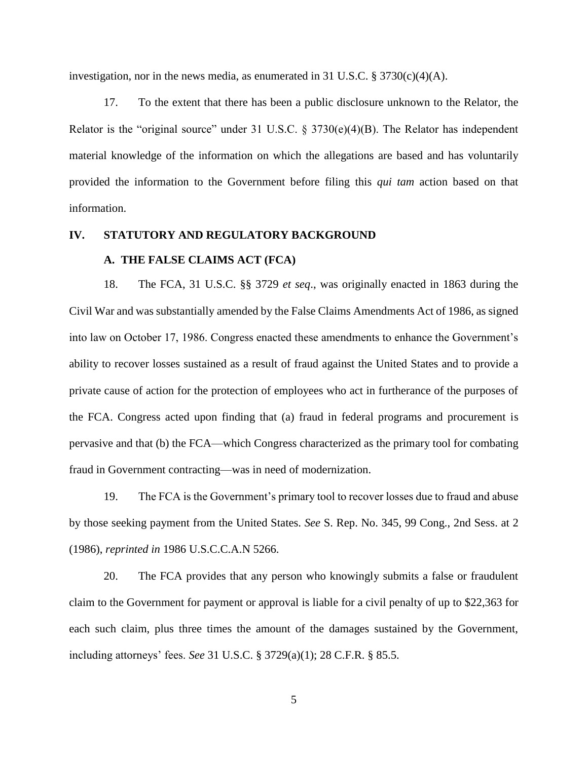investigation, nor in the news media, as enumerated in 31 U.S.C. § 3730(c)(4)(A).

17. To the extent that there has been a public disclosure unknown to the Relator, the Relator is the "original source" under 31 U.S.C. § 3730(e)(4)(B). The Relator has independent material knowledge of the information on which the allegations are based and has voluntarily provided the information to the Government before filing this *qui tam* action based on that information.

## IV. STATUTORY AND REGULATORY BACKGROUND

### A. THE FALSE CLAIMS ACT (FCA)

18. The FCA, 31 U.S.C. §§ 3729 *et seq*., was originally enacted in 1863 during the Civil War and was substantially amended by the False Claims Amendments Act of 1986, as signed into law on October 17, 1986. Congress enacted these amendments to enhance the Government's ability to recover losses sustained as a result of fraud against the United States and to provide a private cause of action for the protection of employees who act in furtherance of the purposes of the FCA. Congress acted upon finding that (a) fraud in federal programs and procurement is pervasive and that (b) the FCA—which Congress characterized as the primary tool for combating fraud in Government contracting—was in need of modernization.

19. The FCA is the Government's primary tool to recover losses due to fraud and abuse by those seeking payment from the United States. *See* S. Rep. No. 345, 99 Cong., 2nd Sess. at 2 (1986), *reprinted in* 1986 U.S.C.C.A.N 5266.

20. The FCA provides that any person who knowingly submits a false or fraudulent claim to the Government for payment or approval is liable for a civil penalty of up to $22,363 for each such claim, plus three times the amount of the damages sustained by the Government, including attorneys' fees. *See* 31 U.S.C. § 3729(a)(1); 28 C.F.R. § 85.5.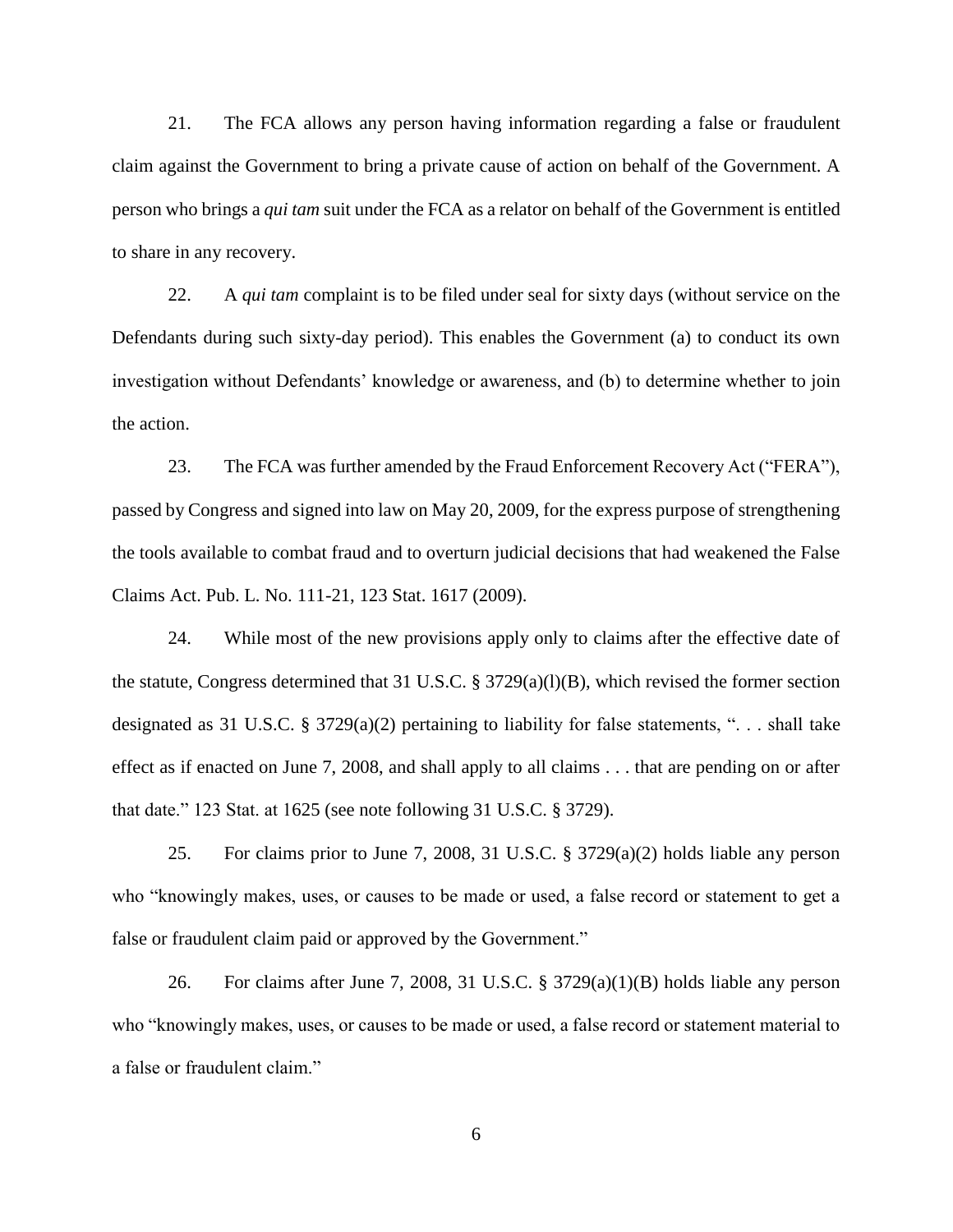21. The FCA allows any person having information regarding a false or fraudulent claim against the Government to bring a private cause of action on behalf of the Government. A person who brings a *qui tam* suit under the FCA as a relator on behalf of the Government is entitled to share in any recovery.

22. A *qui tam* complaint is to be filed under seal for sixty days (without service on the Defendants during such sixty-day period). This enables the Government (a) to conduct its own investigation without Defendants' knowledge or awareness, and (b) to determine whether to join the action.

23. The FCA was further amended by the Fraud Enforcement Recovery Act ("FERA"), passed by Congress and signed into law on May 20, 2009, for the express purpose of strengthening the tools available to combat fraud and to overturn judicial decisions that had weakened the False Claims Act. Pub. L. No. 111-21, 123 Stat. 1617 (2009).

24. While most of the new provisions apply only to claims after the effective date of the statute, Congress determined that 31 U.S.C. § 3729(a)(l)(B), which revised the former section designated as 31 U.S.C. § 3729(a)(2) pertaining to liability for false statements, ". . . shall take effect as if enacted on June 7, 2008, and shall apply to all claims . . . that are pending on or after that date." 123 Stat. at 1625 (see note following 31 U.S.C. § 3729).

25. For claims prior to June 7, 2008, 31 U.S.C. § 3729(a)(2) holds liable any person who "knowingly makes, uses, or causes to be made or used, a false record or statement to get a false or fraudulent claim paid or approved by the Government."

26. For claims after June 7, 2008, 31 U.S.C. § 3729(a)(1)(B) holds liable any person who "knowingly makes, uses, or causes to be made or used, a false record or statement material to a false or fraudulent claim."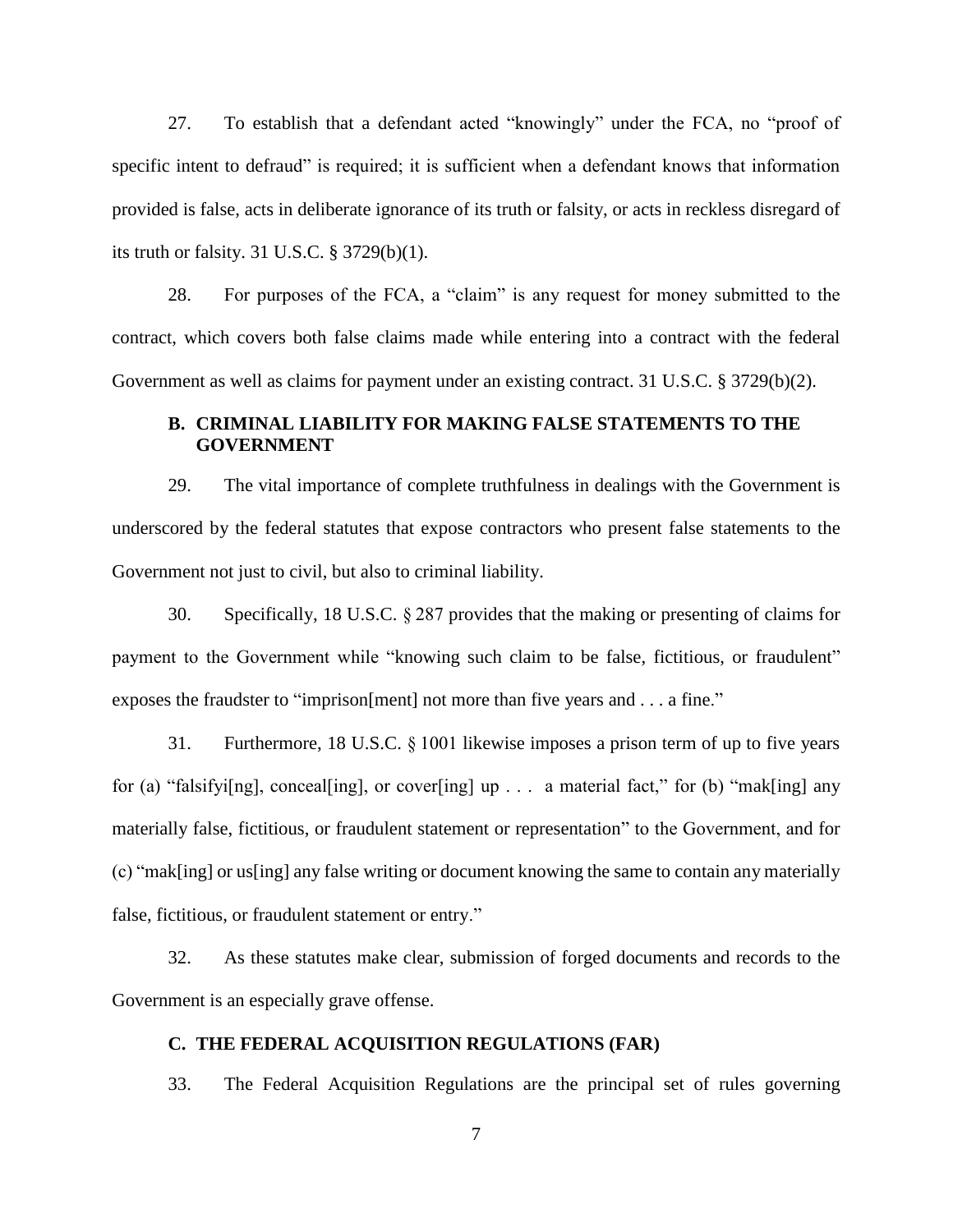27. To establish that a defendant acted "knowingly" under the FCA, no "proof of specific intent to defraud" is required; it is sufficient when a defendant knows that information provided is false, acts in deliberate ignorance of its truth or falsity, or acts in reckless disregard of its truth or falsity. 31 U.S.C. § 3729(b)(1).

28. For purposes of the FCA, a "claim" is any request for money submitted to the contract, which covers both false claims made while entering into a contract with the federal Government as well as claims for payment under an existing contract. 31 U.S.C. § 3729(b)(2).

### B. CRIMINAL LIABILITY FOR MAKING FALSE STATEMENTS TO THE GOVERNMENT

29. The vital importance of complete truthfulness in dealings with the Government is underscored by the federal statutes that expose contractors who present false statements to the Government not just to civil, but also to criminal liability.

30. Specifically, 18 U.S.C. § 287 provides that the making or presenting of claims for payment to the Government while "knowing such claim to be false, fictitious, or fraudulent" exposes the fraudster to "imprison[ment] not more than five years and . . . a fine."

31. Furthermore, 18 U.S.C. § 1001 likewise imposes a prison term of up to five years for (a) "falsifyi[ng], conceal[ing], or cover[ing] up . . . a material fact," for (b) "mak[ing] any materially false, fictitious, or fraudulent statement or representation" to the Government, and for (c) "mak[ing] or us[ing] any false writing or document knowing the same to contain any materially false, fictitious, or fraudulent statement or entry."

32. As these statutes make clear, submission of forged documents and records to the Government is an especially grave offense.

### C. THE FEDERAL ACQUISITION REGULATIONS (FAR)

33. The Federal Acquisition Regulations are the principal set of rules governing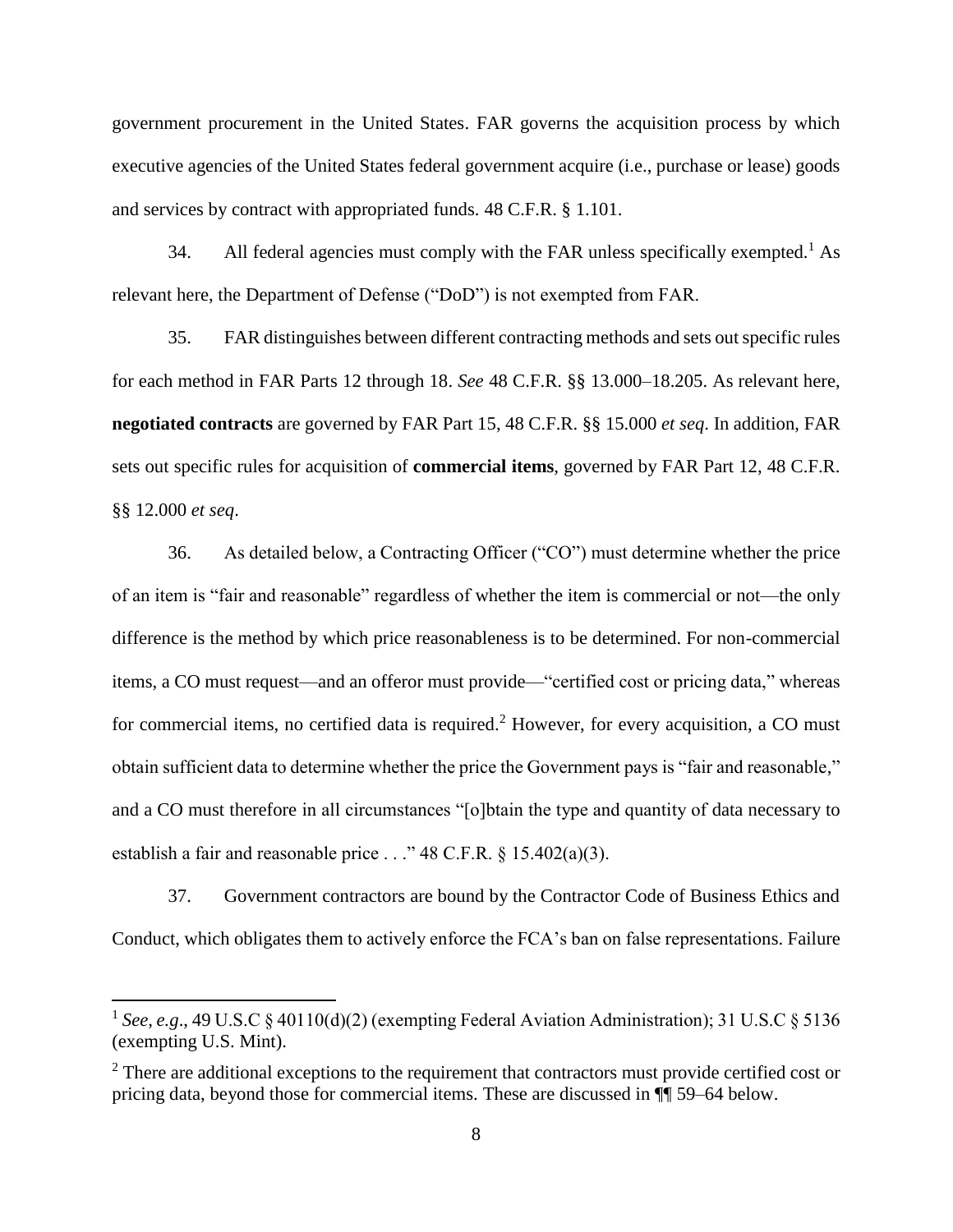government procurement in the United States. FAR governs the acquisition process by which executive agencies of the United States federal government acquire (i.e., purchase or lease) goods and services by contract with appropriated funds. 48 C.F.R. § 1.101.

34. All federal agencies must comply with the FAR unless specifically exempted.[1] As relevant here, the Department of Defense ("DoD") is not exempted from FAR.

35. FAR distinguishes between different contracting methods and sets out specific rules for each method in FAR Parts 12 through 18. *See* 48 C.F.R. §§ 13.000–18.205. As relevant here, **negotiated contracts** are governed by FAR Part 15, 48 C.F.R. §§ 15.000 *et seq*. In addition, FAR sets out specific rules for acquisition of **commercial items**, governed by FAR Part 12, 48 C.F.R. §§ 12.000 *et seq*.

36. As detailed below, a Contracting Officer ("CO") must determine whether the price of an item is "fair and reasonable" regardless of whether the item is commercial or not—the only difference is the method by which price reasonableness is to be determined. For non-commercial items, a CO must request—and an offeror must provide—"certified cost or pricing data," whereas for commercial items, no certified data is required.[2] However, for every acquisition, a CO must obtain sufficient data to determine whether the price the Government pays is "fair and reasonable," and a CO must therefore in all circumstances "[o]btain the type and quantity of data necessary to establish a fair and reasonable price . . ." 48 C.F.R. § 15.402(a)(3).

37. Government contractors are bound by the Contractor Code of Business Ethics and Conduct, which obligates them to actively enforce the FCA's ban on false representations. Failure

---

[1] *See, e.g*., 49 U.S.C § 40110(d)(2) (exempting Federal Aviation Administration); 31 U.S.C § 5136 (exempting U.S. Mint).

[2] There are additional exceptions to the requirement that contractors must provide certified cost or pricing data, beyond those for commercial items. These are discussed in ¶¶ 59–64 below.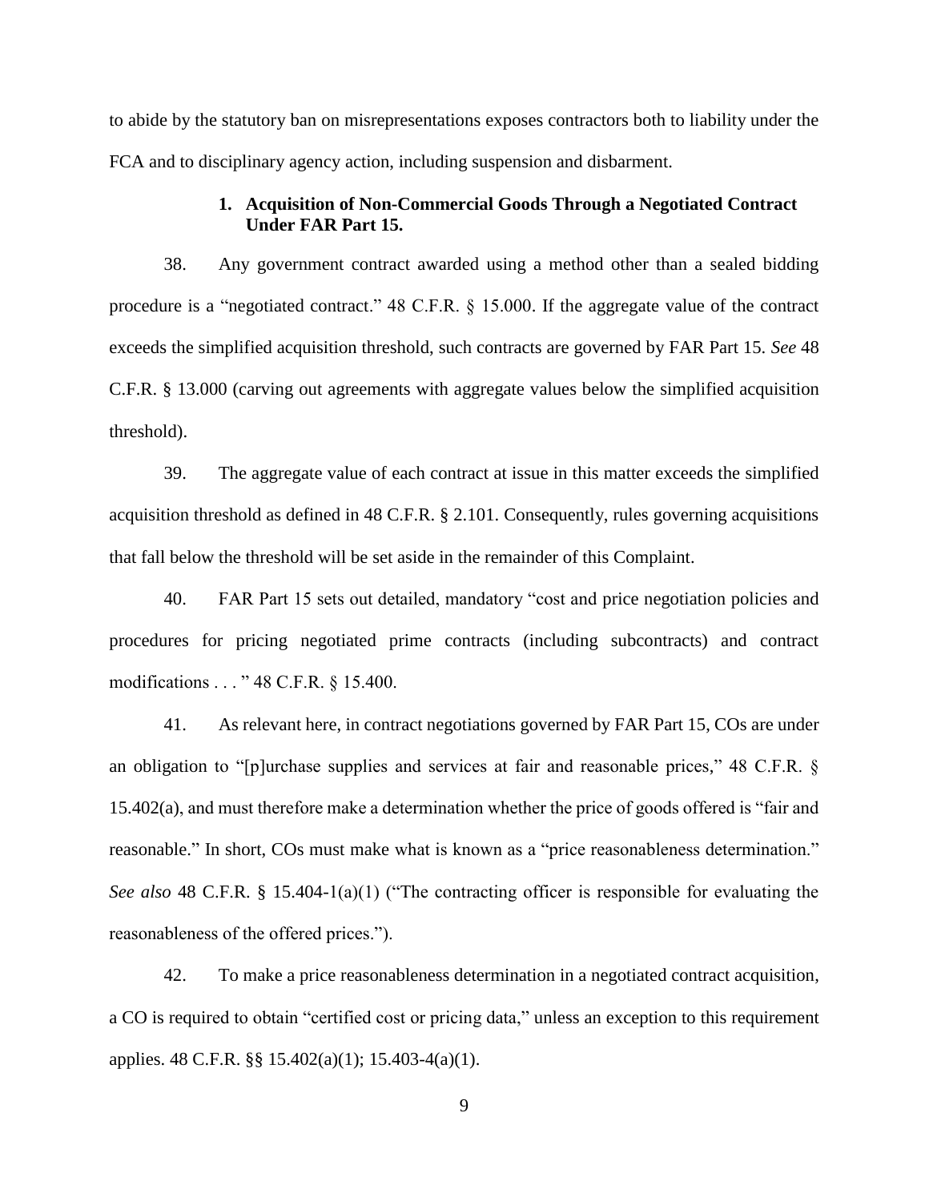to abide by the statutory ban on misrepresentations exposes contractors both to liability under the FCA and to disciplinary agency action, including suspension and disbarment.

### 1. Acquisition of Non-Commercial Goods Through a Negotiated Contract Under FAR Part 15.

38. Any government contract awarded using a method other than a sealed bidding procedure is a "negotiated contract." 48 C.F.R. § 15.000. If the aggregate value of the contract exceeds the simplified acquisition threshold, such contracts are governed by FAR Part 15. *See* 48 C.F.R. § 13.000 (carving out agreements with aggregate values below the simplified acquisition threshold).

39. The aggregate value of each contract at issue in this matter exceeds the simplified acquisition threshold as defined in 48 C.F.R. § 2.101. Consequently, rules governing acquisitions that fall below the threshold will be set aside in the remainder of this Complaint.

40. FAR Part 15 sets out detailed, mandatory "cost and price negotiation policies and procedures for pricing negotiated prime contracts (including subcontracts) and contract modifications . . . " 48 C.F.R. § 15.400.

41. As relevant here, in contract negotiations governed by FAR Part 15, COs are under an obligation to "[p]urchase supplies and services at fair and reasonable prices," 48 C.F.R. § 15.402(a), and must therefore make a determination whether the price of goods offered is "fair and reasonable." In short, COs must make what is known as a "price reasonableness determination." *See also* 48 C.F.R. § 15.404-1(a)(1) ("The contracting officer is responsible for evaluating the reasonableness of the offered prices.").

42. To make a price reasonableness determination in a negotiated contract acquisition, a CO is required to obtain "certified cost or pricing data," unless an exception to this requirement applies. 48 C.F.R. §§ 15.402(a)(1); 15.403-4(a)(1).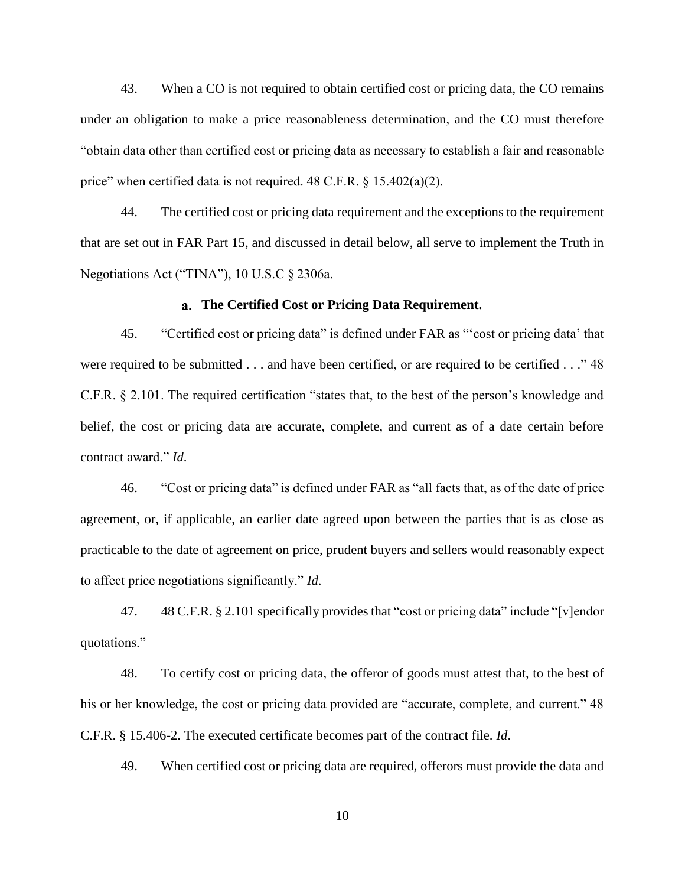43. When a CO is not required to obtain certified cost or pricing data, the CO remains under an obligation to make a price reasonableness determination, and the CO must therefore "obtain data other than certified cost or pricing data as necessary to establish a fair and reasonable price" when certified data is not required. 48 C.F.R. § 15.402(a)(2).

44. The certified cost or pricing data requirement and the exceptions to the requirement that are set out in FAR Part 15, and discussed in detail below, all serve to implement the Truth in Negotiations Act ("TINA"), 10 U.S.C § 2306a.

### a. The Certified Cost or Pricing Data Requirement.

45. "Certified cost or pricing data" is defined under FAR as "'cost or pricing data' that were required to be submitted . . . and have been certified, or are required to be certified . . ." 48 C.F.R. § 2.101. The required certification "states that, to the best of the person's knowledge and belief, the cost or pricing data are accurate, complete, and current as of a date certain before contract award." *Id*.

46. "Cost or pricing data" is defined under FAR as "all facts that, as of the date of price agreement, or, if applicable, an earlier date agreed upon between the parties that is as close as practicable to the date of agreement on price, prudent buyers and sellers would reasonably expect to affect price negotiations significantly." *Id*.

47. 48 C.F.R. § 2.101 specifically provides that "cost or pricing data" include "[v]endor quotations."

48. To certify cost or pricing data, the offeror of goods must attest that, to the best of his or her knowledge, the cost or pricing data provided are "accurate, complete, and current." 48 C.F.R. § 15.406-2. The executed certificate becomes part of the contract file. *Id*.

49. When certified cost or pricing data are required, offerors must provide the data and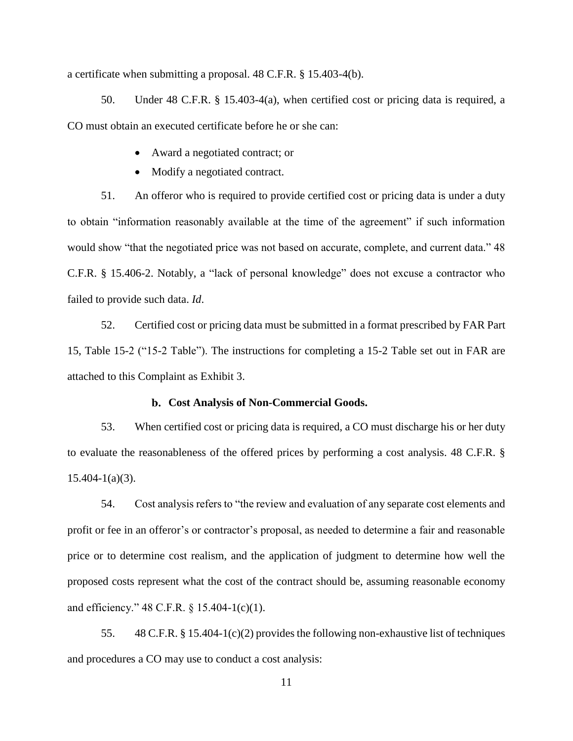a certificate when submitting a proposal. 48 C.F.R. § 15.403-4(b).

50. Under 48 C.F.R. § 15.403-4(a), when certified cost or pricing data is required, a CO must obtain an executed certificate before he or she can:

- Award a negotiated contract; or
- Modify a negotiated contract.

51. An offeror who is required to provide certified cost or pricing data is under a duty to obtain "information reasonably available at the time of the agreement" if such information would show "that the negotiated price was not based on accurate, complete, and current data." 48 C.F.R. § 15.406-2. Notably, a "lack of personal knowledge" does not excuse a contractor who failed to provide such data. *Id*.

52. Certified cost or pricing data must be submitted in a format prescribed by FAR Part 15, Table 15-2 ("15-2 Table"). The instructions for completing a 15-2 Table set out in FAR are attached to this Complaint as Exhibit 3.

#### b. Cost Analysis of Non-Commercial Goods.

53. When certified cost or pricing data is required, a CO must discharge his or her duty to evaluate the reasonableness of the offered prices by performing a cost analysis. 48 C.F.R. § 15.404-1(a)(3).

54. Cost analysis refers to "the review and evaluation of any separate cost elements and profit or fee in an offeror's or contractor's proposal, as needed to determine a fair and reasonable price or to determine cost realism, and the application of judgment to determine how well the proposed costs represent what the cost of the contract should be, assuming reasonable economy and efficiency." 48 C.F.R. § 15.404-1(c)(1).

55. 48 C.F.R. § 15.404-1(c)(2) provides the following non-exhaustive list of techniques and procedures a CO may use to conduct a cost analysis: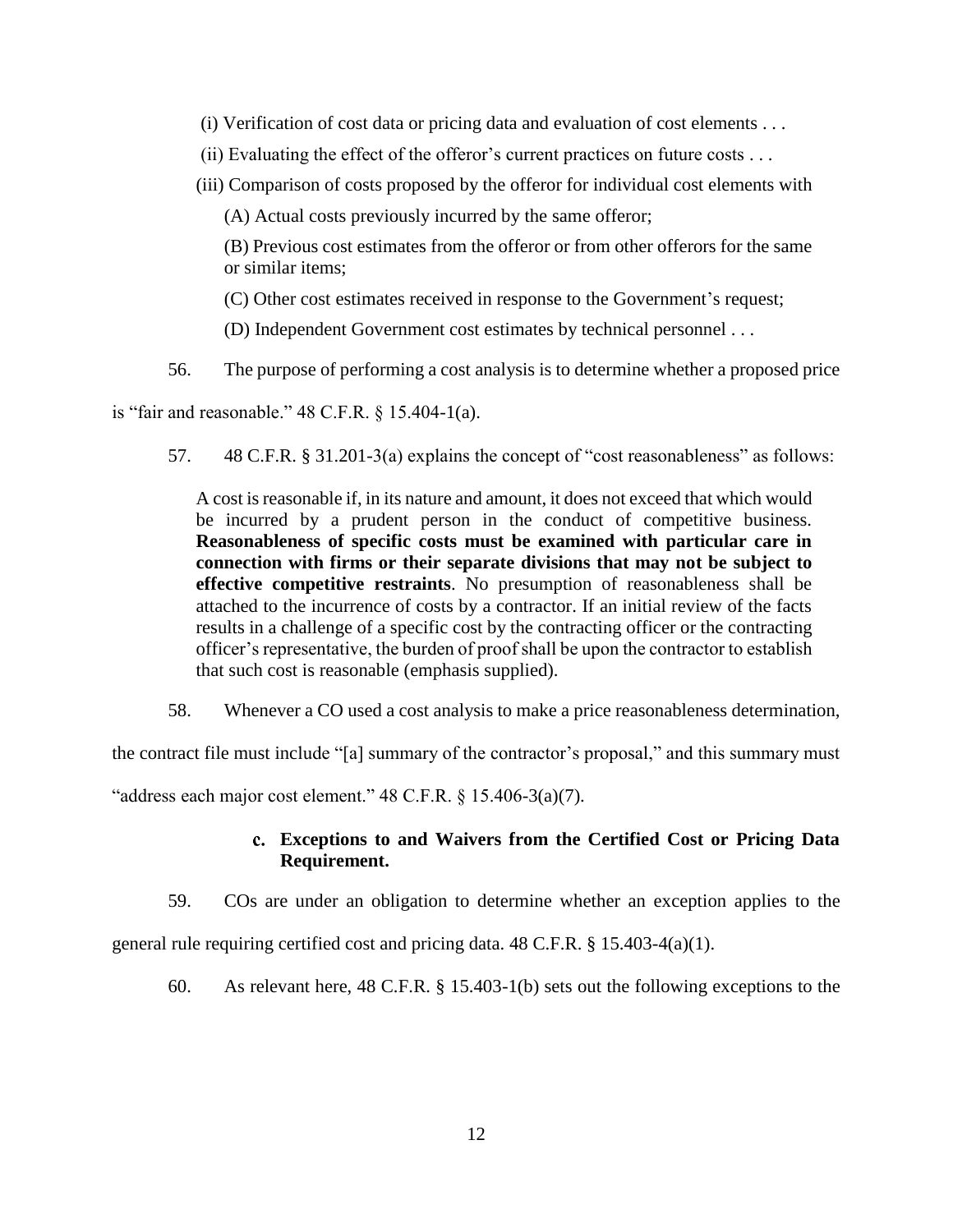(i) Verification of cost data or pricing data and evaluation of cost elements . . .

(ii) Evaluating the effect of the offeror's current practices on future costs . . .

(iii) Comparison of costs proposed by the offeror for individual cost elements with

(A) Actual costs previously incurred by the same offeror;

(B) Previous cost estimates from the offeror or from other offerors for the same or similar items;

(C) Other cost estimates received in response to the Government's request;

(D) Independent Government cost estimates by technical personnel . . .

56. The purpose of performing a cost analysis is to determine whether a proposed price is "fair and reasonable." 48 C.F.R. § 15.404-1(a).

57. 48 C.F.R. § 31.201-3(a) explains the concept of "cost reasonableness" as follows:

> A cost is reasonable if, in its nature and amount, it does not exceed that which would be incurred by a prudent person in the conduct of competitive business. **Reasonableness of specific costs must be examined with particular care in connection with firms or their separate divisions that may not be subject to effective competitive restraints**. No presumption of reasonableness shall be attached to the incurrence of costs by a contractor. If an initial review of the facts results in a challenge of a specific cost by the contracting officer or the contracting officer's representative, the burden of proof shall be upon the contractor to establish that such cost is reasonable (emphasis supplied).

58. Whenever a CO used a cost analysis to make a price reasonableness determination, the contract file must include "[a] summary of the contractor's proposal," and this summary must "address each major cost element." 48 C.F.R. § 15.406-3(a)(7).

### c. Exceptions to and Waivers from the Certified Cost or Pricing Data Requirement.

59. COs are under an obligation to determine whether an exception applies to the general rule requiring certified cost and pricing data. 48 C.F.R. § 15.403-4(a)(1).

60. As relevant here, 48 C.F.R. § 15.403-1(b) sets out the following exceptions to the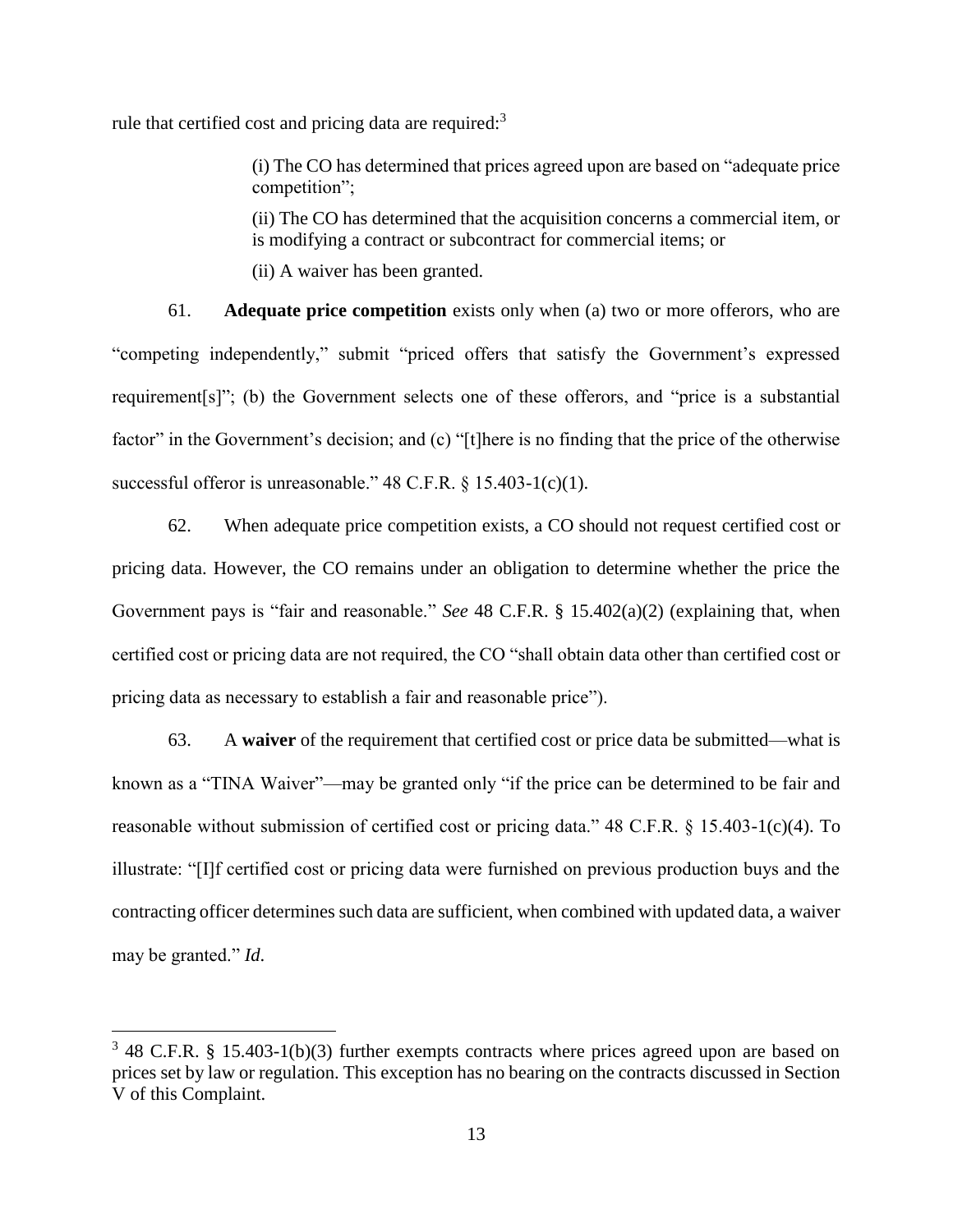rule that certified cost and pricing data are required:[3]

> (i) The CO has determined that prices agreed upon are based on "adequate price competition";
>
> (ii) The CO has determined that the acquisition concerns a commercial item, or is modifying a contract or subcontract for commercial items; or
>
> (ii) A waiver has been granted.

61. **Adequate price competition** exists only when (a) two or more offerors, who are "competing independently," submit "priced offers that satisfy the Government's expressed requirement[s]"; (b) the Government selects one of these offerors, and "price is a substantial factor" in the Government's decision; and (c) "[t]here is no finding that the price of the otherwise successful offeror is unreasonable." 48 C.F.R. § 15.403-1(c)(1).

62. When adequate price competition exists, a CO should not request certified cost or pricing data. However, the CO remains under an obligation to determine whether the price the Government pays is "fair and reasonable." *See* 48 C.F.R. § 15.402(a)(2) (explaining that, when certified cost or pricing data are not required, the CO "shall obtain data other than certified cost or pricing data as necessary to establish a fair and reasonable price").

63. A **waiver** of the requirement that certified cost or price data be submitted—what is known as a "TINA Waiver"—may be granted only "if the price can be determined to be fair and reasonable without submission of certified cost or pricing data." 48 C.F.R. § 15.403-1(c)(4). To illustrate: "[I]f certified cost or pricing data were furnished on previous production buys and the contracting officer determines such data are sufficient, when combined with updated data, a waiver may be granted." *Id.*

---

[3] 48 C.F.R. § 15.403-1(b)(3) further exempts contracts where prices agreed upon are based on prices set by law or regulation. This exception has no bearing on the contracts discussed in Section V of this Complaint.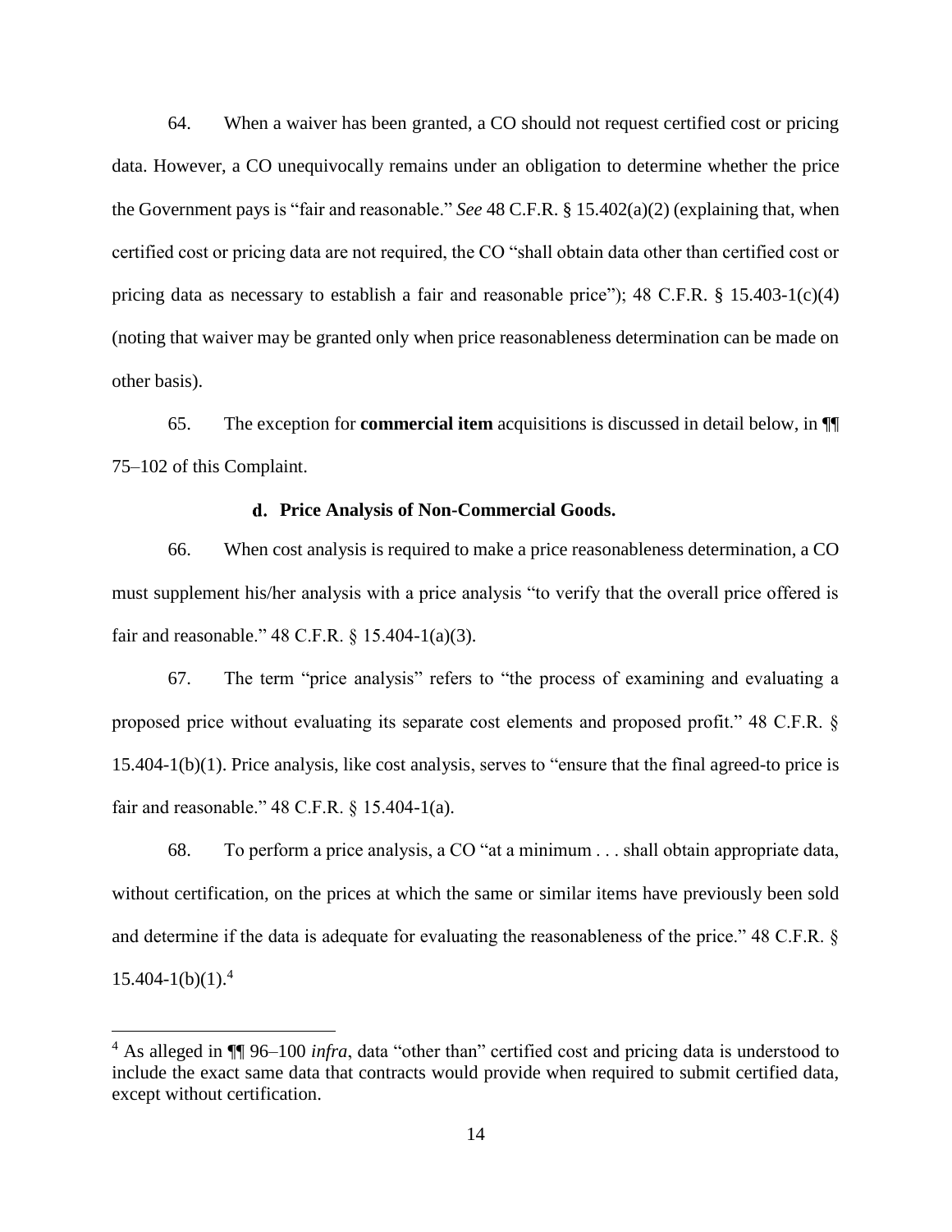64. When a waiver has been granted, a CO should not request certified cost or pricing data. However, a CO unequivocally remains under an obligation to determine whether the price the Government pays is "fair and reasonable." *See* 48 C.F.R. § 15.402(a)(2) (explaining that, when certified cost or pricing data are not required, the CO "shall obtain data other than certified cost or pricing data as necessary to establish a fair and reasonable price"); 48 C.F.R. § 15.403-1(c)(4) (noting that waiver may be granted only when price reasonableness determination can be made on other basis).

65. The exception for **commercial item** acquisitions is discussed in detail below, in ¶¶ 75–102 of this Complaint.

#### d. Price Analysis of Non-Commercial Goods.

66. When cost analysis is required to make a price reasonableness determination, a CO must supplement his/her analysis with a price analysis "to verify that the overall price offered is fair and reasonable." 48 C.F.R. § 15.404-1(a)(3).

67. The term "price analysis" refers to "the process of examining and evaluating a proposed price without evaluating its separate cost elements and proposed profit." 48 C.F.R. § 15.404-1(b)(1). Price analysis, like cost analysis, serves to "ensure that the final agreed-to price is fair and reasonable." 48 C.F.R. § 15.404-1(a).

68. To perform a price analysis, a CO "at a minimum . . . shall obtain appropriate data, without certification, on the prices at which the same or similar items have previously been sold and determine if the data is adequate for evaluating the reasonableness of the price." 48 C.F.R. § 15.404-1(b)(1).[4]

[4] As alleged in ¶¶ 96–100 *infra*, data "other than" certified cost and pricing data is understood to include the exact same data that contracts would provide when required to submit certified data, except without certification.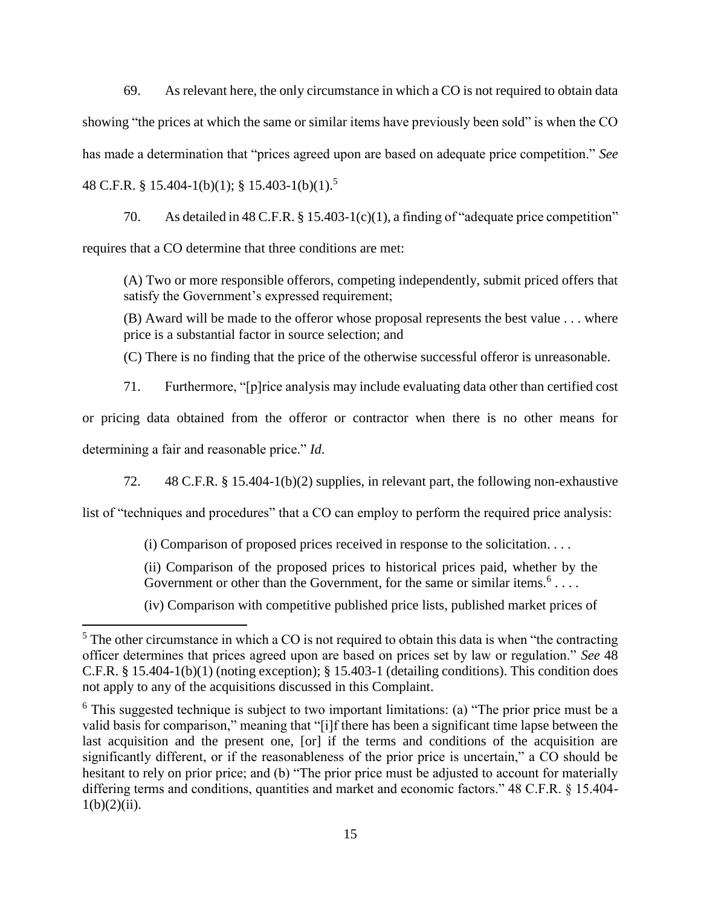69. As relevant here, the only circumstance in which a CO is not required to obtain data showing "the prices at which the same or similar items have previously been sold" is when the CO has made a determination that "prices agreed upon are based on adequate price competition." *See* 48 C.F.R. § 15.404-1(b)(1); § 15.403-1(b)(1).[5]

70. As detailed in 48 C.F.R. § 15.403-1(c)(1), a finding of "adequate price competition" requires that a CO determine that three conditions are met:

> (A) Two or more responsible offerors, competing independently, submit priced offers that satisfy the Government's expressed requirement;
>
> (B) Award will be made to the offeror whose proposal represents the best value . . . where price is a substantial factor in source selection; and
>
> (C) There is no finding that the price of the otherwise successful offeror is unreasonable.

71. Furthermore, "[p]rice analysis may include evaluating data other than certified cost or pricing data obtained from the offeror or contractor when there is no other means for determining a fair and reasonable price." *Id.*

72. 48 C.F.R. § 15.404-1(b)(2) supplies, in relevant part, the following non-exhaustive list of "techniques and procedures" that a CO can employ to perform the required price analysis:

> (i) Comparison of proposed prices received in response to the solicitation. . . .
>
> (ii) Comparison of the proposed prices to historical prices paid, whether by the Government or other than the Government, for the same or similar items.[6] . . . .
>
> (iv) Comparison with competitive published price lists, published market prices of

---

[5] The other circumstance in which a CO is not required to obtain this data is when "the contracting officer determines that prices agreed upon are based on prices set by law or regulation." *See* 48 C.F.R. § 15.404-1(b)(1) (noting exception); § 15.403-1 (detailing conditions). This condition does not apply to any of the acquisitions discussed in this Complaint.

[6] This suggested technique is subject to two important limitations: (a) "The prior price must be a valid basis for comparison," meaning that "[i]f there has been a significant time lapse between the last acquisition and the present one, [or] if the terms and conditions of the acquisition are significantly different, or if the reasonableness of the prior price is uncertain," a CO should be hesitant to rely on prior price; and (b) "The prior price must be adjusted to account for materially differing terms and conditions, quantities and market and economic factors." 48 C.F.R. § 15.404-1(b)(2)(ii).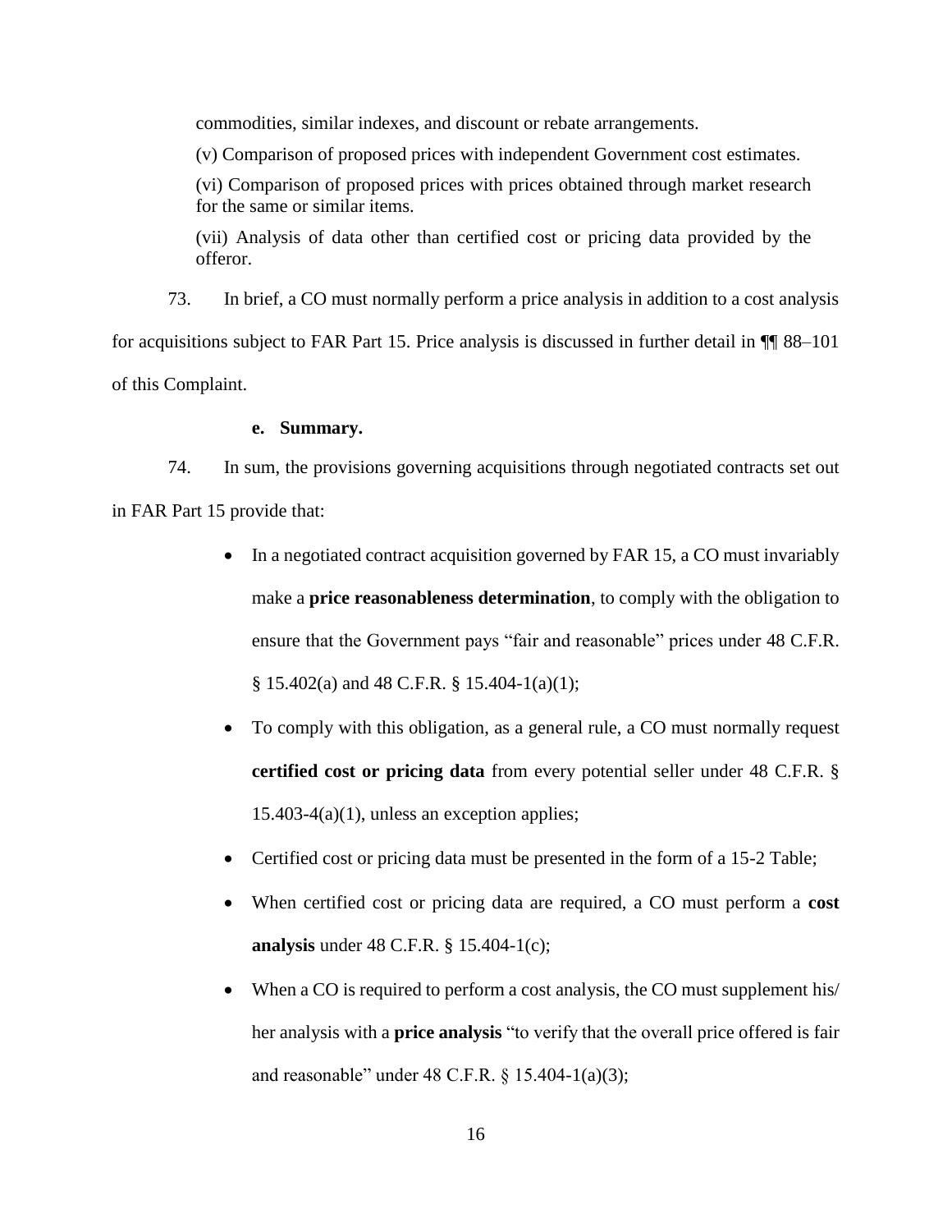commodities, similar indexes, and discount or rebate arrangements.

(v) Comparison of proposed prices with independent Government cost estimates.

(vi) Comparison of proposed prices with prices obtained through market research for the same or similar items.

(vii) Analysis of data other than certified cost or pricing data provided by the offeror.

73. In brief, a CO must normally perform a price analysis in addition to a cost analysis for acquisitions subject to FAR Part 15. Price analysis is discussed in further detail in ¶¶ 88–101 of this Complaint.

#### e. Summary.

74. In sum, the provisions governing acquisitions through negotiated contracts set out in FAR Part 15 provide that:

- In a negotiated contract acquisition governed by FAR 15, a CO must invariably make a **price reasonableness determination**, to comply with the obligation to ensure that the Government pays "fair and reasonable" prices under 48 C.F.R. § 15.402(a) and 48 C.F.R. § 15.404-1(a)(1);
- To comply with this obligation, as a general rule, a CO must normally request **certified cost or pricing data** from every potential seller under 48 C.F.R. § 15.403-4(a)(1), unless an exception applies;
- Certified cost or pricing data must be presented in the form of a 15-2 Table;
- When certified cost or pricing data are required, a CO must perform a **cost analysis** under 48 C.F.R. § 15.404-1(c);
- When a CO is required to perform a cost analysis, the CO must supplement his/ her analysis with a **price analysis** "to verify that the overall price offered is fair and reasonable" under 48 C.F.R. § 15.404-1(a)(3);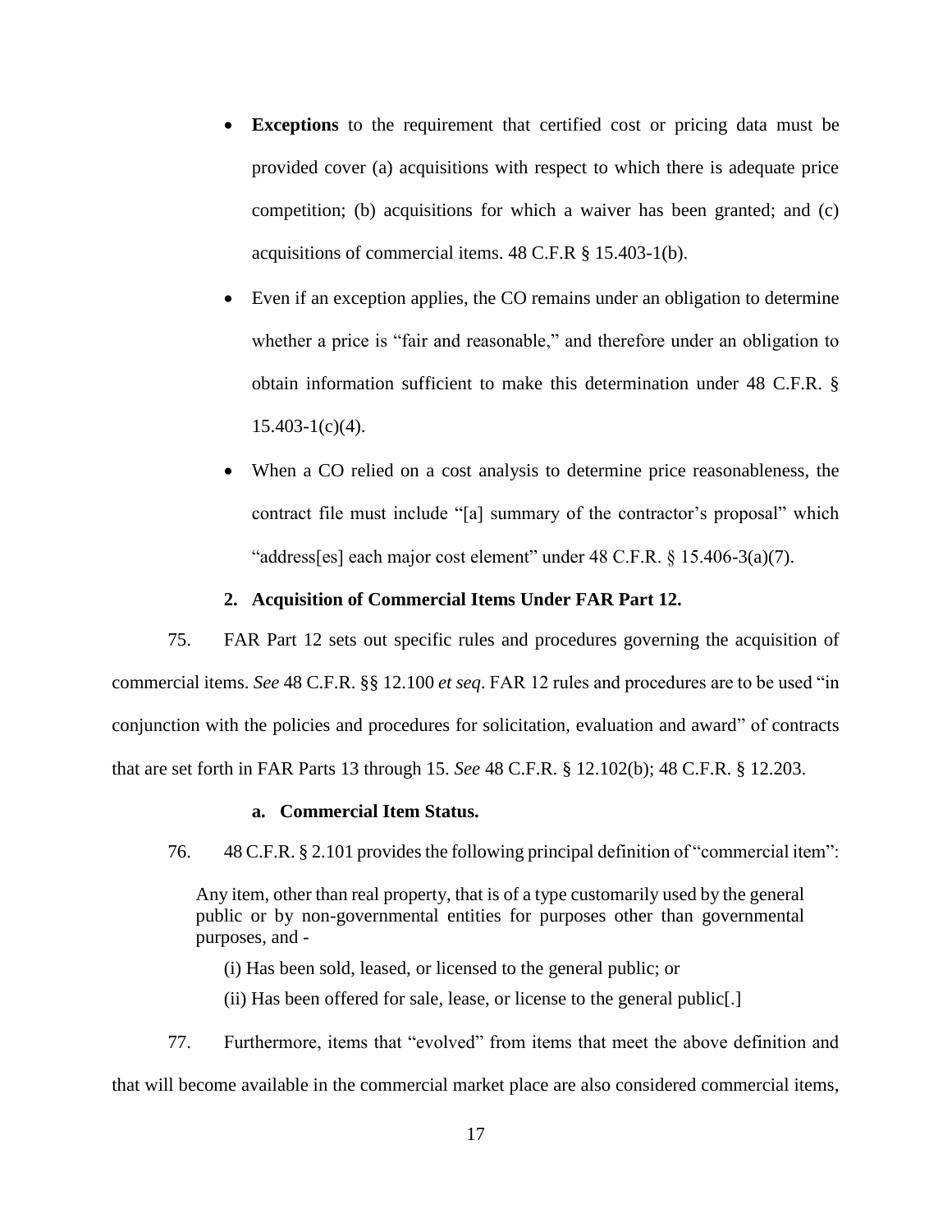- **Exceptions** to the requirement that certified cost or pricing data must be provided cover (a) acquisitions with respect to which there is adequate price competition; (b) acquisitions for which a waiver has been granted; and (c) acquisitions of commercial items. 48 C.F.R § 15.403-1(b).
- Even if an exception applies, the CO remains under an obligation to determine whether a price is "fair and reasonable," and therefore under an obligation to obtain information sufficient to make this determination under 48 C.F.R. § 15.403-1(c)(4).
- When a CO relied on a cost analysis to determine price reasonableness, the contract file must include "[a] summary of the contractor's proposal" which "address[es] each major cost element" under 48 C.F.R. § 15.406-3(a)(7).

### 2. Acquisition of Commercial Items Under FAR Part 12.

75. FAR Part 12 sets out specific rules and procedures governing the acquisition of commercial items. *See* 48 C.F.R. §§ 12.100 *et seq*. FAR 12 rules and procedures are to be used "in conjunction with the policies and procedures for solicitation, evaluation and award" of contracts that are set forth in FAR Parts 13 through 15. *See* 48 C.F.R. § 12.102(b); 48 C.F.R. § 12.203.

#### a. Commercial Item Status.

76. 48 C.F.R. § 2.101 provides the following principal definition of "commercial item":

> Any item, other than real property, that is of a type customarily used by the general public or by non-governmental entities for purposes other than governmental purposes, and -
>
> (i) Has been sold, leased, or licensed to the general public; or
>
> (ii) Has been offered for sale, lease, or license to the general public[.]

77. Furthermore, items that "evolved" from items that meet the above definition and that will become available in the commercial market place are also considered commercial items,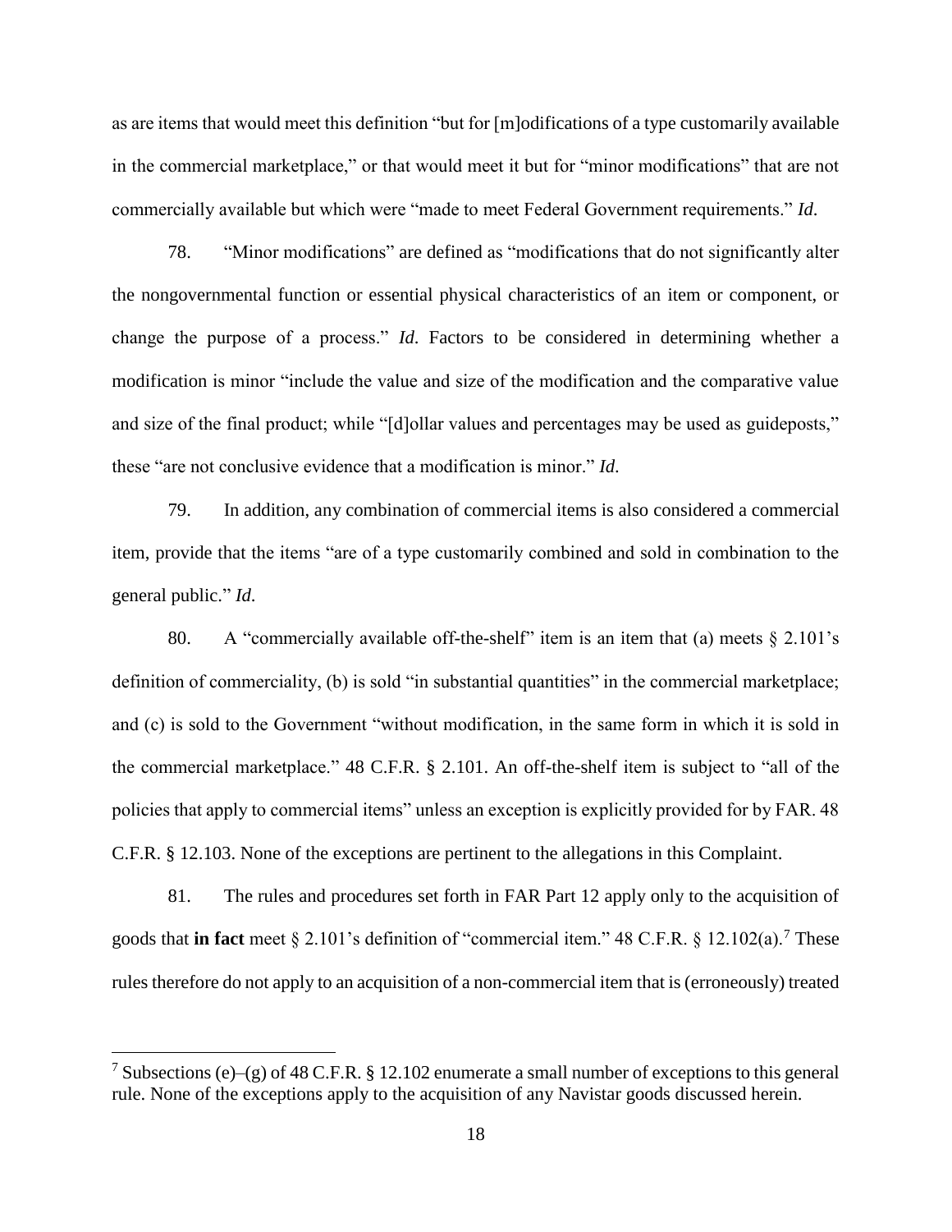as are items that would meet this definition "but for [m]odifications of a type customarily available in the commercial marketplace," or that would meet it but for "minor modifications" that are not commercially available but which were "made to meet Federal Government requirements." *Id.*

78. "Minor modifications" are defined as "modifications that do not significantly alter the nongovernmental function or essential physical characteristics of an item or component, or change the purpose of a process." *Id.* Factors to be considered in determining whether a modification is minor "include the value and size of the modification and the comparative value and size of the final product; while "[d]ollar values and percentages may be used as guideposts," these "are not conclusive evidence that a modification is minor." *Id.*

79. In addition, any combination of commercial items is also considered a commercial item, provide that the items "are of a type customarily combined and sold in combination to the general public." *Id.*

80. A "commercially available off-the-shelf" item is an item that (a) meets § 2.101's definition of commerciality, (b) is sold "in substantial quantities" in the commercial marketplace; and (c) is sold to the Government "without modification, in the same form in which it is sold in the commercial marketplace." 48 C.F.R. § 2.101. An off-the-shelf item is subject to "all of the policies that apply to commercial items" unless an exception is explicitly provided for by FAR. 48 C.F.R. § 12.103. None of the exceptions are pertinent to the allegations in this Complaint.

81. The rules and procedures set forth in FAR Part 12 apply only to the acquisition of goods that **in fact** meet § 2.101's definition of "commercial item." 48 C.F.R. § 12.102(a).[7] These rules therefore do not apply to an acquisition of a non-commercial item that is (erroneously) treated

[7] Subsections (e)–(g) of 48 C.F.R. § 12.102 enumerate a small number of exceptions to this general rule. None of the exceptions apply to the acquisition of any Navistar goods discussed herein.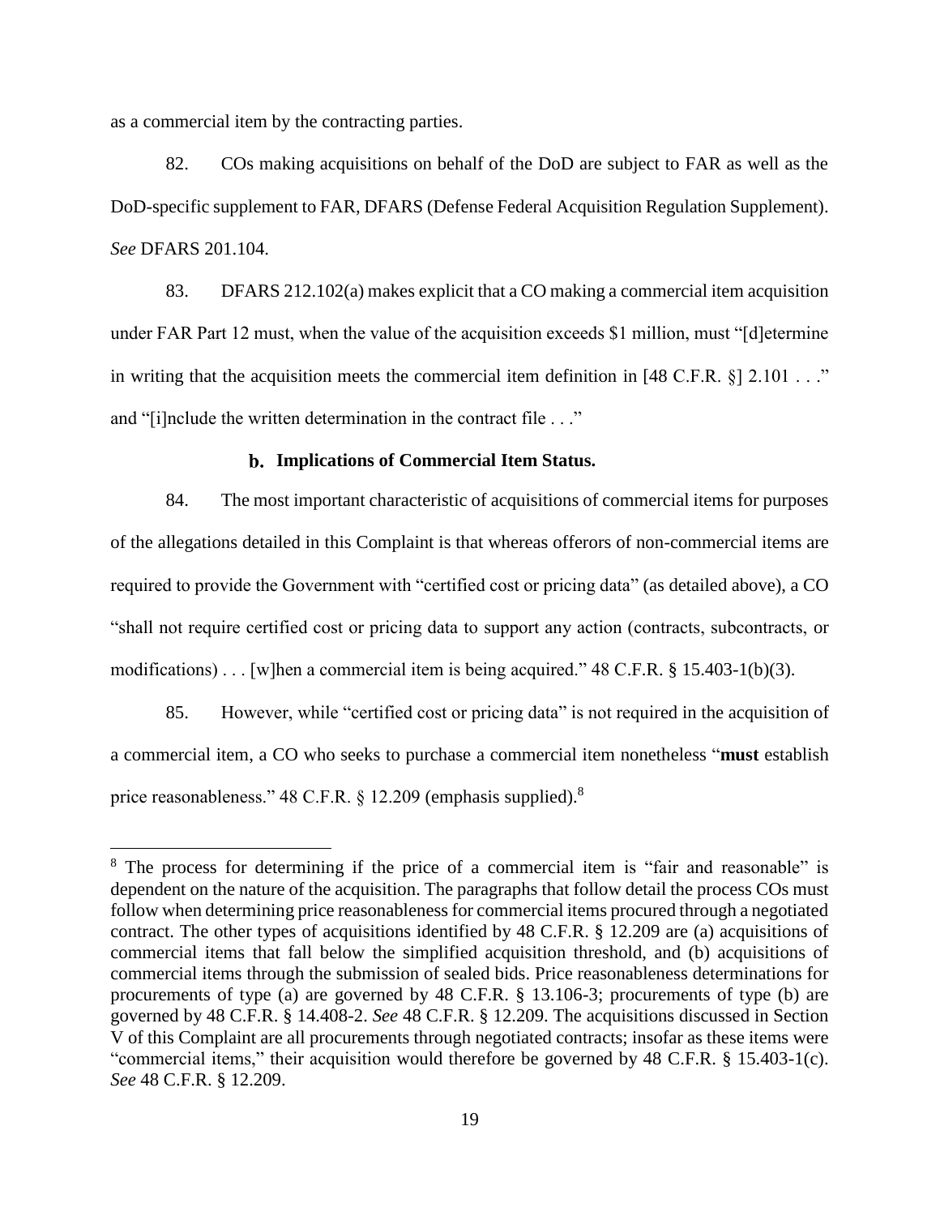as a commercial item by the contracting parties.

82. COs making acquisitions on behalf of the DoD are subject to FAR as well as the DoD-specific supplement to FAR, DFARS (Defense Federal Acquisition Regulation Supplement). *See* DFARS 201.104.

83. DFARS 212.102(a) makes explicit that a CO making a commercial item acquisition under FAR Part 12 must, when the value of the acquisition exceeds $1 million, must "[d]etermine in writing that the acquisition meets the commercial item definition in [48 C.F.R. §] 2.101 . . ." and "[i]nclude the written determination in the contract file . . ."

#### b. Implications of Commercial Item Status.

84. The most important characteristic of acquisitions of commercial items for purposes of the allegations detailed in this Complaint is that whereas offerors of non-commercial items are required to provide the Government with "certified cost or pricing data" (as detailed above), a CO "shall not require certified cost or pricing data to support any action (contracts, subcontracts, or modifications) . . . [w]hen a commercial item is being acquired." 48 C.F.R. § 15.403-1(b)(3).

85. However, while "certified cost or pricing data" is not required in the acquisition of a commercial item, a CO who seeks to purchase a commercial item nonetheless "**must** establish price reasonableness." 48 C.F.R. § 12.209 (emphasis supplied).[8]

---

[8] The process for determining if the price of a commercial item is "fair and reasonable" is dependent on the nature of the acquisition. The paragraphs that follow detail the process COs must follow when determining price reasonableness for commercial items procured through a negotiated contract. The other types of acquisitions identified by 48 C.F.R. § 12.209 are (a) acquisitions of commercial items that fall below the simplified acquisition threshold, and (b) acquisitions of commercial items through the submission of sealed bids. Price reasonableness determinations for procurements of type (a) are governed by 48 C.F.R. § 13.106-3; procurements of type (b) are governed by 48 C.F.R. § 14.408-2. *See* 48 C.F.R. § 12.209. The acquisitions discussed in Section V of this Complaint are all procurements through negotiated contracts; insofar as these items were "commercial items," their acquisition would therefore be governed by 48 C.F.R. § 15.403-1(c). *See* 48 C.F.R. § 12.209.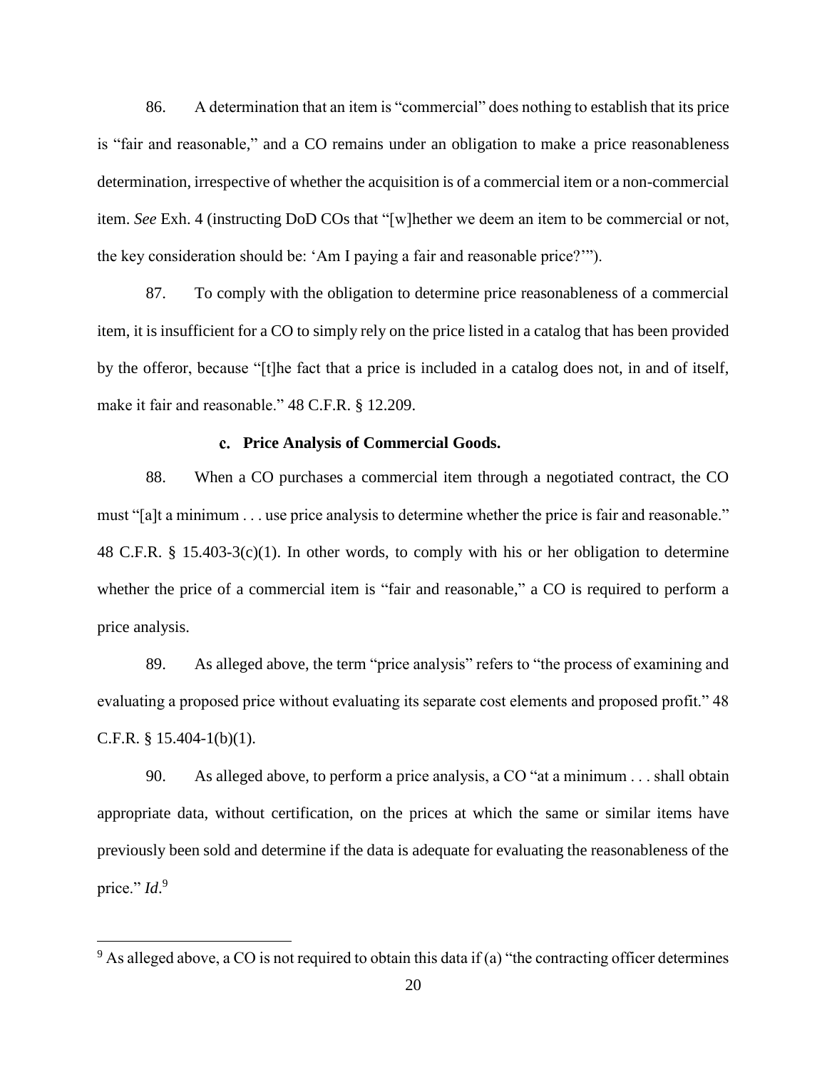86. A determination that an item is "commercial" does nothing to establish that its price is "fair and reasonable," and a CO remains under an obligation to make a price reasonableness determination, irrespective of whether the acquisition is of a commercial item or a non-commercial item. *See* Exh. 4 (instructing DoD COs that "[w]hether we deem an item to be commercial or not, the key consideration should be: 'Am I paying a fair and reasonable price?'").

87. To comply with the obligation to determine price reasonableness of a commercial item, it is insufficient for a CO to simply rely on the price listed in a catalog that has been provided by the offeror, because "[t]he fact that a price is included in a catalog does not, in and of itself, make it fair and reasonable." 48 C.F.R. § 12.209.

**c. Price Analysis of Commercial Goods.**

88. When a CO purchases a commercial item through a negotiated contract, the CO must "[a]t a minimum . . . use price analysis to determine whether the price is fair and reasonable." 48 C.F.R. § 15.403-3(c)(1). In other words, to comply with his or her obligation to determine whether the price of a commercial item is "fair and reasonable," a CO is required to perform a price analysis.

89. As alleged above, the term "price analysis" refers to "the process of examining and evaluating a proposed price without evaluating its separate cost elements and proposed profit." 48 C.F.R. § 15.404-1(b)(1).

90. As alleged above, to perform a price analysis, a CO "at a minimum . . . shall obtain appropriate data, without certification, on the prices at which the same or similar items have previously been sold and determine if the data is adequate for evaluating the reasonableness of the price." *Id*.[9]

[9] As alleged above, a CO is not required to obtain this data if (a) "the contracting officer determines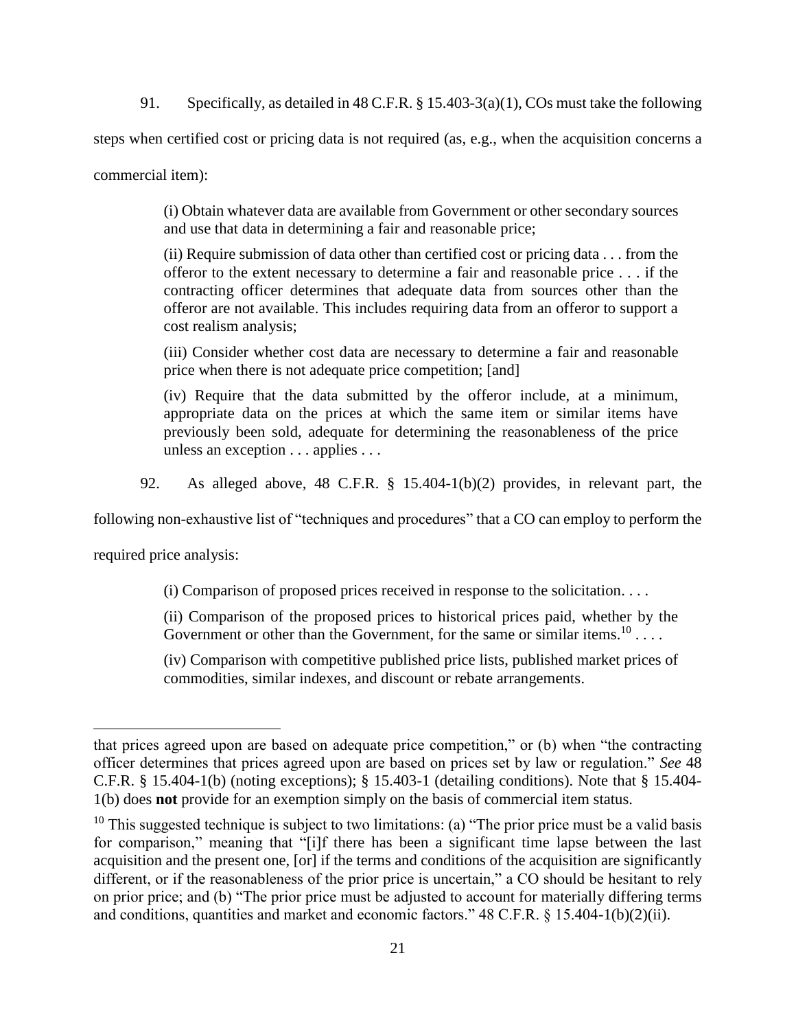91. Specifically, as detailed in 48 C.F.R. § 15.403-3(a)(1), COs must take the following steps when certified cost or pricing data is not required (as, e.g., when the acquisition concerns a commercial item):

> (i) Obtain whatever data are available from Government or other secondary sources and use that data in determining a fair and reasonable price;
>
> (ii) Require submission of data other than certified cost or pricing data . . . from the offeror to the extent necessary to determine a fair and reasonable price . . . if the contracting officer determines that adequate data from sources other than the offeror are not available. This includes requiring data from an offeror to support a cost realism analysis;
>
> (iii) Consider whether cost data are necessary to determine a fair and reasonable price when there is not adequate price competition; [and]
>
> (iv) Require that the data submitted by the offeror include, at a minimum, appropriate data on the prices at which the same item or similar items have previously been sold, adequate for determining the reasonableness of the price unless an exception . . . applies . . .

92. As alleged above, 48 C.F.R. § 15.404-1(b)(2) provides, in relevant part, the following non-exhaustive list of "techniques and procedures" that a CO can employ to perform the required price analysis:

> (i) Comparison of proposed prices received in response to the solicitation. . . .
>
> (ii) Comparison of the proposed prices to historical prices paid, whether by the Government or other than the Government, for the same or similar items.[10] . . . .
>
> (iv) Comparison with competitive published price lists, published market prices of commodities, similar indexes, and discount or rebate arrangements.

---

that prices agreed upon are based on adequate price competition," or (b) when "the contracting officer determines that prices agreed upon are based on prices set by law or regulation." *See* 48 C.F.R. § 15.404-1(b) (noting exceptions); § 15.403-1 (detailing conditions). Note that § 15.404-1(b) does **not** provide for an exemption simply on the basis of commercial item status.

[10] This suggested technique is subject to two limitations: (a) "The prior price must be a valid basis for comparison," meaning that "[i]f there has been a significant time lapse between the last acquisition and the present one, [or] if the terms and conditions of the acquisition are significantly different, or if the reasonableness of the prior price is uncertain," a CO should be hesitant to rely on prior price; and (b) "The prior price must be adjusted to account for materially differing terms and conditions, quantities and market and economic factors." 48 C.F.R. § 15.404-1(b)(2)(ii).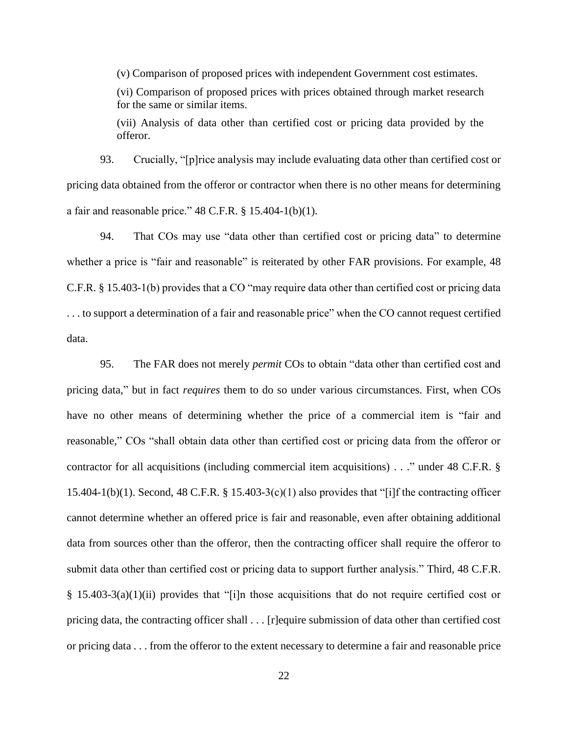> (v) Comparison of proposed prices with independent Government cost estimates.
>
> (vi) Comparison of proposed prices with prices obtained through market research for the same or similar items.
>
> (vii) Analysis of data other than certified cost or pricing data provided by the offeror.

93. Crucially, "[p]rice analysis may include evaluating data other than certified cost or pricing data obtained from the offeror or contractor when there is no other means for determining a fair and reasonable price." 48 C.F.R. § 15.404-1(b)(1).

94. That COs may use "data other than certified cost or pricing data" to determine whether a price is "fair and reasonable" is reiterated by other FAR provisions. For example, 48 C.F.R. § 15.403-1(b) provides that a CO "may require data other than certified cost or pricing data . . . to support a determination of a fair and reasonable price" when the CO cannot request certified data.

95. The FAR does not merely *permit* COs to obtain "data other than certified cost and pricing data," but in fact *requires* them to do so under various circumstances. First, when COs have no other means of determining whether the price of a commercial item is "fair and reasonable," COs "shall obtain data other than certified cost or pricing data from the offeror or contractor for all acquisitions (including commercial item acquisitions) . . ." under 48 C.F.R. § 15.404-1(b)(1). Second, 48 C.F.R. § 15.403-3(c)(1) also provides that "[i]f the contracting officer cannot determine whether an offered price is fair and reasonable, even after obtaining additional data from sources other than the offeror, then the contracting officer shall require the offeror to submit data other than certified cost or pricing data to support further analysis." Third, 48 C.F.R. § 15.403-3(a)(1)(ii) provides that "[i]n those acquisitions that do not require certified cost or pricing data, the contracting officer shall . . . [r]equire submission of data other than certified cost or pricing data . . . from the offeror to the extent necessary to determine a fair and reasonable price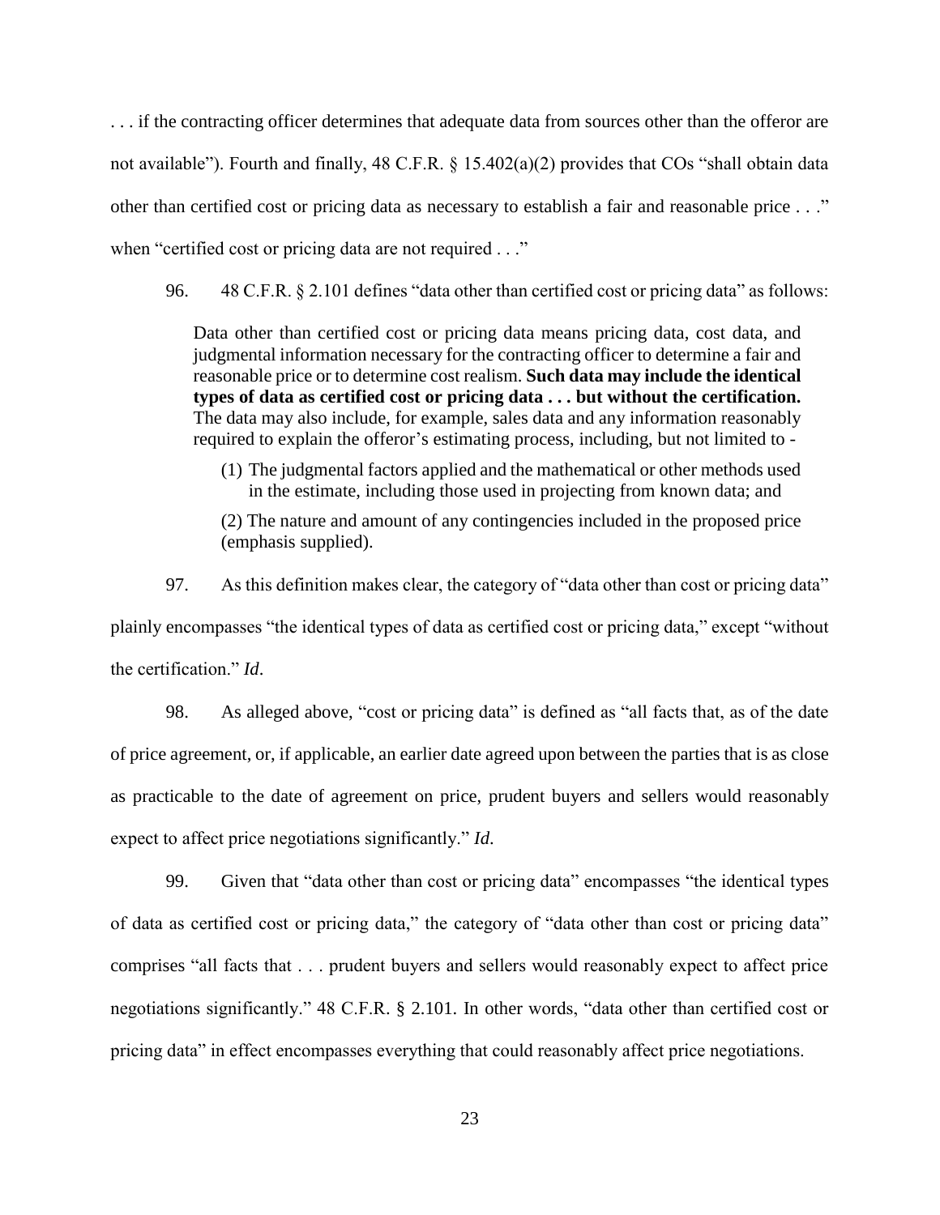. . . if the contracting officer determines that adequate data from sources other than the offeror are not available"). Fourth and finally, 48 C.F.R. § 15.402(a)(2) provides that COs "shall obtain data other than certified cost or pricing data as necessary to establish a fair and reasonable price . . ." when "certified cost or pricing data are not required . . ."

96. 48 C.F.R. § 2.101 defines "data other than certified cost or pricing data" as follows:

> Data other than certified cost or pricing data means pricing data, cost data, and judgmental information necessary for the contracting officer to determine a fair and reasonable price or to determine cost realism. **Such data may include the identical types of data as certified cost or pricing data . . . but without the certification.** The data may also include, for example, sales data and any information reasonably required to explain the offeror's estimating process, including, but not limited to -
>
> (1) The judgmental factors applied and the mathematical or other methods used in the estimate, including those used in projecting from known data; and
>
> (2) The nature and amount of any contingencies included in the proposed price (emphasis supplied).

97. As this definition makes clear, the category of "data other than cost or pricing data" plainly encompasses "the identical types of data as certified cost or pricing data," except "without the certification." *Id*.

98. As alleged above, "cost or pricing data" is defined as "all facts that, as of the date of price agreement, or, if applicable, an earlier date agreed upon between the parties that is as close as practicable to the date of agreement on price, prudent buyers and sellers would reasonably expect to affect price negotiations significantly." *Id.*

99. Given that "data other than cost or pricing data" encompasses "the identical types of data as certified cost or pricing data," the category of "data other than cost or pricing data" comprises "all facts that . . . prudent buyers and sellers would reasonably expect to affect price negotiations significantly." 48 C.F.R. § 2.101. In other words, "data other than certified cost or pricing data" in effect encompasses everything that could reasonably affect price negotiations.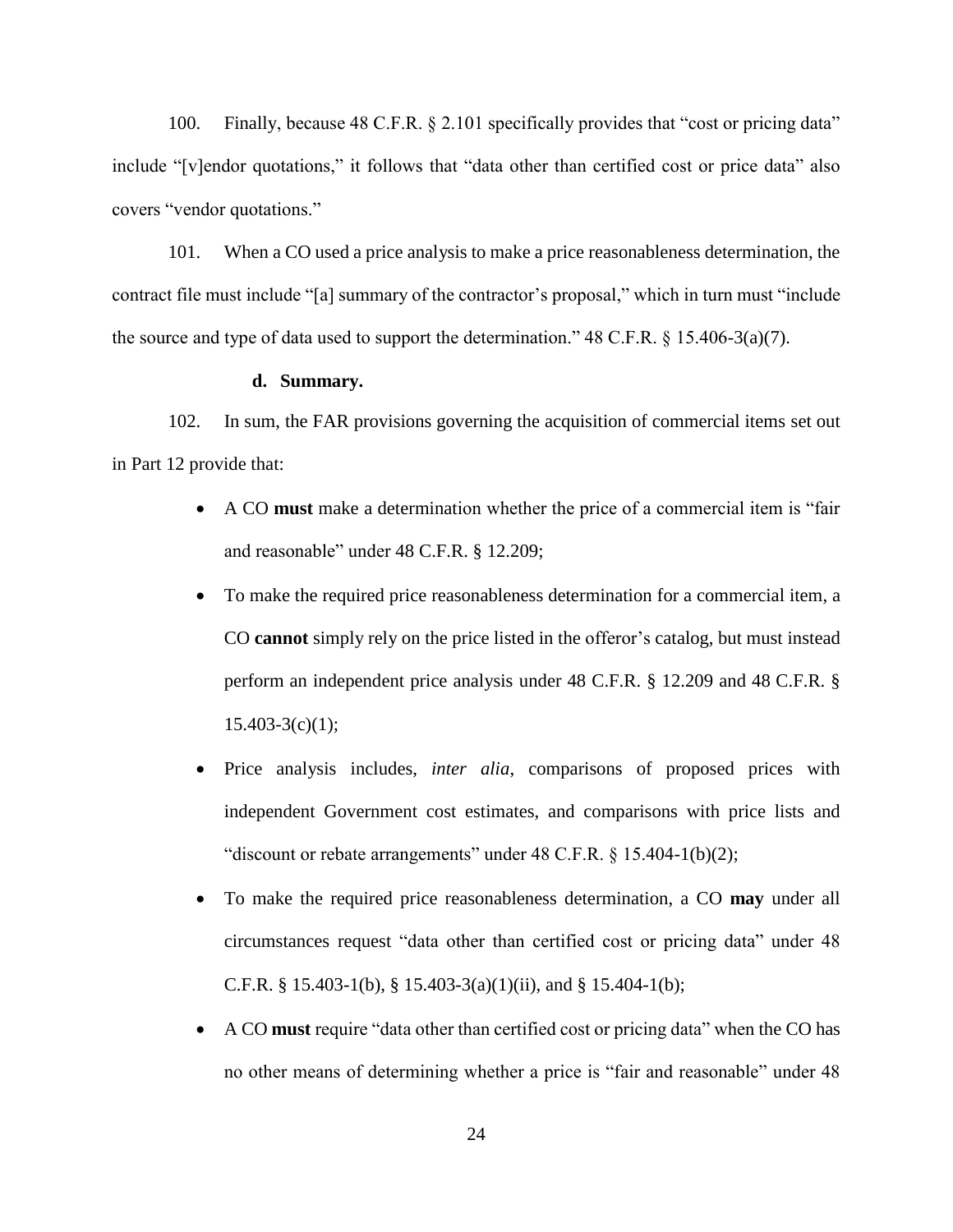100. Finally, because 48 C.F.R. § 2.101 specifically provides that "cost or pricing data" include "[v]endor quotations," it follows that "data other than certified cost or price data" also covers "vendor quotations."

101. When a CO used a price analysis to make a price reasonableness determination, the contract file must include "[a] summary of the contractor's proposal," which in turn must "include the source and type of data used to support the determination." 48 C.F.R. § 15.406-3(a)(7).

**d. Summary.**

102. In sum, the FAR provisions governing the acquisition of commercial items set out in Part 12 provide that:

- A CO **must** make a determination whether the price of a commercial item is "fair and reasonable" under 48 C.F.R. § 12.209;
- To make the required price reasonableness determination for a commercial item, a CO **cannot** simply rely on the price listed in the offeror's catalog, but must instead perform an independent price analysis under 48 C.F.R. § 12.209 and 48 C.F.R. § 15.403-3(c)(1);
- Price analysis includes, *inter alia*, comparisons of proposed prices with independent Government cost estimates, and comparisons with price lists and "discount or rebate arrangements" under 48 C.F.R. § 15.404-1(b)(2);
- To make the required price reasonableness determination, a CO **may** under all circumstances request "data other than certified cost or pricing data" under 48 C.F.R. § 15.403-1(b), § 15.403-3(a)(1)(ii), and § 15.404-1(b);
- A CO **must** require "data other than certified cost or pricing data" when the CO has no other means of determining whether a price is "fair and reasonable" under 48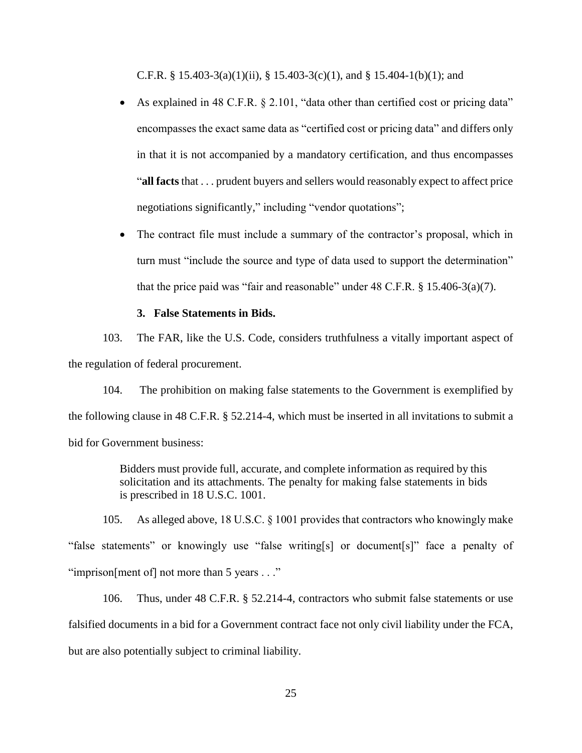C.F.R. § 15.403-3(a)(1)(ii), § 15.403-3(c)(1), and § 15.404-1(b)(1); and

- As explained in 48 C.F.R. § 2.101, "data other than certified cost or pricing data" encompasses the exact same data as "certified cost or pricing data" and differs only in that it is not accompanied by a mandatory certification, and thus encompasses "**all facts** that . . . prudent buyers and sellers would reasonably expect to affect price negotiations significantly," including "vendor quotations";
- The contract file must include a summary of the contractor's proposal, which in turn must "include the source and type of data used to support the determination" that the price paid was "fair and reasonable" under 48 C.F.R. § 15.406-3(a)(7).

### 3. False Statements in Bids.

103. The FAR, like the U.S. Code, considers truthfulness a vitally important aspect of the regulation of federal procurement.

104. The prohibition on making false statements to the Government is exemplified by the following clause in 48 C.F.R. § 52.214-4, which must be inserted in all invitations to submit a bid for Government business:

> Bidders must provide full, accurate, and complete information as required by this solicitation and its attachments. The penalty for making false statements in bids is prescribed in 18 U.S.C. 1001.

105. As alleged above, 18 U.S.C. § 1001 provides that contractors who knowingly make "false statements" or knowingly use "false writing[s] or document[s]" face a penalty of "imprison[ment of] not more than 5 years . . ."

106. Thus, under 48 C.F.R. § 52.214-4, contractors who submit false statements or use falsified documents in a bid for a Government contract face not only civil liability under the FCA, but are also potentially subject to criminal liability.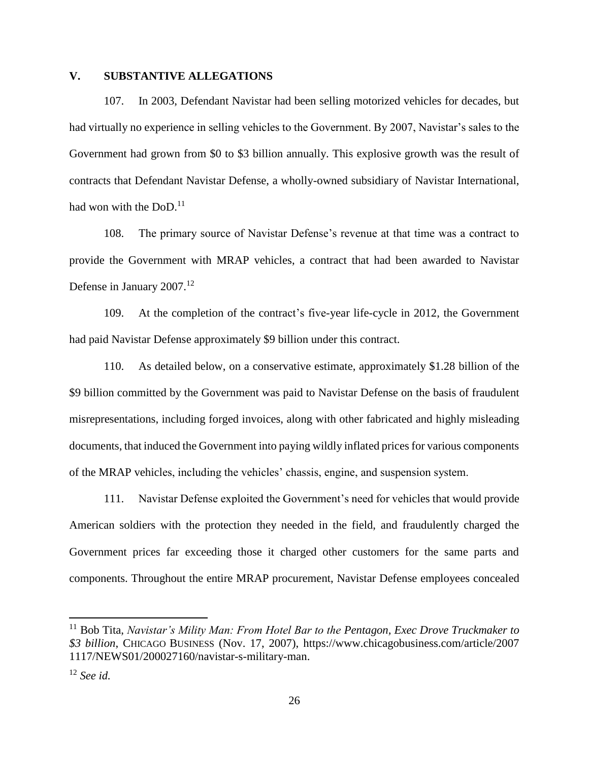## V. SUBSTANTIVE ALLEGATIONS

107. In 2003, Defendant Navistar had been selling motorized vehicles for decades, but had virtually no experience in selling vehicles to the Government. By 2007, Navistar's sales to the Government had grown from $0 to $3 billion annually. This explosive growth was the result of contracts that Defendant Navistar Defense, a wholly-owned subsidiary of Navistar International, had won with the DoD.[11]

108. The primary source of Navistar Defense's revenue at that time was a contract to provide the Government with MRAP vehicles, a contract that had been awarded to Navistar Defense in January 2007.[12]

109. At the completion of the contract's five-year life-cycle in 2012, the Government had paid Navistar Defense approximately $9 billion under this contract.

110. As detailed below, on a conservative estimate, approximately $1.28 billion of the $9 billion committed by the Government was paid to Navistar Defense on the basis of fraudulent misrepresentations, including forged invoices, along with other fabricated and highly misleading documents, that induced the Government into paying wildly inflated prices for various components of the MRAP vehicles, including the vehicles' chassis, engine, and suspension system.

111. Navistar Defense exploited the Government's need for vehicles that would provide American soldiers with the protection they needed in the field, and fraudulently charged the Government prices far exceeding those it charged other customers for the same parts and components. Throughout the entire MRAP procurement, Navistar Defense employees concealed

---

[11] Bob Tita, *Navistar's Mility Man: From Hotel Bar to the Pentagon, Exec Drove Truckmaker to $3 billion*, CHICAGO BUSINESS (Nov. 17, 2007), https://www.chicagobusiness.com/article/20071117/NEWS01/200027160/navistar-s-military-man.

[12] *See id.*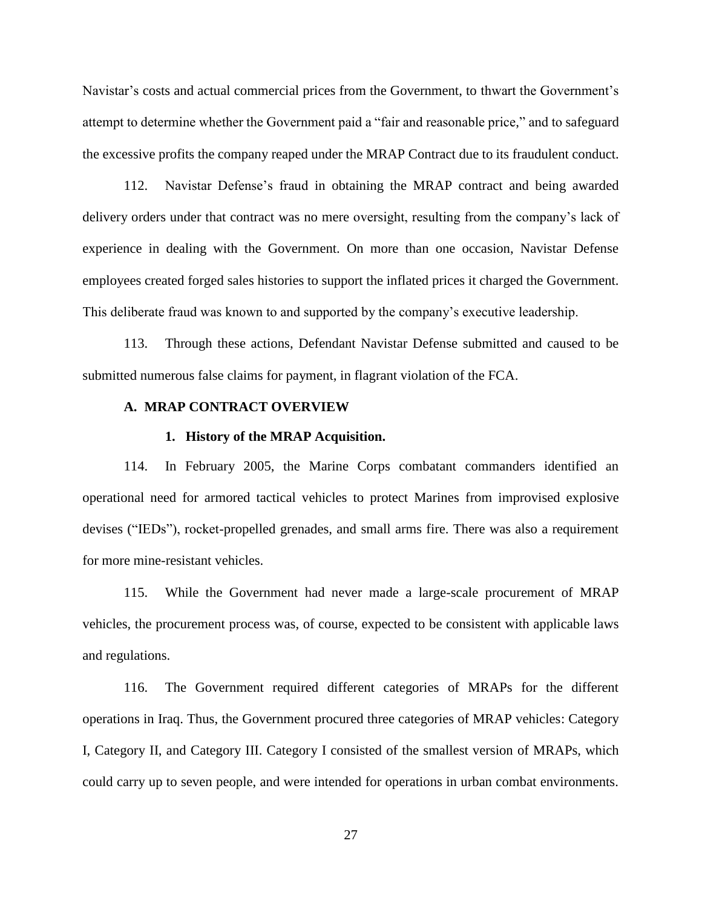Navistar's costs and actual commercial prices from the Government, to thwart the Government's attempt to determine whether the Government paid a "fair and reasonable price," and to safeguard the excessive profits the company reaped under the MRAP Contract due to its fraudulent conduct.

112. Navistar Defense's fraud in obtaining the MRAP contract and being awarded delivery orders under that contract was no mere oversight, resulting from the company's lack of experience in dealing with the Government. On more than one occasion, Navistar Defense employees created forged sales histories to support the inflated prices it charged the Government. This deliberate fraud was known to and supported by the company's executive leadership.

113. Through these actions, Defendant Navistar Defense submitted and caused to be submitted numerous false claims for payment, in flagrant violation of the FCA.

### A. MRAP CONTRACT OVERVIEW

#### 1. History of the MRAP Acquisition.

114. In February 2005, the Marine Corps combatant commanders identified an operational need for armored tactical vehicles to protect Marines from improvised explosive devises ("IEDs"), rocket-propelled grenades, and small arms fire. There was also a requirement for more mine-resistant vehicles.

115. While the Government had never made a large-scale procurement of MRAP vehicles, the procurement process was, of course, expected to be consistent with applicable laws and regulations.

116. The Government required different categories of MRAPs for the different operations in Iraq. Thus, the Government procured three categories of MRAP vehicles: Category I, Category II, and Category III. Category I consisted of the smallest version of MRAPs, which could carry up to seven people, and were intended for operations in urban combat environments.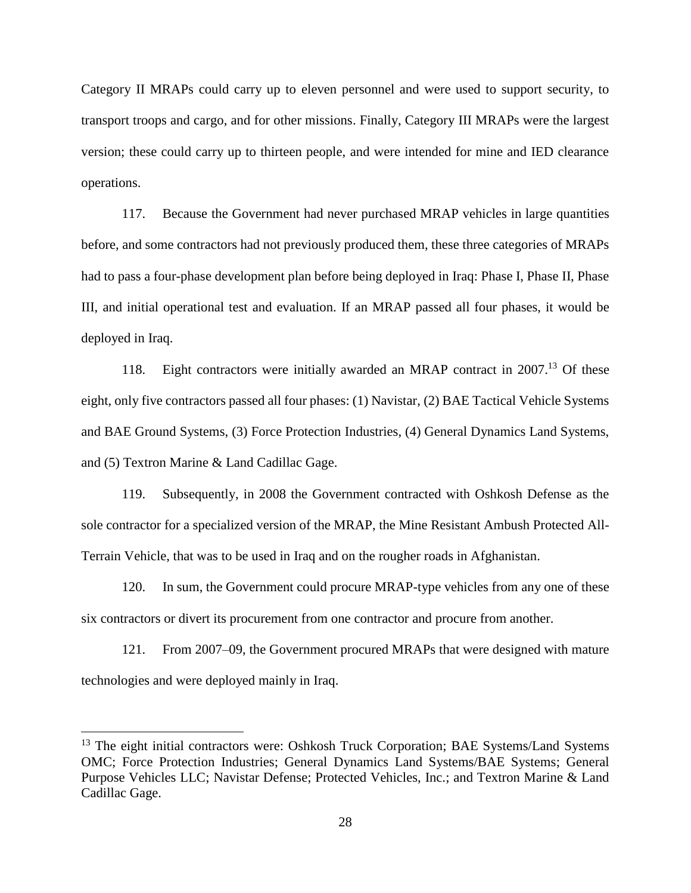Category II MRAPs could carry up to eleven personnel and were used to support security, to transport troops and cargo, and for other missions. Finally, Category III MRAPs were the largest version; these could carry up to thirteen people, and were intended for mine and IED clearance operations.

117. Because the Government had never purchased MRAP vehicles in large quantities before, and some contractors had not previously produced them, these three categories of MRAPs had to pass a four-phase development plan before being deployed in Iraq: Phase I, Phase II, Phase III, and initial operational test and evaluation. If an MRAP passed all four phases, it would be deployed in Iraq.

118. Eight contractors were initially awarded an MRAP contract in 2007.[13] Of these eight, only five contractors passed all four phases: (1) Navistar, (2) BAE Tactical Vehicle Systems and BAE Ground Systems, (3) Force Protection Industries, (4) General Dynamics Land Systems, and (5) Textron Marine & Land Cadillac Gage.

119. Subsequently, in 2008 the Government contracted with Oshkosh Defense as the sole contractor for a specialized version of the MRAP, the Mine Resistant Ambush Protected All-Terrain Vehicle, that was to be used in Iraq and on the rougher roads in Afghanistan.

120. In sum, the Government could procure MRAP-type vehicles from any one of these six contractors or divert its procurement from one contractor and procure from another.

121. From 2007–09, the Government procured MRAPs that were designed with mature technologies and were deployed mainly in Iraq.

---

[13] The eight initial contractors were: Oshkosh Truck Corporation; BAE Systems/Land Systems OMC; Force Protection Industries; General Dynamics Land Systems/BAE Systems; General Purpose Vehicles LLC; Navistar Defense; Protected Vehicles, Inc.; and Textron Marine & Land Cadillac Gage.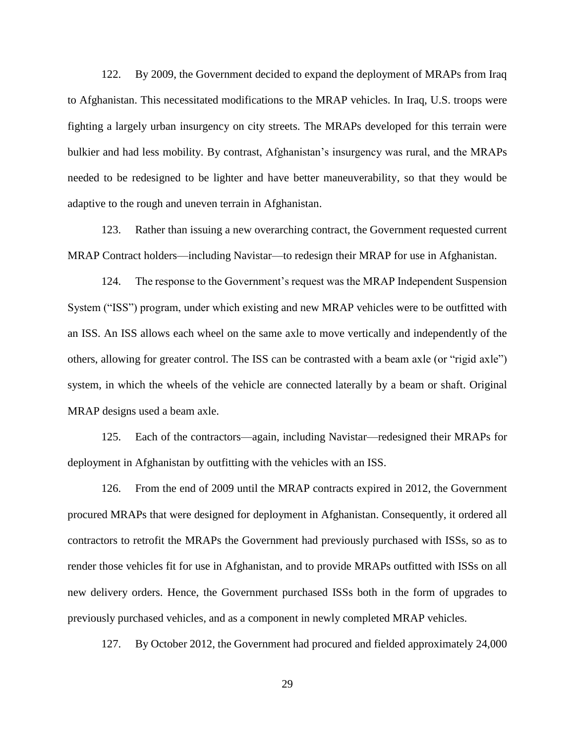122. By 2009, the Government decided to expand the deployment of MRAPs from Iraq to Afghanistan. This necessitated modifications to the MRAP vehicles. In Iraq, U.S. troops were fighting a largely urban insurgency on city streets. The MRAPs developed for this terrain were bulkier and had less mobility. By contrast, Afghanistan's insurgency was rural, and the MRAPs needed to be redesigned to be lighter and have better maneuverability, so that they would be adaptive to the rough and uneven terrain in Afghanistan.

123. Rather than issuing a new overarching contract, the Government requested current MRAP Contract holders—including Navistar—to redesign their MRAP for use in Afghanistan.

124. The response to the Government's request was the MRAP Independent Suspension System ("ISS") program, under which existing and new MRAP vehicles were to be outfitted with an ISS. An ISS allows each wheel on the same axle to move vertically and independently of the others, allowing for greater control. The ISS can be contrasted with a beam axle (or "rigid axle") system, in which the wheels of the vehicle are connected laterally by a beam or shaft. Original MRAP designs used a beam axle.

125. Each of the contractors—again, including Navistar—redesigned their MRAPs for deployment in Afghanistan by outfitting with the vehicles with an ISS.

126. From the end of 2009 until the MRAP contracts expired in 2012, the Government procured MRAPs that were designed for deployment in Afghanistan. Consequently, it ordered all contractors to retrofit the MRAPs the Government had previously purchased with ISSs, so as to render those vehicles fit for use in Afghanistan, and to provide MRAPs outfitted with ISSs on all new delivery orders. Hence, the Government purchased ISSs both in the form of upgrades to previously purchased vehicles, and as a component in newly completed MRAP vehicles.

127. By October 2012, the Government had procured and fielded approximately 24,000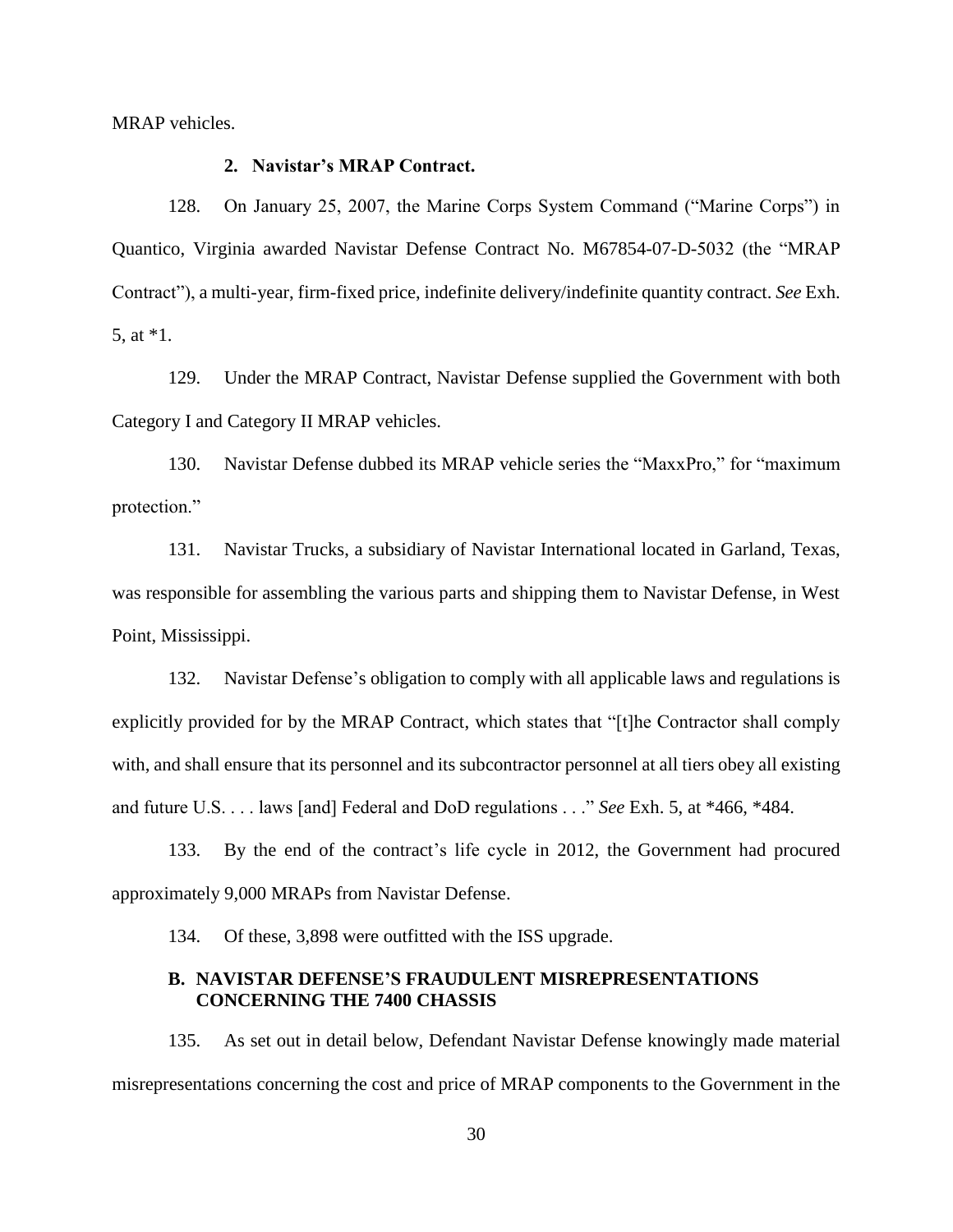MRAP vehicles.

### 2. Navistar's MRAP Contract.

128. On January 25, 2007, the Marine Corps System Command ("Marine Corps") in Quantico, Virginia awarded Navistar Defense Contract No. M67854-07-D-5032 (the "MRAP Contract"), a multi-year, firm-fixed price, indefinite delivery/indefinite quantity contract. *See* Exh. 5, at *1.

129. Under the MRAP Contract, Navistar Defense supplied the Government with both Category I and Category II MRAP vehicles.

130. Navistar Defense dubbed its MRAP vehicle series the "MaxxPro," for "maximum protection."

131. Navistar Trucks, a subsidiary of Navistar International located in Garland, Texas, was responsible for assembling the various parts and shipping them to Navistar Defense, in West Point, Mississippi.

132. Navistar Defense's obligation to comply with all applicable laws and regulations is explicitly provided for by the MRAP Contract, which states that "[t]he Contractor shall comply with, and shall ensure that its personnel and its subcontractor personnel at all tiers obey all existing and future U.S. . . . laws [and] Federal and DoD regulations . . ." *See* Exh. 5, at *466, *484.

133. By the end of the contract's life cycle in 2012, the Government had procured approximately 9,000 MRAPs from Navistar Defense.

134. Of these, 3,898 were outfitted with the ISS upgrade.

## B. NAVISTAR DEFENSE'S FRAUDULENT MISREPRESENTATIONS CONCERNING THE 7400 CHASSIS

135. As set out in detail below, Defendant Navistar Defense knowingly made material misrepresentations concerning the cost and price of MRAP components to the Government in the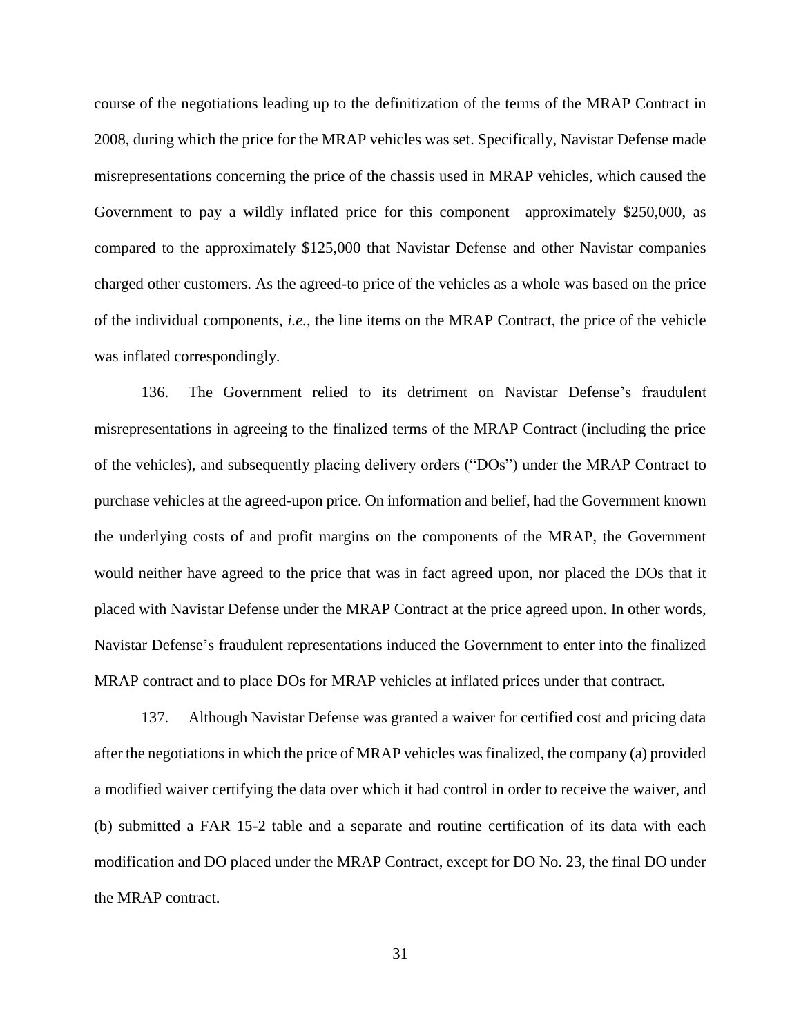course of the negotiations leading up to the definitization of the terms of the MRAP Contract in 2008, during which the price for the MRAP vehicles was set. Specifically, Navistar Defense made misrepresentations concerning the price of the chassis used in MRAP vehicles, which caused the Government to pay a wildly inflated price for this component—approximately $250,000, as compared to the approximately $125,000 that Navistar Defense and other Navistar companies charged other customers. As the agreed-to price of the vehicles as a whole was based on the price of the individual components, *i.e.*, the line items on the MRAP Contract, the price of the vehicle was inflated correspondingly.

136. The Government relied to its detriment on Navistar Defense's fraudulent misrepresentations in agreeing to the finalized terms of the MRAP Contract (including the price of the vehicles), and subsequently placing delivery orders ("DOs") under the MRAP Contract to purchase vehicles at the agreed-upon price. On information and belief, had the Government known the underlying costs of and profit margins on the components of the MRAP, the Government would neither have agreed to the price that was in fact agreed upon, nor placed the DOs that it placed with Navistar Defense under the MRAP Contract at the price agreed upon. In other words, Navistar Defense's fraudulent representations induced the Government to enter into the finalized MRAP contract and to place DOs for MRAP vehicles at inflated prices under that contract.

137. Although Navistar Defense was granted a waiver for certified cost and pricing data after the negotiations in which the price of MRAP vehicles was finalized, the company (a) provided a modified waiver certifying the data over which it had control in order to receive the waiver, and (b) submitted a FAR 15-2 table and a separate and routine certification of its data with each modification and DO placed under the MRAP Contract, except for DO No. 23, the final DO under the MRAP contract.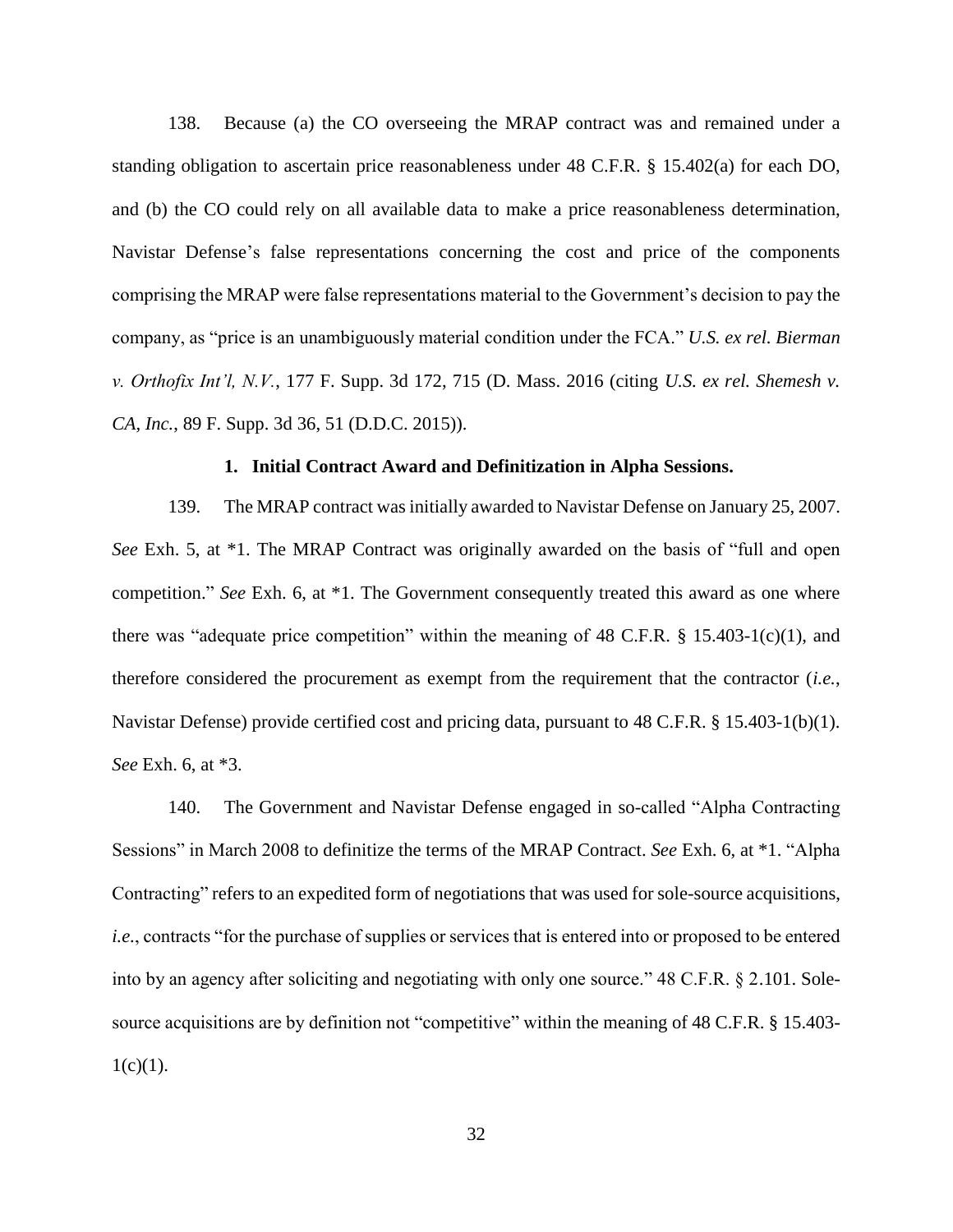138. Because (a) the CO overseeing the MRAP contract was and remained under a standing obligation to ascertain price reasonableness under 48 C.F.R. § 15.402(a) for each DO, and (b) the CO could rely on all available data to make a price reasonableness determination, Navistar Defense's false representations concerning the cost and price of the components comprising the MRAP were false representations material to the Government's decision to pay the company, as "price is an unambiguously material condition under the FCA." *U.S. ex rel. Bierman v. Orthofix Int'l, N.V.*, 177 F. Supp. 3d 172, 715 (D. Mass. 2016 (citing *U.S. ex rel. Shemesh v. CA, Inc.*, 89 F. Supp. 3d 36, 51 (D.D.C. 2015)).

### 1. Initial Contract Award and Definitization in Alpha Sessions.

139. The MRAP contract was initially awarded to Navistar Defense on January 25, 2007. *See* Exh. 5, at *1. The MRAP Contract was originally awarded on the basis of "full and open competition." *See* Exh. 6, at *1. The Government consequently treated this award as one where there was "adequate price competition" within the meaning of 48 C.F.R. § 15.403-1(c)(1), and therefore considered the procurement as exempt from the requirement that the contractor (*i.e.*, Navistar Defense) provide certified cost and pricing data, pursuant to 48 C.F.R. § 15.403-1(b)(1). *See* Exh. 6, at *3.

140. The Government and Navistar Defense engaged in so-called "Alpha Contracting Sessions" in March 2008 to definitize the terms of the MRAP Contract. *See* Exh. 6, at *1. "Alpha Contracting" refers to an expedited form of negotiations that was used for sole-source acquisitions, *i.e.*, contracts "for the purchase of supplies or services that is entered into or proposed to be entered into by an agency after soliciting and negotiating with only one source." 48 C.F.R. § 2.101. Sole-source acquisitions are by definition not "competitive" within the meaning of 48 C.F.R. § 15.403-1(c)(1).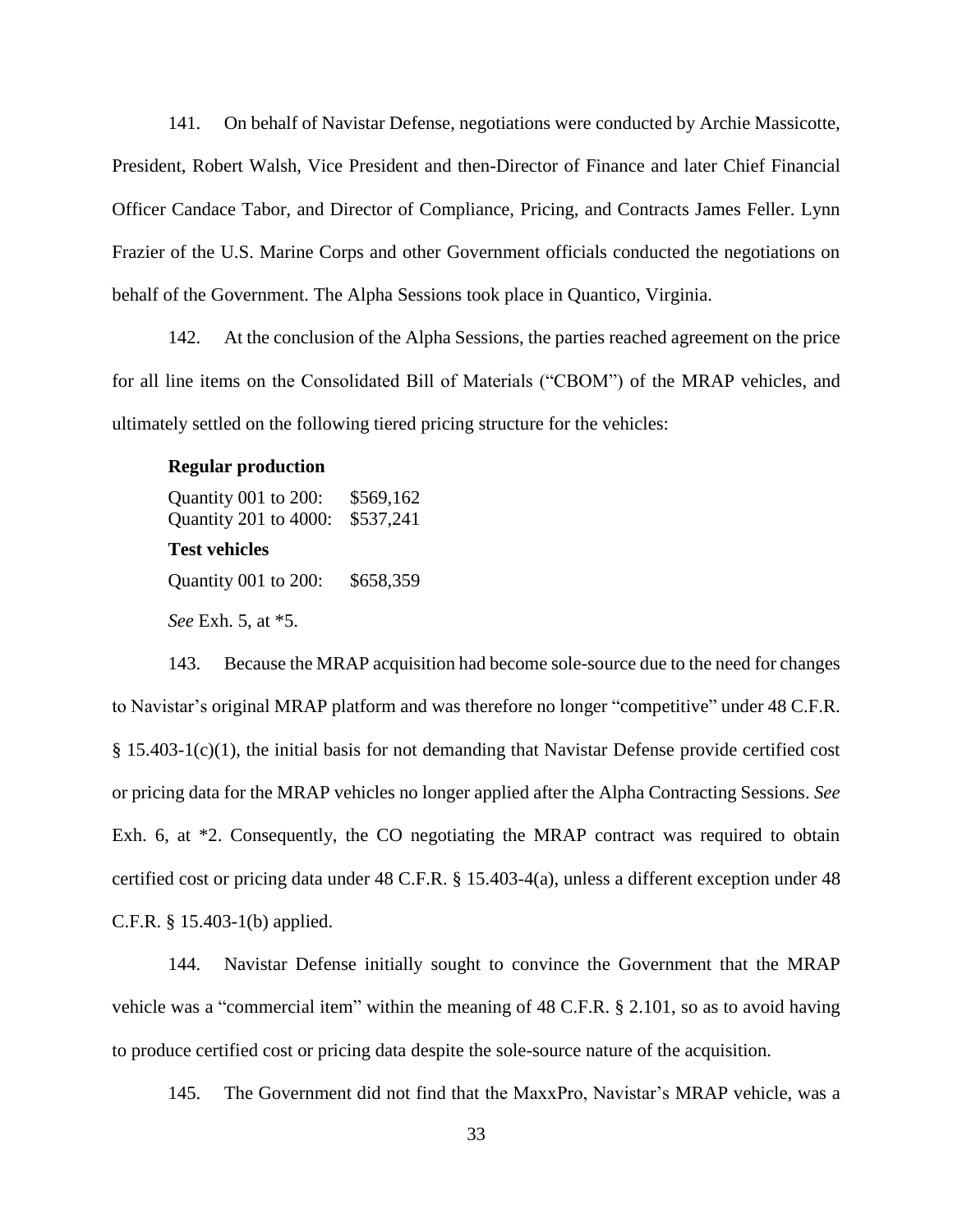141. On behalf of Navistar Defense, negotiations were conducted by Archie Massicotte, President, Robert Walsh, Vice President and then-Director of Finance and later Chief Financial Officer Candace Tabor, and Director of Compliance, Pricing, and Contracts James Feller. Lynn Frazier of the U.S. Marine Corps and other Government officials conducted the negotiations on behalf of the Government. The Alpha Sessions took place in Quantico, Virginia.

142. At the conclusion of the Alpha Sessions, the parties reached agreement on the price for all line items on the Consolidated Bill of Materials ("CBOM") of the MRAP vehicles, and ultimately settled on the following tiered pricing structure for the vehicles:

**Regular production**

Quantity 001 to 200: $569,162
Quantity 201 to 4000: $537,241

**Test vehicles**

Quantity 001 to 200: $658,359

*See* Exh. 5, at *5.

143. Because the MRAP acquisition had become sole-source due to the need for changes to Navistar's original MRAP platform and was therefore no longer "competitive" under 48 C.F.R. § 15.403-1(c)(1), the initial basis for not demanding that Navistar Defense provide certified cost or pricing data for the MRAP vehicles no longer applied after the Alpha Contracting Sessions. *See* Exh. 6, at *2. Consequently, the CO negotiating the MRAP contract was required to obtain certified cost or pricing data under 48 C.F.R. § 15.403-4(a), unless a different exception under 48 C.F.R. § 15.403-1(b) applied.

144. Navistar Defense initially sought to convince the Government that the MRAP vehicle was a "commercial item" within the meaning of 48 C.F.R. § 2.101, so as to avoid having to produce certified cost or pricing data despite the sole-source nature of the acquisition.

145. The Government did not find that the MaxxPro, Navistar's MRAP vehicle, was a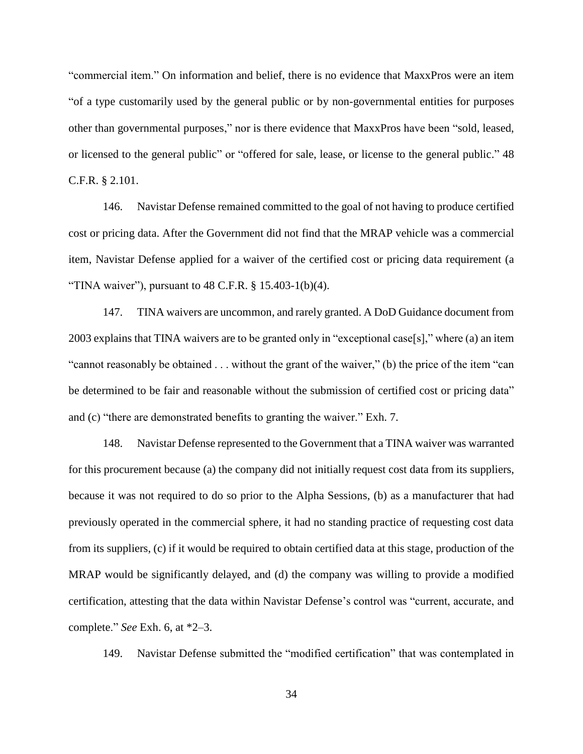"commercial item." On information and belief, there is no evidence that MaxxPros were an item "of a type customarily used by the general public or by non-governmental entities for purposes other than governmental purposes," nor is there evidence that MaxxPros have been "sold, leased, or licensed to the general public" or "offered for sale, lease, or license to the general public." 48 C.F.R. § 2.101.

146. Navistar Defense remained committed to the goal of not having to produce certified cost or pricing data. After the Government did not find that the MRAP vehicle was a commercial item, Navistar Defense applied for a waiver of the certified cost or pricing data requirement (a "TINA waiver"), pursuant to 48 C.F.R. § 15.403-1(b)(4).

147. TINA waivers are uncommon, and rarely granted. A DoD Guidance document from 2003 explains that TINA waivers are to be granted only in "exceptional case[s]," where (a) an item "cannot reasonably be obtained . . . without the grant of the waiver," (b) the price of the item "can be determined to be fair and reasonable without the submission of certified cost or pricing data" and (c) "there are demonstrated benefits to granting the waiver." Exh. 7.

148. Navistar Defense represented to the Government that a TINA waiver was warranted for this procurement because (a) the company did not initially request cost data from its suppliers, because it was not required to do so prior to the Alpha Sessions, (b) as a manufacturer that had previously operated in the commercial sphere, it had no standing practice of requesting cost data from its suppliers, (c) if it would be required to obtain certified data at this stage, production of the MRAP would be significantly delayed, and (d) the company was willing to provide a modified certification, attesting that the data within Navistar Defense's control was "current, accurate, and complete." *See* Exh. 6, at *2–3.

149. Navistar Defense submitted the "modified certification" that was contemplated in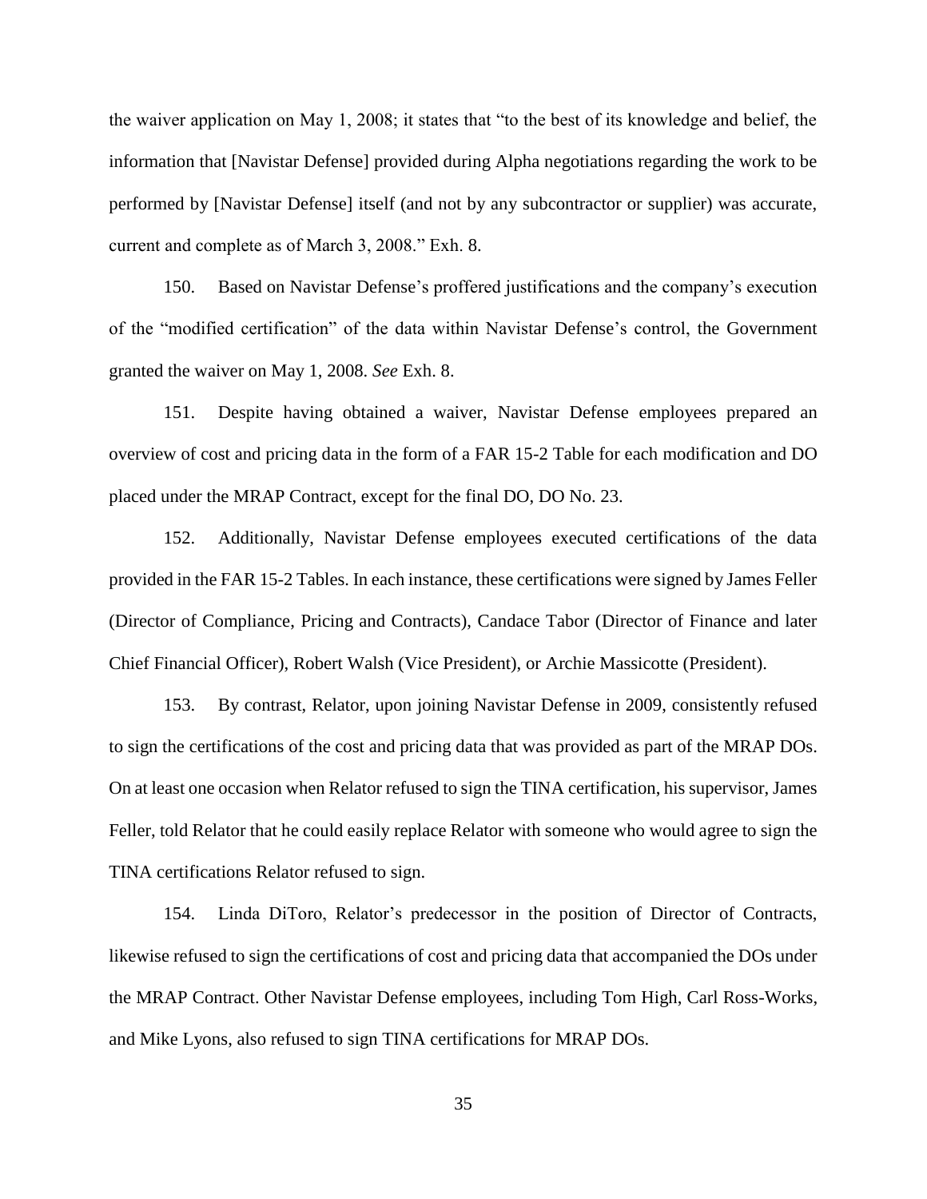the waiver application on May 1, 2008; it states that "to the best of its knowledge and belief, the information that [Navistar Defense] provided during Alpha negotiations regarding the work to be performed by [Navistar Defense] itself (and not by any subcontractor or supplier) was accurate, current and complete as of March 3, 2008." Exh. 8.

150. Based on Navistar Defense's proffered justifications and the company's execution of the "modified certification" of the data within Navistar Defense's control, the Government granted the waiver on May 1, 2008. *See* Exh. 8.

151. Despite having obtained a waiver, Navistar Defense employees prepared an overview of cost and pricing data in the form of a FAR 15-2 Table for each modification and DO placed under the MRAP Contract, except for the final DO, DO No. 23.

152. Additionally, Navistar Defense employees executed certifications of the data provided in the FAR 15-2 Tables. In each instance, these certifications were signed by James Feller (Director of Compliance, Pricing and Contracts), Candace Tabor (Director of Finance and later Chief Financial Officer), Robert Walsh (Vice President), or Archie Massicotte (President).

153. By contrast, Relator, upon joining Navistar Defense in 2009, consistently refused to sign the certifications of the cost and pricing data that was provided as part of the MRAP DOs. On at least one occasion when Relator refused to sign the TINA certification, his supervisor, James Feller, told Relator that he could easily replace Relator with someone who would agree to sign the TINA certifications Relator refused to sign.

154. Linda DiToro, Relator's predecessor in the position of Director of Contracts, likewise refused to sign the certifications of cost and pricing data that accompanied the DOs under the MRAP Contract. Other Navistar Defense employees, including Tom High, Carl Ross-Works, and Mike Lyons, also refused to sign TINA certifications for MRAP DOs.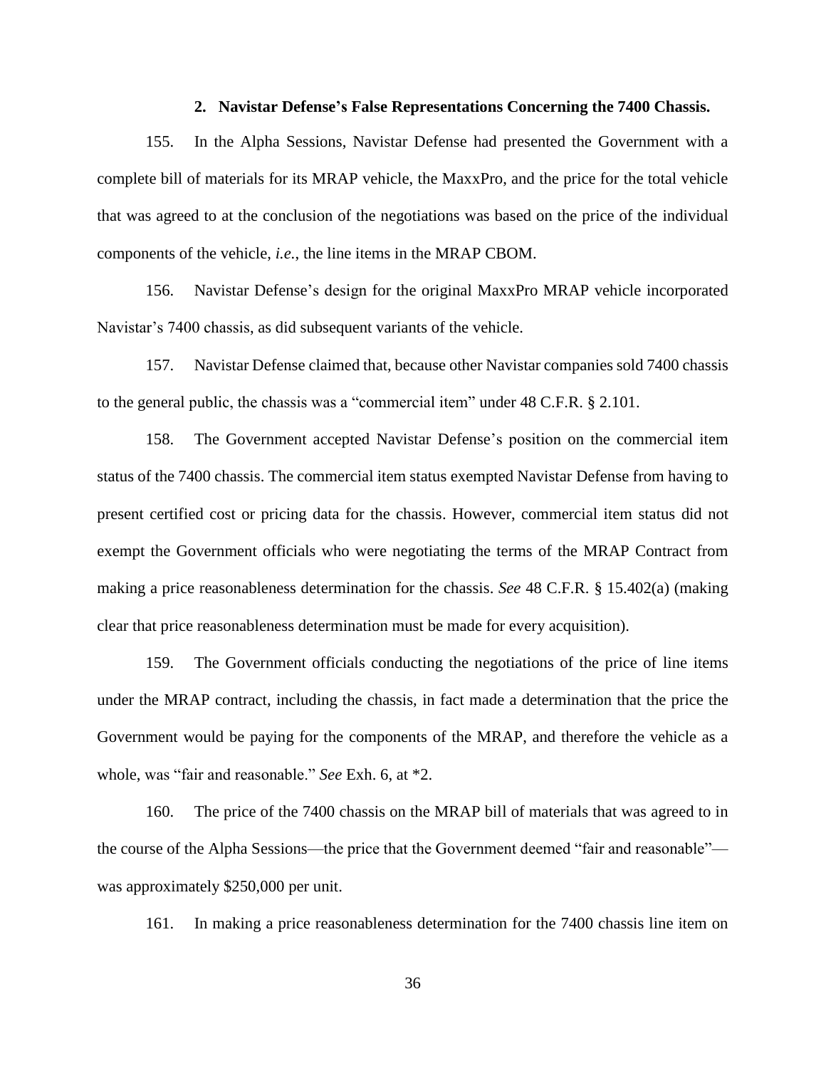### 2. Navistar Defense's False Representations Concerning the 7400 Chassis.

155. In the Alpha Sessions, Navistar Defense had presented the Government with a complete bill of materials for its MRAP vehicle, the MaxxPro, and the price for the total vehicle that was agreed to at the conclusion of the negotiations was based on the price of the individual components of the vehicle, *i.e.*, the line items in the MRAP CBOM.

156. Navistar Defense's design for the original MaxxPro MRAP vehicle incorporated Navistar's 7400 chassis, as did subsequent variants of the vehicle.

157. Navistar Defense claimed that, because other Navistar companies sold 7400 chassis to the general public, the chassis was a "commercial item" under 48 C.F.R. § 2.101.

158. The Government accepted Navistar Defense's position on the commercial item status of the 7400 chassis. The commercial item status exempted Navistar Defense from having to present certified cost or pricing data for the chassis. However, commercial item status did not exempt the Government officials who were negotiating the terms of the MRAP Contract from making a price reasonableness determination for the chassis. *See* 48 C.F.R. § 15.402(a) (making clear that price reasonableness determination must be made for every acquisition).

159. The Government officials conducting the negotiations of the price of line items under the MRAP contract, including the chassis, in fact made a determination that the price the Government would be paying for the components of the MRAP, and therefore the vehicle as a whole, was "fair and reasonable." *See* Exh. 6, at *2.

160. The price of the 7400 chassis on the MRAP bill of materials that was agreed to in the course of the Alpha Sessions—the price that the Government deemed "fair and reasonable"—was approximately $250,000 per unit.

161. In making a price reasonableness determination for the 7400 chassis line item on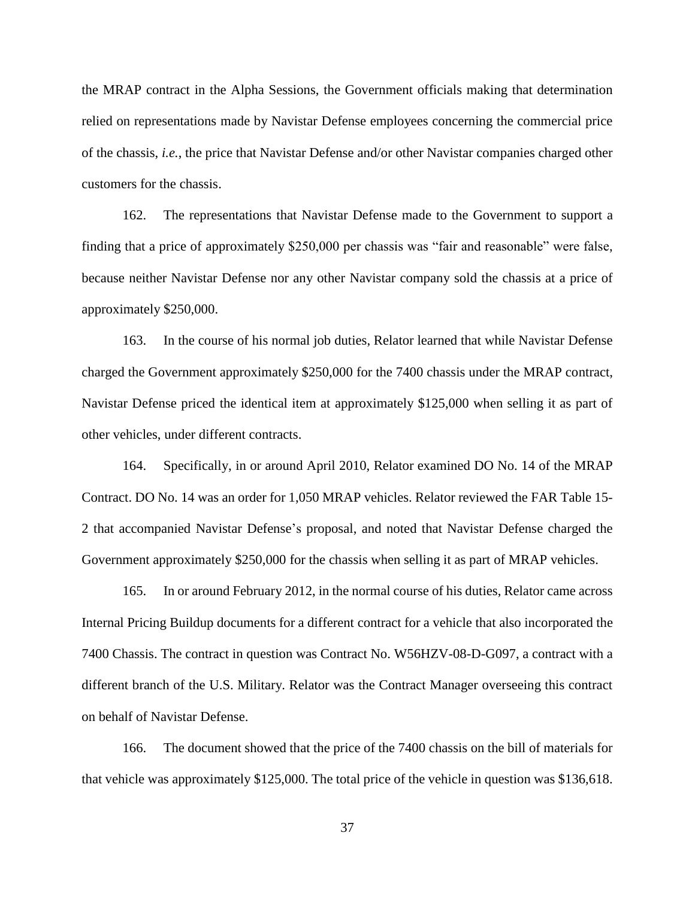the MRAP contract in the Alpha Sessions, the Government officials making that determination relied on representations made by Navistar Defense employees concerning the commercial price of the chassis, *i.e.*, the price that Navistar Defense and/or other Navistar companies charged other customers for the chassis.

162. The representations that Navistar Defense made to the Government to support a finding that a price of approximately $250,000 per chassis was "fair and reasonable" were false, because neither Navistar Defense nor any other Navistar company sold the chassis at a price of approximately $250,000.

163. In the course of his normal job duties, Relator learned that while Navistar Defense charged the Government approximately $250,000 for the 7400 chassis under the MRAP contract, Navistar Defense priced the identical item at approximately $125,000 when selling it as part of other vehicles, under different contracts.

164. Specifically, in or around April 2010, Relator examined DO No. 14 of the MRAP Contract. DO No. 14 was an order for 1,050 MRAP vehicles. Relator reviewed the FAR Table 15-2 that accompanied Navistar Defense's proposal, and noted that Navistar Defense charged the Government approximately $250,000 for the chassis when selling it as part of MRAP vehicles.

165. In or around February 2012, in the normal course of his duties, Relator came across Internal Pricing Buildup documents for a different contract for a vehicle that also incorporated the 7400 Chassis. The contract in question was Contract No. W56HZV-08-D-G097, a contract with a different branch of the U.S. Military. Relator was the Contract Manager overseeing this contract on behalf of Navistar Defense.

166. The document showed that the price of the 7400 chassis on the bill of materials for that vehicle was approximately $125,000. The total price of the vehicle in question was $136,618.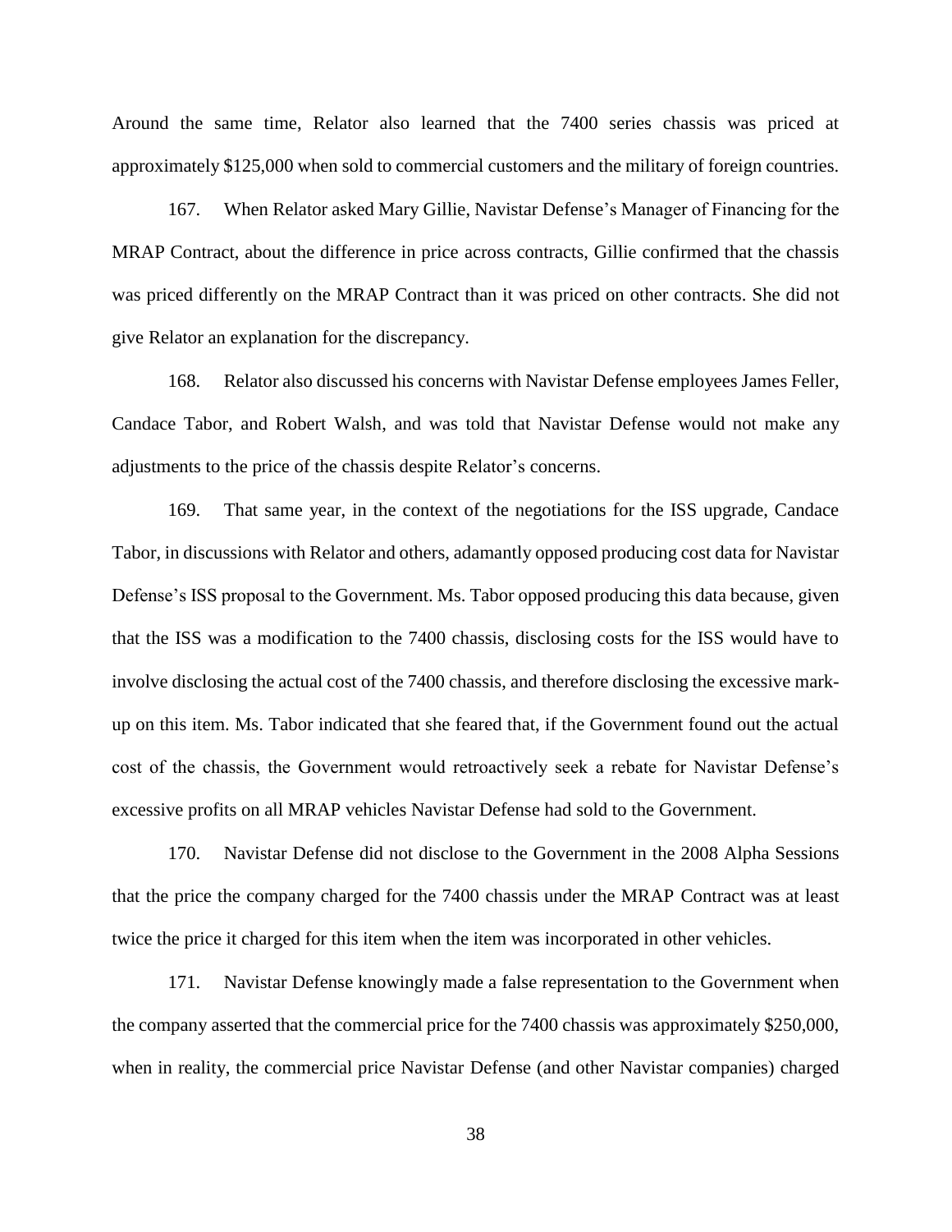Around the same time, Relator also learned that the 7400 series chassis was priced at approximately $125,000 when sold to commercial customers and the military of foreign countries.

167. When Relator asked Mary Gillie, Navistar Defense's Manager of Financing for the MRAP Contract, about the difference in price across contracts, Gillie confirmed that the chassis was priced differently on the MRAP Contract than it was priced on other contracts. She did not give Relator an explanation for the discrepancy.

168. Relator also discussed his concerns with Navistar Defense employees James Feller, Candace Tabor, and Robert Walsh, and was told that Navistar Defense would not make any adjustments to the price of the chassis despite Relator's concerns.

169. That same year, in the context of the negotiations for the ISS upgrade, Candace Tabor, in discussions with Relator and others, adamantly opposed producing cost data for Navistar Defense's ISS proposal to the Government. Ms. Tabor opposed producing this data because, given that the ISS was a modification to the 7400 chassis, disclosing costs for the ISS would have to involve disclosing the actual cost of the 7400 chassis, and therefore disclosing the excessive mark-up on this item. Ms. Tabor indicated that she feared that, if the Government found out the actual cost of the chassis, the Government would retroactively seek a rebate for Navistar Defense's excessive profits on all MRAP vehicles Navistar Defense had sold to the Government.

170. Navistar Defense did not disclose to the Government in the 2008 Alpha Sessions that the price the company charged for the 7400 chassis under the MRAP Contract was at least twice the price it charged for this item when the item was incorporated in other vehicles.

171. Navistar Defense knowingly made a false representation to the Government when the company asserted that the commercial price for the 7400 chassis was approximately $250,000, when in reality, the commercial price Navistar Defense (and other Navistar companies) charged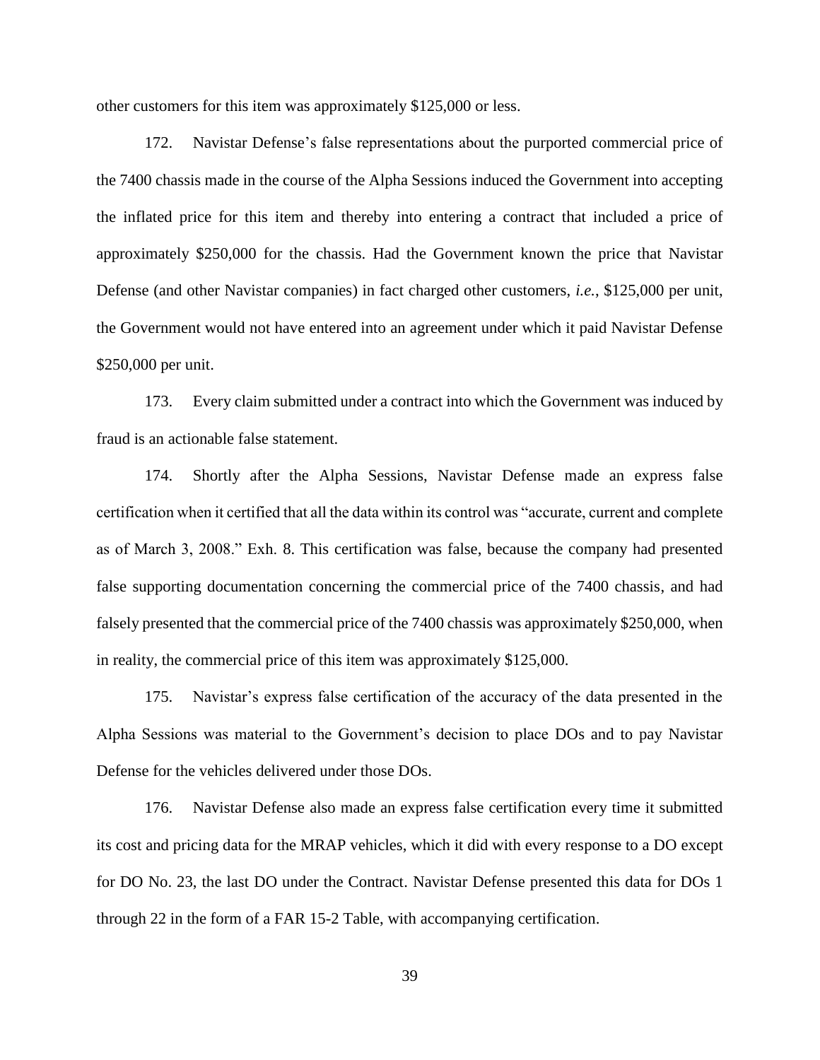other customers for this item was approximately $125,000 or less.

172. Navistar Defense's false representations about the purported commercial price of the 7400 chassis made in the course of the Alpha Sessions induced the Government into accepting the inflated price for this item and thereby into entering a contract that included a price of approximately $250,000 for the chassis. Had the Government known the price that Navistar Defense (and other Navistar companies) in fact charged other customers, *i.e.*, $125,000 per unit, the Government would not have entered into an agreement under which it paid Navistar Defense $250,000 per unit.

173. Every claim submitted under a contract into which the Government was induced by fraud is an actionable false statement.

174. Shortly after the Alpha Sessions, Navistar Defense made an express false certification when it certified that all the data within its control was "accurate, current and complete as of March 3, 2008." Exh. 8. This certification was false, because the company had presented false supporting documentation concerning the commercial price of the 7400 chassis, and had falsely presented that the commercial price of the 7400 chassis was approximately $250,000, when in reality, the commercial price of this item was approximately $125,000.

175. Navistar's express false certification of the accuracy of the data presented in the Alpha Sessions was material to the Government's decision to place DOs and to pay Navistar Defense for the vehicles delivered under those DOs.

176. Navistar Defense also made an express false certification every time it submitted its cost and pricing data for the MRAP vehicles, which it did with every response to a DO except for DO No. 23, the last DO under the Contract. Navistar Defense presented this data for DOs 1 through 22 in the form of a FAR 15-2 Table, with accompanying certification.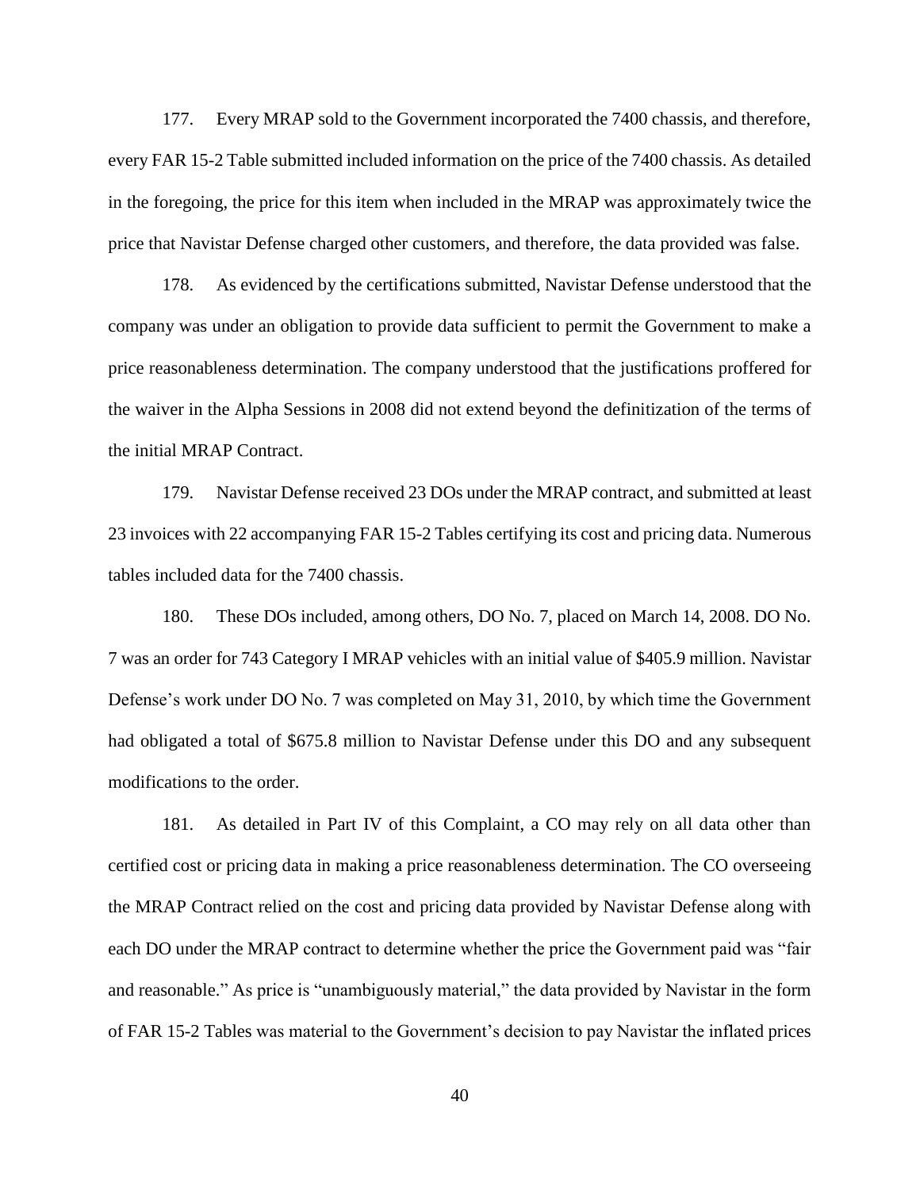177. Every MRAP sold to the Government incorporated the 7400 chassis, and therefore, every FAR 15-2 Table submitted included information on the price of the 7400 chassis. As detailed in the foregoing, the price for this item when included in the MRAP was approximately twice the price that Navistar Defense charged other customers, and therefore, the data provided was false.

178. As evidenced by the certifications submitted, Navistar Defense understood that the company was under an obligation to provide data sufficient to permit the Government to make a price reasonableness determination. The company understood that the justifications proffered for the waiver in the Alpha Sessions in 2008 did not extend beyond the definitization of the terms of the initial MRAP Contract.

179. Navistar Defense received 23 DOs under the MRAP contract, and submitted at least 23 invoices with 22 accompanying FAR 15-2 Tables certifying its cost and pricing data. Numerous tables included data for the 7400 chassis.

180. These DOs included, among others, DO No. 7, placed on March 14, 2008. DO No. 7 was an order for 743 Category I MRAP vehicles with an initial value of $405.9 million. Navistar Defense's work under DO No. 7 was completed on May 31, 2010, by which time the Government had obligated a total of $675.8 million to Navistar Defense under this DO and any subsequent modifications to the order.

181. As detailed in Part IV of this Complaint, a CO may rely on all data other than certified cost or pricing data in making a price reasonableness determination. The CO overseeing the MRAP Contract relied on the cost and pricing data provided by Navistar Defense along with each DO under the MRAP contract to determine whether the price the Government paid was "fair and reasonable." As price is "unambiguously material," the data provided by Navistar in the form of FAR 15-2 Tables was material to the Government's decision to pay Navistar the inflated prices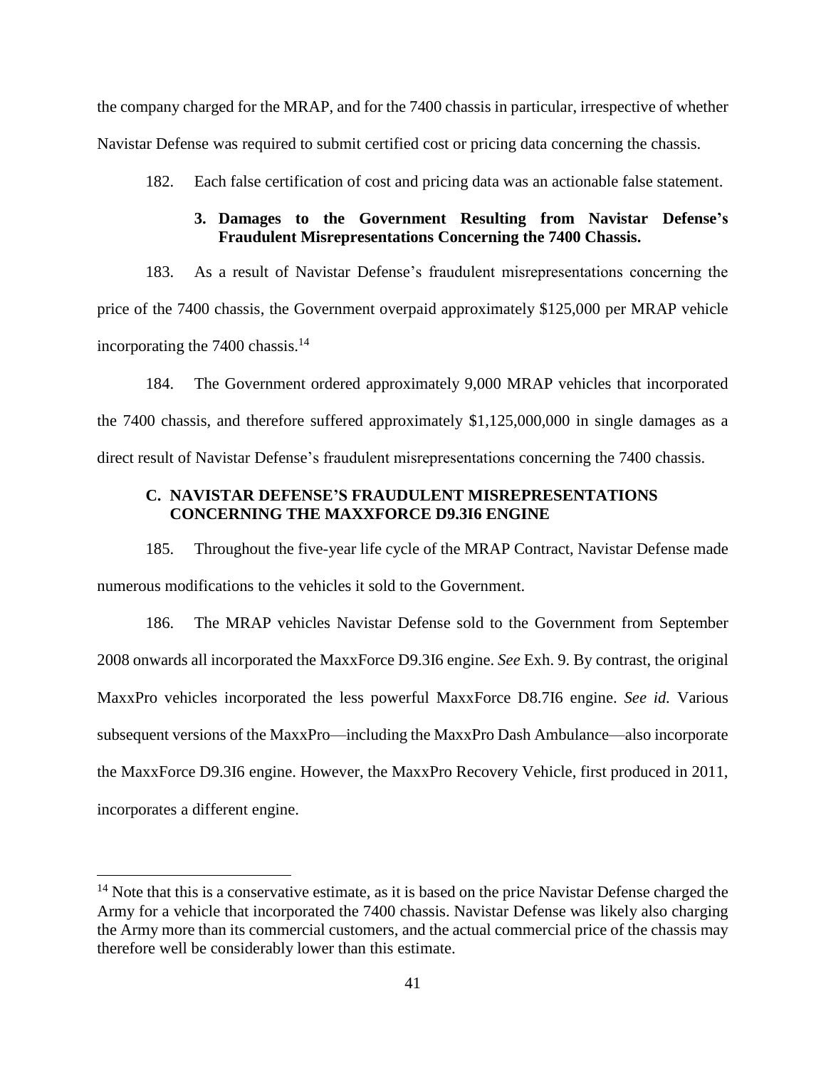the company charged for the MRAP, and for the 7400 chassis in particular, irrespective of whether Navistar Defense was required to submit certified cost or pricing data concerning the chassis.

182. Each false certification of cost and pricing data was an actionable false statement.

#### 3. Damages to the Government Resulting from Navistar Defense's Fraudulent Misrepresentations Concerning the 7400 Chassis.

183. As a result of Navistar Defense's fraudulent misrepresentations concerning the price of the 7400 chassis, the Government overpaid approximately $125,000 per MRAP vehicle incorporating the 7400 chassis.[14]

184. The Government ordered approximately 9,000 MRAP vehicles that incorporated the 7400 chassis, and therefore suffered approximately $1,125,000,000 in single damages as a direct result of Navistar Defense's fraudulent misrepresentations concerning the 7400 chassis.

### C. NAVISTAR DEFENSE'S FRAUDULENT MISREPRESENTATIONS CONCERNING THE MAXXFORCE D9.3I6 ENGINE

185. Throughout the five-year life cycle of the MRAP Contract, Navistar Defense made numerous modifications to the vehicles it sold to the Government.

186. The MRAP vehicles Navistar Defense sold to the Government from September 2008 onwards all incorporated the MaxxForce D9.3I6 engine. *See* Exh. 9. By contrast, the original MaxxPro vehicles incorporated the less powerful MaxxForce D8.7I6 engine. *See id.* Various subsequent versions of the MaxxPro—including the MaxxPro Dash Ambulance—also incorporate the MaxxForce D9.3I6 engine. However, the MaxxPro Recovery Vehicle, first produced in 2011, incorporates a different engine.

---

[14] Note that this is a conservative estimate, as it is based on the price Navistar Defense charged the Army for a vehicle that incorporated the 7400 chassis. Navistar Defense was likely also charging the Army more than its commercial customers, and the actual commercial price of the chassis may therefore well be considerably lower than this estimate.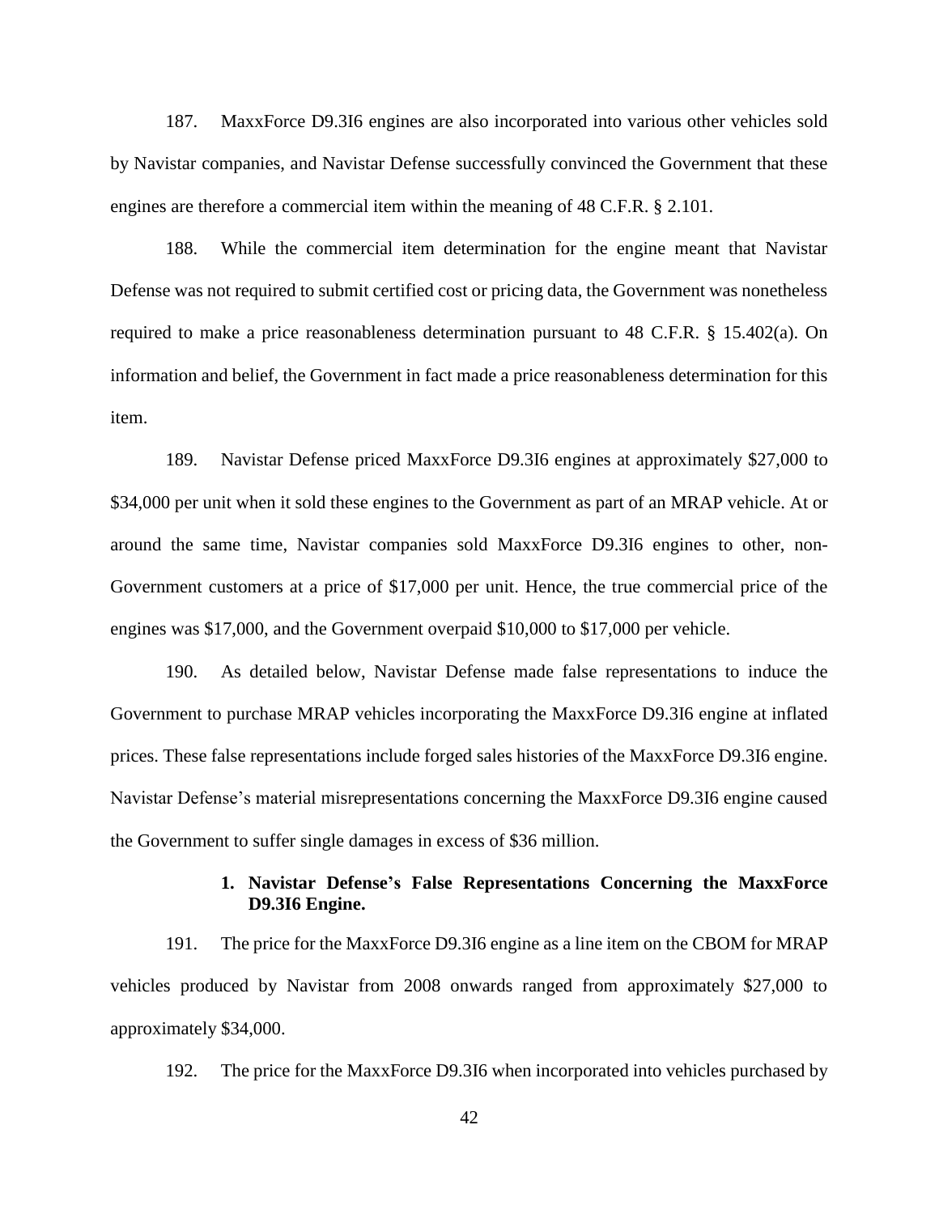187. MaxxForce D9.3I6 engines are also incorporated into various other vehicles sold by Navistar companies, and Navistar Defense successfully convinced the Government that these engines are therefore a commercial item within the meaning of 48 C.F.R. § 2.101.

188. While the commercial item determination for the engine meant that Navistar Defense was not required to submit certified cost or pricing data, the Government was nonetheless required to make a price reasonableness determination pursuant to 48 C.F.R. § 15.402(a). On information and belief, the Government in fact made a price reasonableness determination for this item.

189. Navistar Defense priced MaxxForce D9.3I6 engines at approximately $27,000 to $34,000 per unit when it sold these engines to the Government as part of an MRAP vehicle. At or around the same time, Navistar companies sold MaxxForce D9.3I6 engines to other, non-Government customers at a price of $17,000 per unit. Hence, the true commercial price of the engines was $17,000, and the Government overpaid $10,000 to $17,000 per vehicle.

190. As detailed below, Navistar Defense made false representations to induce the Government to purchase MRAP vehicles incorporating the MaxxForce D9.3I6 engine at inflated prices. These false representations include forged sales histories of the MaxxForce D9.3I6 engine. Navistar Defense's material misrepresentations concerning the MaxxForce D9.3I6 engine caused the Government to suffer single damages in excess of $36 million.

**1. Navistar Defense's False Representations Concerning the MaxxForce D9.3I6 Engine.**

191. The price for the MaxxForce D9.3I6 engine as a line item on the CBOM for MRAP vehicles produced by Navistar from 2008 onwards ranged from approximately $27,000 to approximately $34,000.

192. The price for the MaxxForce D9.3I6 when incorporated into vehicles purchased by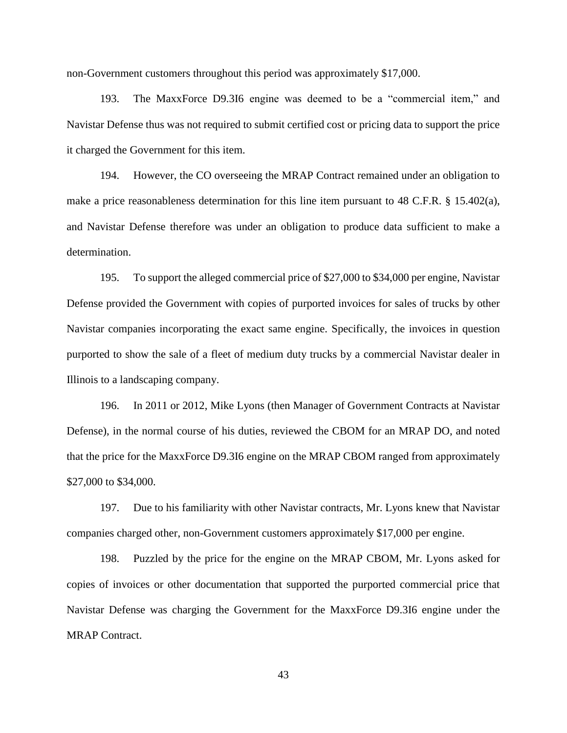non-Government customers throughout this period was approximately $17,000.

193. The MaxxForce D9.3I6 engine was deemed to be a "commercial item," and Navistar Defense thus was not required to submit certified cost or pricing data to support the price it charged the Government for this item.

194. However, the CO overseeing the MRAP Contract remained under an obligation to make a price reasonableness determination for this line item pursuant to 48 C.F.R. § 15.402(a), and Navistar Defense therefore was under an obligation to produce data sufficient to make a determination.

195. To support the alleged commercial price of $27,000 to $34,000 per engine, Navistar Defense provided the Government with copies of purported invoices for sales of trucks by other Navistar companies incorporating the exact same engine. Specifically, the invoices in question purported to show the sale of a fleet of medium duty trucks by a commercial Navistar dealer in Illinois to a landscaping company.

196. In 2011 or 2012, Mike Lyons (then Manager of Government Contracts at Navistar Defense), in the normal course of his duties, reviewed the CBOM for an MRAP DO, and noted that the price for the MaxxForce D9.3I6 engine on the MRAP CBOM ranged from approximately $27,000 to $34,000.

197. Due to his familiarity with other Navistar contracts, Mr. Lyons knew that Navistar companies charged other, non-Government customers approximately $17,000 per engine.

198. Puzzled by the price for the engine on the MRAP CBOM, Mr. Lyons asked for copies of invoices or other documentation that supported the purported commercial price that Navistar Defense was charging the Government for the MaxxForce D9.3I6 engine under the MRAP Contract.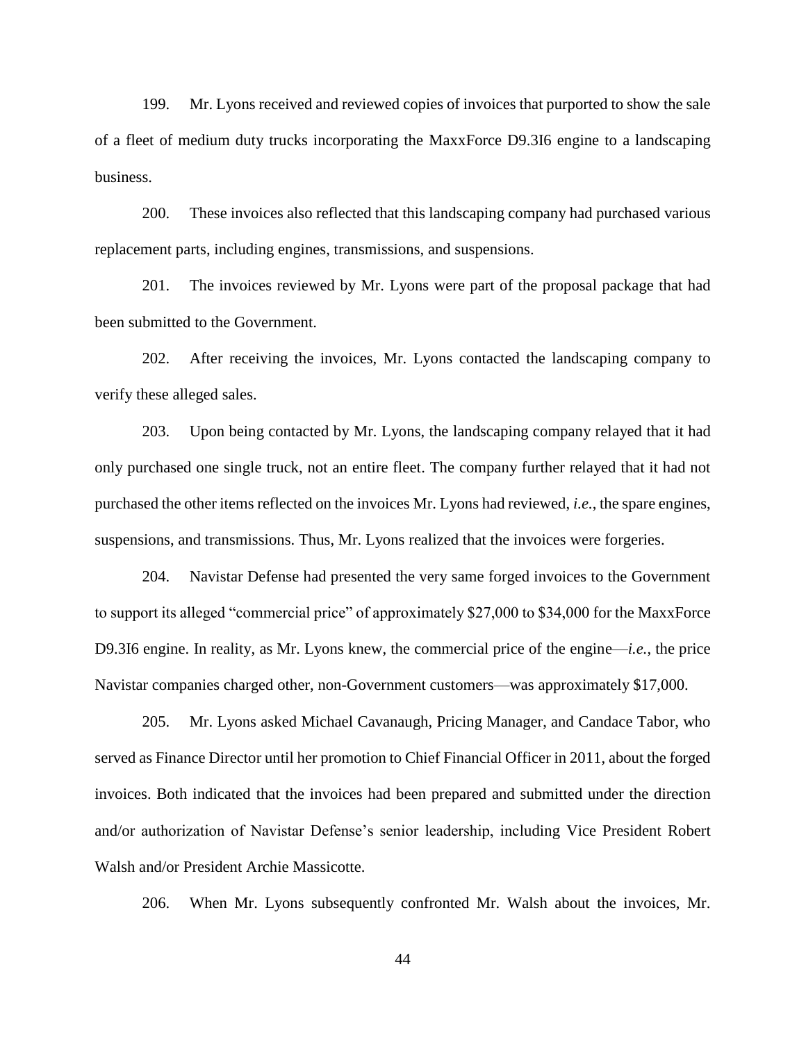199. Mr. Lyons received and reviewed copies of invoices that purported to show the sale of a fleet of medium duty trucks incorporating the MaxxForce D9.3I6 engine to a landscaping business.

200. These invoices also reflected that this landscaping company had purchased various replacement parts, including engines, transmissions, and suspensions.

201. The invoices reviewed by Mr. Lyons were part of the proposal package that had been submitted to the Government.

202. After receiving the invoices, Mr. Lyons contacted the landscaping company to verify these alleged sales.

203. Upon being contacted by Mr. Lyons, the landscaping company relayed that it had only purchased one single truck, not an entire fleet. The company further relayed that it had not purchased the other items reflected on the invoices Mr. Lyons had reviewed, *i.e.*, the spare engines, suspensions, and transmissions. Thus, Mr. Lyons realized that the invoices were forgeries.

204. Navistar Defense had presented the very same forged invoices to the Government to support its alleged "commercial price" of approximately $27,000 to $34,000 for the MaxxForce D9.3I6 engine. In reality, as Mr. Lyons knew, the commercial price of the engine—*i.e.*, the price Navistar companies charged other, non-Government customers—was approximately $17,000.

205. Mr. Lyons asked Michael Cavanaugh, Pricing Manager, and Candace Tabor, who served as Finance Director until her promotion to Chief Financial Officer in 2011, about the forged invoices. Both indicated that the invoices had been prepared and submitted under the direction and/or authorization of Navistar Defense's senior leadership, including Vice President Robert Walsh and/or President Archie Massicotte.

206. When Mr. Lyons subsequently confronted Mr. Walsh about the invoices, Mr.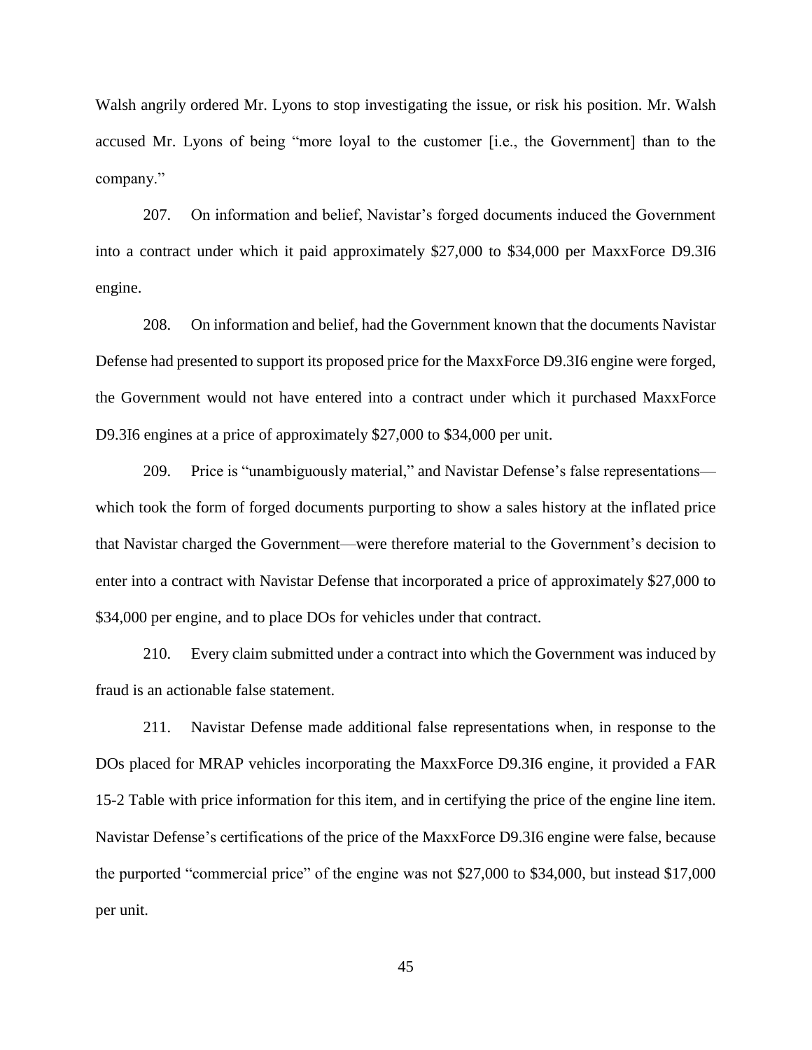Walsh angrily ordered Mr. Lyons to stop investigating the issue, or risk his position. Mr. Walsh accused Mr. Lyons of being "more loyal to the customer [i.e., the Government] than to the company."

207. On information and belief, Navistar's forged documents induced the Government into a contract under which it paid approximately $27,000 to $34,000 per MaxxForce D9.3I6 engine.

208. On information and belief, had the Government known that the documents Navistar Defense had presented to support its proposed price for the MaxxForce D9.3I6 engine were forged, the Government would not have entered into a contract under which it purchased MaxxForce D9.3I6 engines at a price of approximately $27,000 to $34,000 per unit.

209. Price is "unambiguously material," and Navistar Defense's false representations—which took the form of forged documents purporting to show a sales history at the inflated price that Navistar charged the Government—were therefore material to the Government's decision to enter into a contract with Navistar Defense that incorporated a price of approximately $27,000 to $34,000 per engine, and to place DOs for vehicles under that contract.

210. Every claim submitted under a contract into which the Government was induced by fraud is an actionable false statement.

211. Navistar Defense made additional false representations when, in response to the DOs placed for MRAP vehicles incorporating the MaxxForce D9.3I6 engine, it provided a FAR 15-2 Table with price information for this item, and in certifying the price of the engine line item. Navistar Defense's certifications of the price of the MaxxForce D9.3I6 engine were false, because the purported "commercial price" of the engine was not $27,000 to $34,000, but instead $17,000 per unit.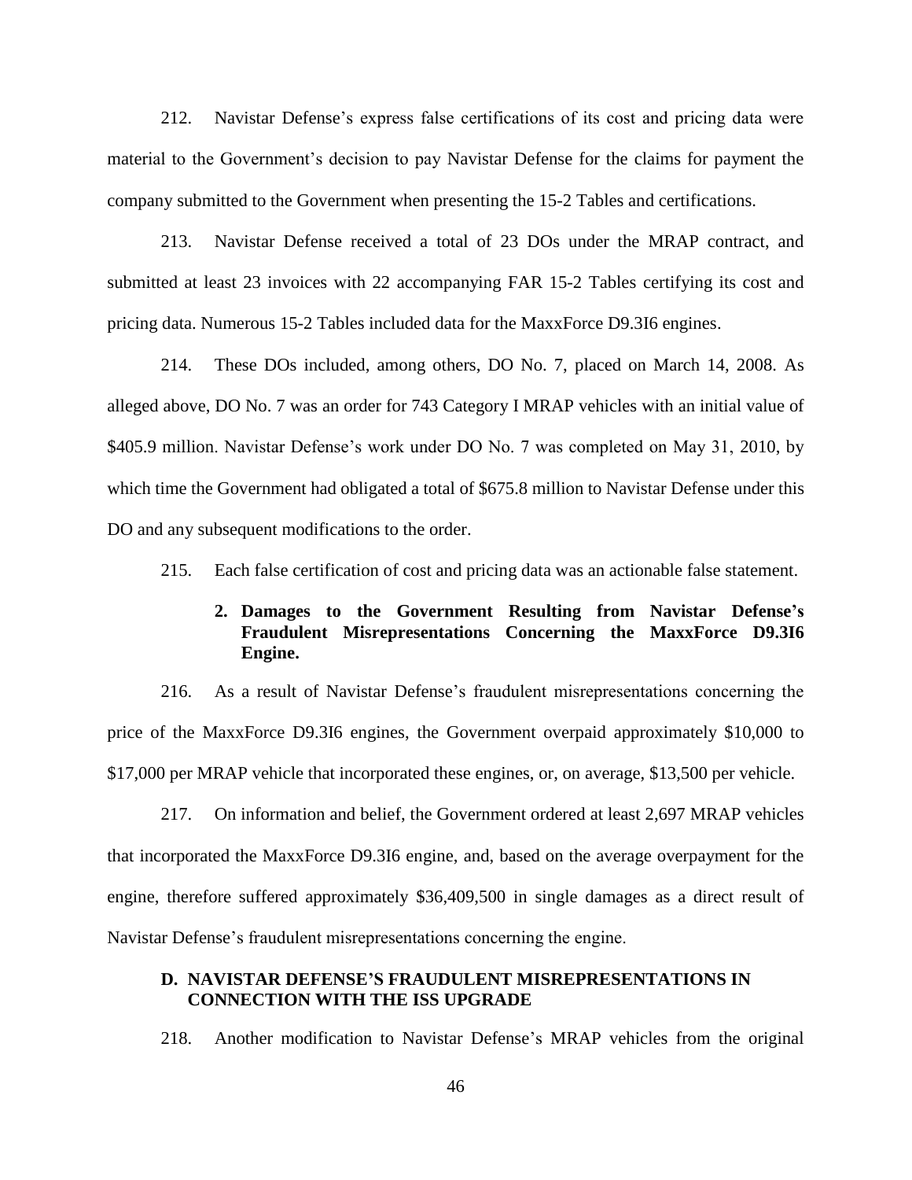212. Navistar Defense's express false certifications of its cost and pricing data were material to the Government's decision to pay Navistar Defense for the claims for payment the company submitted to the Government when presenting the 15-2 Tables and certifications.

213. Navistar Defense received a total of 23 DOs under the MRAP contract, and submitted at least 23 invoices with 22 accompanying FAR 15-2 Tables certifying its cost and pricing data. Numerous 15-2 Tables included data for the MaxxForce D9.3I6 engines.

214. These DOs included, among others, DO No. 7, placed on March 14, 2008. As alleged above, DO No. 7 was an order for 743 Category I MRAP vehicles with an initial value of \$405.9 million. Navistar Defense's work under DO No. 7 was completed on May 31, 2010, by which time the Government had obligated a total of \$675.8 million to Navistar Defense under this DO and any subsequent modifications to the order.

215. Each false certification of cost and pricing data was an actionable false statement.

### 2. Damages to the Government Resulting from Navistar Defense's Fraudulent Misrepresentations Concerning the MaxxForce D9.3I6 Engine.

216. As a result of Navistar Defense's fraudulent misrepresentations concerning the price of the MaxxForce D9.3I6 engines, the Government overpaid approximately \$10,000 to \$17,000 per MRAP vehicle that incorporated these engines, or, on average, \$13,500 per vehicle.

217. On information and belief, the Government ordered at least 2,697 MRAP vehicles that incorporated the MaxxForce D9.3I6 engine, and, based on the average overpayment for the engine, therefore suffered approximately \$36,409,500 in single damages as a direct result of Navistar Defense's fraudulent misrepresentations concerning the engine.

## D. NAVISTAR DEFENSE'S FRAUDULENT MISREPRESENTATIONS IN CONNECTION WITH THE ISS UPGRADE

218. Another modification to Navistar Defense's MRAP vehicles from the original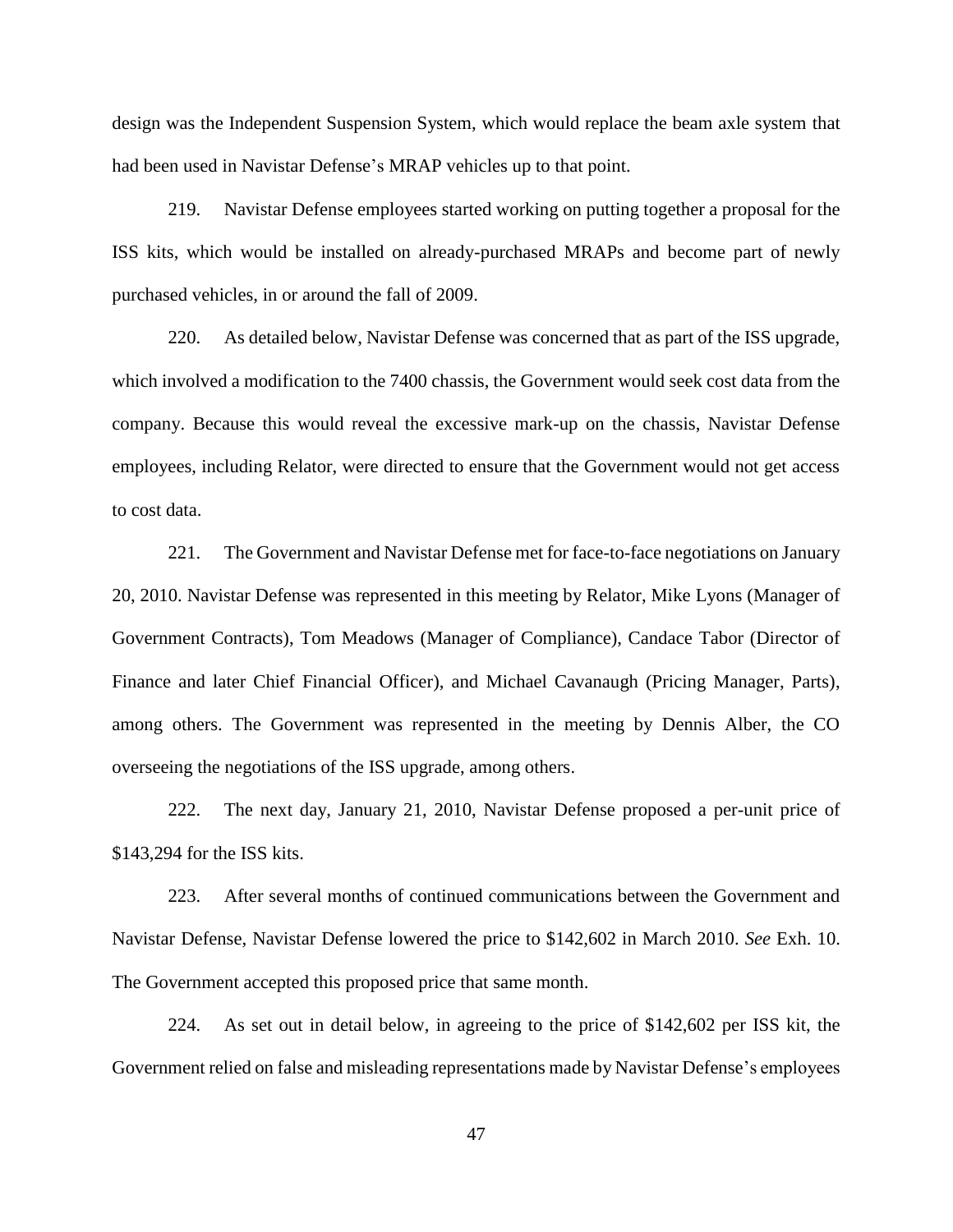design was the Independent Suspension System, which would replace the beam axle system that had been used in Navistar Defense's MRAP vehicles up to that point.

219. Navistar Defense employees started working on putting together a proposal for the ISS kits, which would be installed on already-purchased MRAPs and become part of newly purchased vehicles, in or around the fall of 2009.

220. As detailed below, Navistar Defense was concerned that as part of the ISS upgrade, which involved a modification to the 7400 chassis, the Government would seek cost data from the company. Because this would reveal the excessive mark-up on the chassis, Navistar Defense employees, including Relator, were directed to ensure that the Government would not get access to cost data.

221. The Government and Navistar Defense met for face-to-face negotiations on January 20, 2010. Navistar Defense was represented in this meeting by Relator, Mike Lyons (Manager of Government Contracts), Tom Meadows (Manager of Compliance), Candace Tabor (Director of Finance and later Chief Financial Officer), and Michael Cavanaugh (Pricing Manager, Parts), among others. The Government was represented in the meeting by Dennis Alber, the CO overseeing the negotiations of the ISS upgrade, among others.

222. The next day, January 21, 2010, Navistar Defense proposed a per-unit price of $143,294 for the ISS kits.

223. After several months of continued communications between the Government and Navistar Defense, Navistar Defense lowered the price to $142,602 in March 2010. *See* Exh. 10. The Government accepted this proposed price that same month.

224. As set out in detail below, in agreeing to the price of $142,602 per ISS kit, the Government relied on false and misleading representations made by Navistar Defense's employees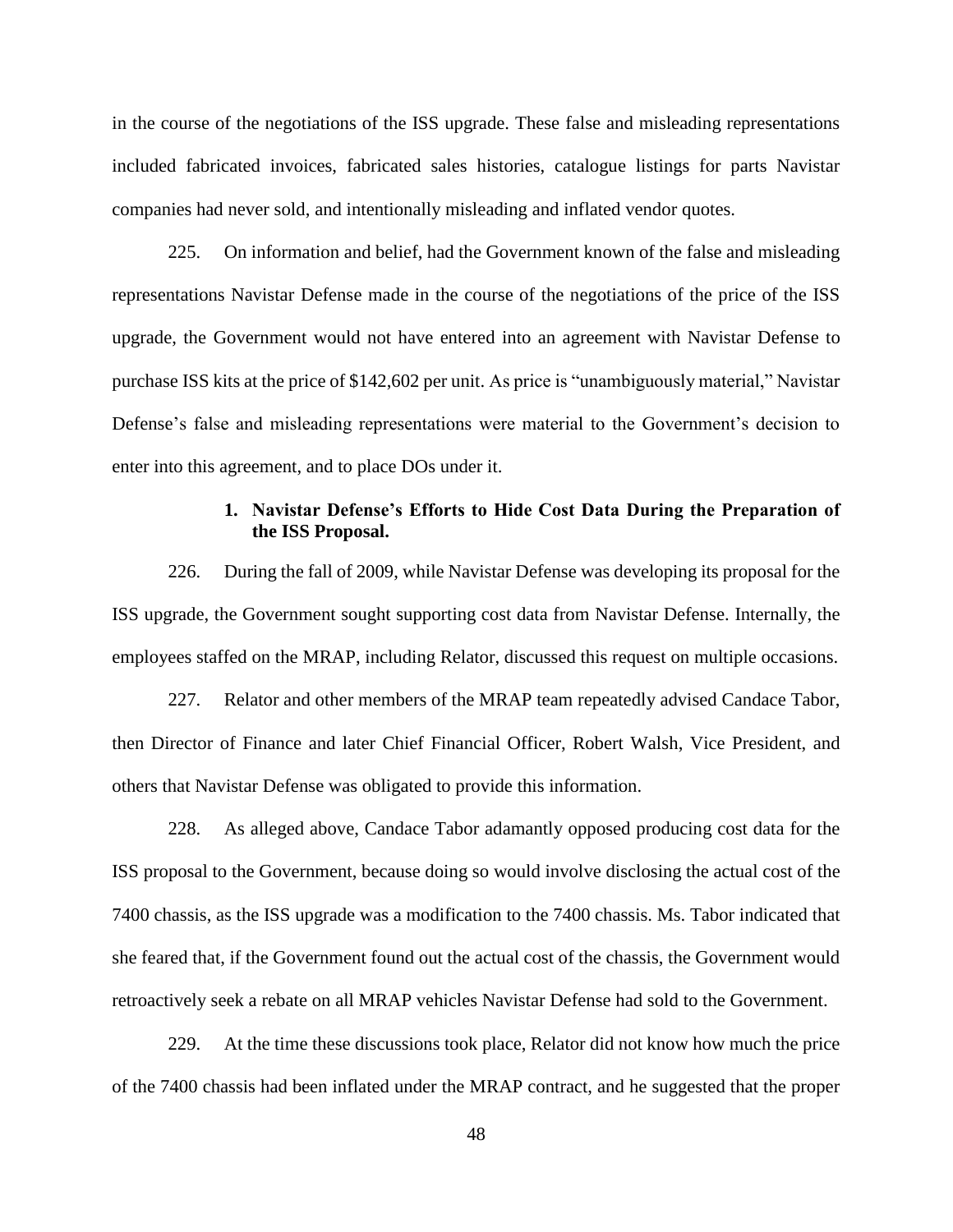in the course of the negotiations of the ISS upgrade. These false and misleading representations included fabricated invoices, fabricated sales histories, catalogue listings for parts Navistar companies had never sold, and intentionally misleading and inflated vendor quotes.

225. On information and belief, had the Government known of the false and misleading representations Navistar Defense made in the course of the negotiations of the price of the ISS upgrade, the Government would not have entered into an agreement with Navistar Defense to purchase ISS kits at the price of $142,602 per unit. As price is "unambiguously material," Navistar Defense's false and misleading representations were material to the Government's decision to enter into this agreement, and to place DOs under it.

### 1. Navistar Defense's Efforts to Hide Cost Data During the Preparation of the ISS Proposal.

226. During the fall of 2009, while Navistar Defense was developing its proposal for the ISS upgrade, the Government sought supporting cost data from Navistar Defense. Internally, the employees staffed on the MRAP, including Relator, discussed this request on multiple occasions.

227. Relator and other members of the MRAP team repeatedly advised Candace Tabor, then Director of Finance and later Chief Financial Officer, Robert Walsh, Vice President, and others that Navistar Defense was obligated to provide this information.

228. As alleged above, Candace Tabor adamantly opposed producing cost data for the ISS proposal to the Government, because doing so would involve disclosing the actual cost of the 7400 chassis, as the ISS upgrade was a modification to the 7400 chassis. Ms. Tabor indicated that she feared that, if the Government found out the actual cost of the chassis, the Government would retroactively seek a rebate on all MRAP vehicles Navistar Defense had sold to the Government.

229. At the time these discussions took place, Relator did not know how much the price of the 7400 chassis had been inflated under the MRAP contract, and he suggested that the proper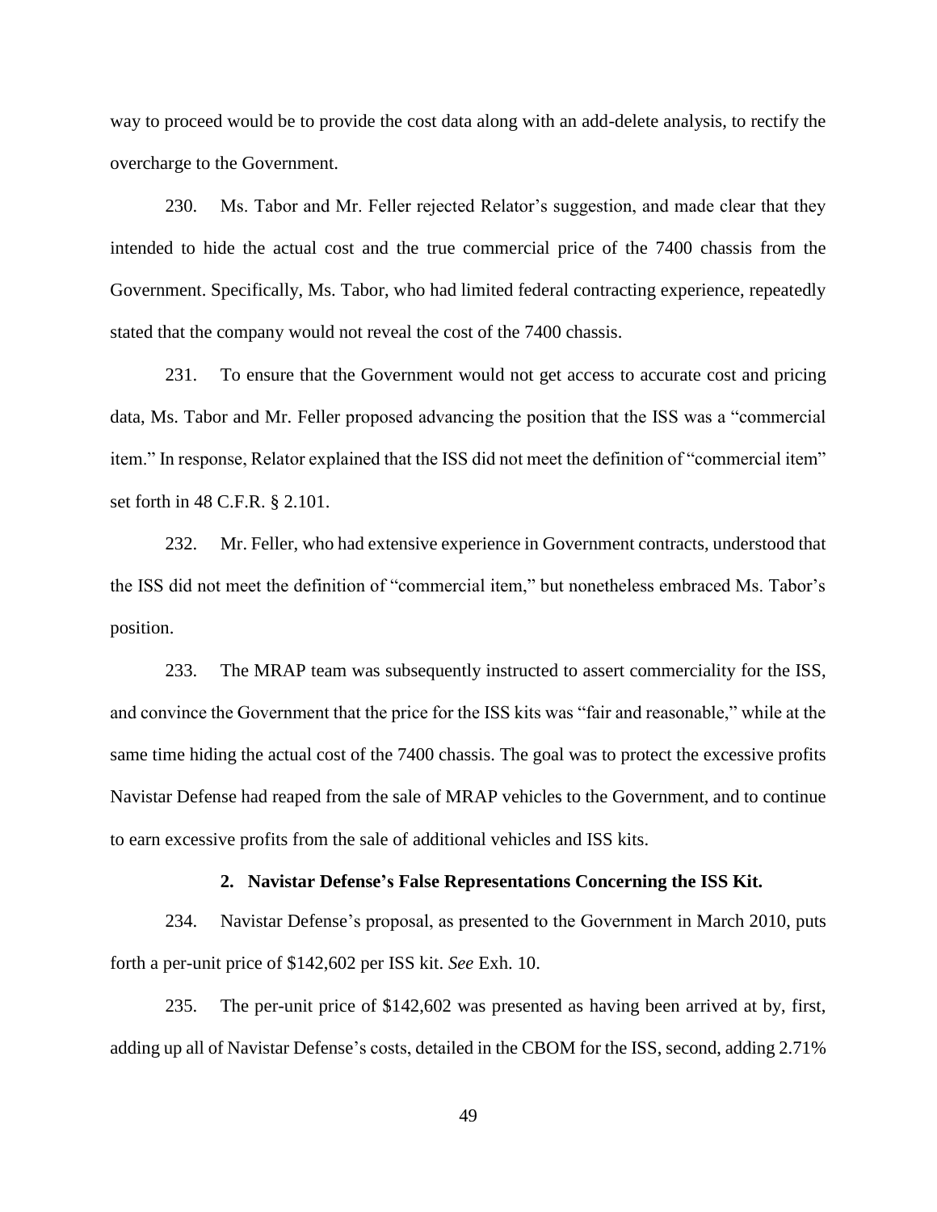way to proceed would be to provide the cost data along with an add-delete analysis, to rectify the overcharge to the Government.

230. Ms. Tabor and Mr. Feller rejected Relator's suggestion, and made clear that they intended to hide the actual cost and the true commercial price of the 7400 chassis from the Government. Specifically, Ms. Tabor, who had limited federal contracting experience, repeatedly stated that the company would not reveal the cost of the 7400 chassis.

231. To ensure that the Government would not get access to accurate cost and pricing data, Ms. Tabor and Mr. Feller proposed advancing the position that the ISS was a "commercial item." In response, Relator explained that the ISS did not meet the definition of "commercial item" set forth in 48 C.F.R. § 2.101.

232. Mr. Feller, who had extensive experience in Government contracts, understood that the ISS did not meet the definition of "commercial item," but nonetheless embraced Ms. Tabor's position.

233. The MRAP team was subsequently instructed to assert commerciality for the ISS, and convince the Government that the price for the ISS kits was "fair and reasonable," while at the same time hiding the actual cost of the 7400 chassis. The goal was to protect the excessive profits Navistar Defense had reaped from the sale of MRAP vehicles to the Government, and to continue to earn excessive profits from the sale of additional vehicles and ISS kits.

**2. Navistar Defense's False Representations Concerning the ISS Kit.**

234. Navistar Defense's proposal, as presented to the Government in March 2010, puts forth a per-unit price of $142,602 per ISS kit. *See* Exh. 10.

235. The per-unit price of $142,602 was presented as having been arrived at by, first, adding up all of Navistar Defense's costs, detailed in the CBOM for the ISS, second, adding 2.71%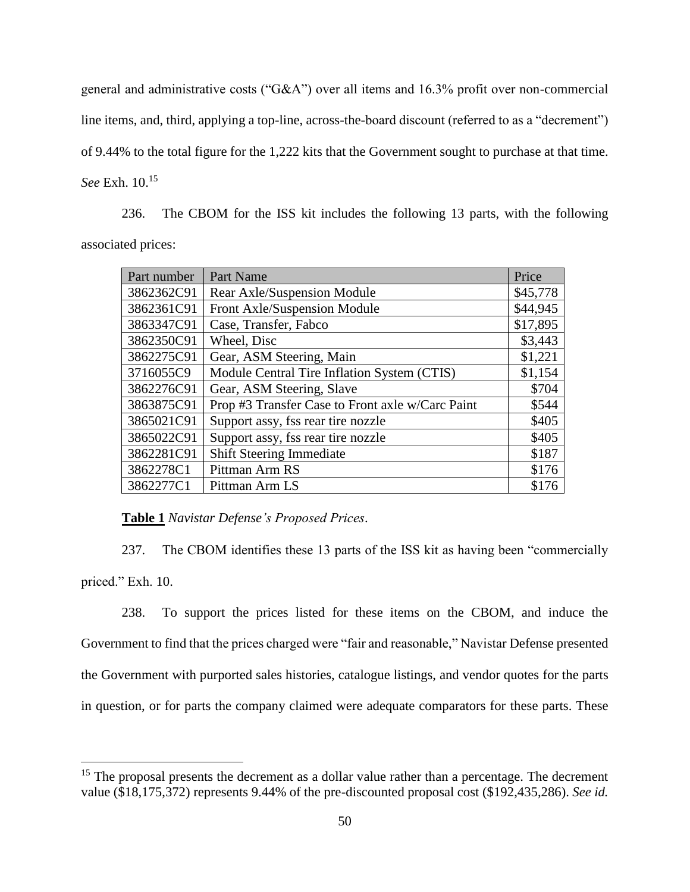general and administrative costs ("G&A") over all items and 16.3% profit over non-commercial line items, and, third, applying a top-line, across-the-board discount (referred to as a "decrement") of 9.44% to the total figure for the 1,222 kits that the Government sought to purchase at that time. *See* Exh. 10.[15]

236. The CBOM for the ISS kit includes the following 13 parts, with the following associated prices:

| Part number | Part Name | Price |
|---|---|---|
| 3862362C91 | Rear Axle/Suspension Module | $45,778 |
| 3862361C91 | Front Axle/Suspension Module | $44,945 |
| 3863347C91 | Case, Transfer, Fabco | $17,895 |
| 3862350C91 | Wheel, Disc | $3,443 |
| 3862275C91 | Gear, ASM Steering, Main | $1,221 |
| 3716055C9 | Module Central Tire Inflation System (CTIS) | $1,154 |
| 3862276C91 | Gear, ASM Steering, Slave | $704 |
| 3863875C91 | Prop #3 Transfer Case to Front axle w/Carc Paint | $544 |
| 3865021C91 | Support assy, fss rear tire nozzle | $405 |
| 3865022C91 | Support assy, fss rear tire nozzle | $405 |
| 3862281C91 | Shift Steering Immediate | $187 |
| 3862278C1 | Pittman Arm RS | $176 |
| 3862277C1 | Pittman Arm LS | $176 |

**Table 1** *Navistar Defense's Proposed Prices*.

237. The CBOM identifies these 13 parts of the ISS kit as having been "commercially priced." Exh. 10.

238. To support the prices listed for these items on the CBOM, and induce the Government to find that the prices charged were "fair and reasonable," Navistar Defense presented the Government with purported sales histories, catalogue listings, and vendor quotes for the parts in question, or for parts the company claimed were adequate comparators for these parts. These

[15] The proposal presents the decrement as a dollar value rather than a percentage. The decrement value ($18,175,372) represents 9.44% of the pre-discounted proposal cost ($192,435,286). *See id.*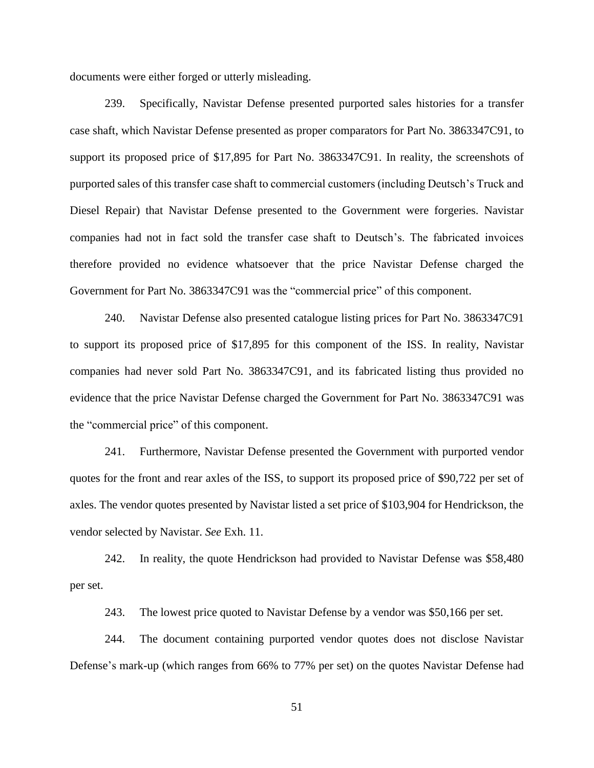documents were either forged or utterly misleading.

239. Specifically, Navistar Defense presented purported sales histories for a transfer case shaft, which Navistar Defense presented as proper comparators for Part No. 3863347C91, to support its proposed price of $17,895 for Part No. 3863347C91. In reality, the screenshots of purported sales of this transfer case shaft to commercial customers (including Deutsch's Truck and Diesel Repair) that Navistar Defense presented to the Government were forgeries. Navistar companies had not in fact sold the transfer case shaft to Deutsch's. The fabricated invoices therefore provided no evidence whatsoever that the price Navistar Defense charged the Government for Part No. 3863347C91 was the "commercial price" of this component.

240. Navistar Defense also presented catalogue listing prices for Part No. 3863347C91 to support its proposed price of $17,895 for this component of the ISS. In reality, Navistar companies had never sold Part No. 3863347C91, and its fabricated listing thus provided no evidence that the price Navistar Defense charged the Government for Part No. 3863347C91 was the "commercial price" of this component.

241. Furthermore, Navistar Defense presented the Government with purported vendor quotes for the front and rear axles of the ISS, to support its proposed price of $90,722 per set of axles. The vendor quotes presented by Navistar listed a set price of $103,904 for Hendrickson, the vendor selected by Navistar. *See* Exh. 11.

242. In reality, the quote Hendrickson had provided to Navistar Defense was $58,480 per set.

243. The lowest price quoted to Navistar Defense by a vendor was $50,166 per set.

244. The document containing purported vendor quotes does not disclose Navistar Defense's mark-up (which ranges from 66% to 77% per set) on the quotes Navistar Defense had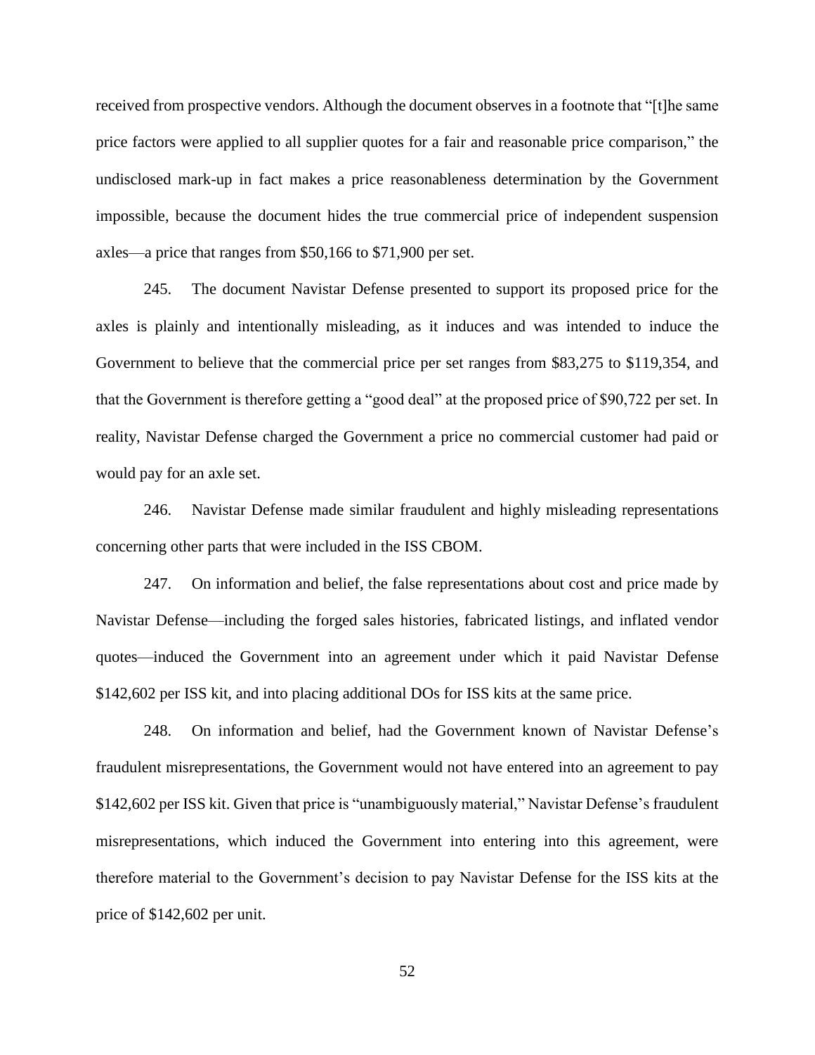received from prospective vendors. Although the document observes in a footnote that "[t]he same price factors were applied to all supplier quotes for a fair and reasonable price comparison," the undisclosed mark-up in fact makes a price reasonableness determination by the Government impossible, because the document hides the true commercial price of independent suspension axles—a price that ranges from $50,166 to $71,900 per set.

245. The document Navistar Defense presented to support its proposed price for the axles is plainly and intentionally misleading, as it induces and was intended to induce the Government to believe that the commercial price per set ranges from $83,275 to $119,354, and that the Government is therefore getting a "good deal" at the proposed price of $90,722 per set. In reality, Navistar Defense charged the Government a price no commercial customer had paid or would pay for an axle set.

246. Navistar Defense made similar fraudulent and highly misleading representations concerning other parts that were included in the ISS CBOM.

247. On information and belief, the false representations about cost and price made by Navistar Defense—including the forged sales histories, fabricated listings, and inflated vendor quotes—induced the Government into an agreement under which it paid Navistar Defense $142,602 per ISS kit, and into placing additional DOs for ISS kits at the same price.

248. On information and belief, had the Government known of Navistar Defense's fraudulent misrepresentations, the Government would not have entered into an agreement to pay $142,602 per ISS kit. Given that price is "unambiguously material," Navistar Defense's fraudulent misrepresentations, which induced the Government into entering into this agreement, were therefore material to the Government's decision to pay Navistar Defense for the ISS kits at the price of $142,602 per unit.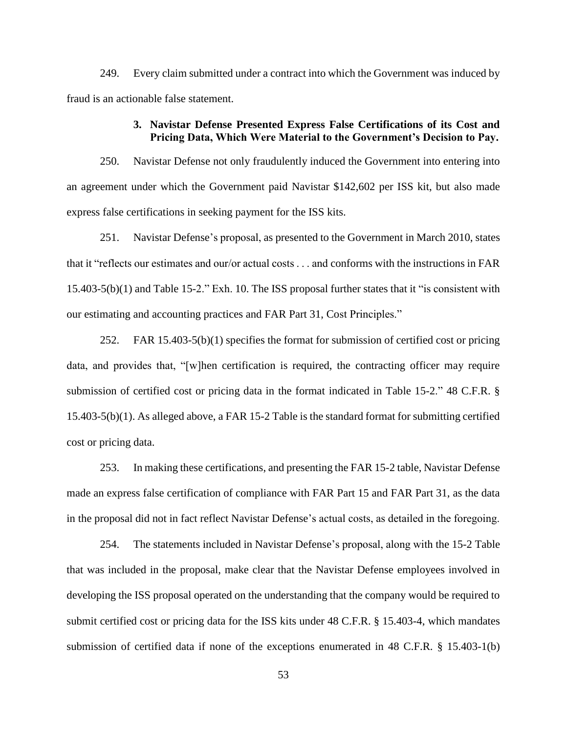249. Every claim submitted under a contract into which the Government was induced by fraud is an actionable false statement.

### 3. Navistar Defense Presented Express False Certifications of its Cost and Pricing Data, Which Were Material to the Government's Decision to Pay.

250. Navistar Defense not only fraudulently induced the Government into entering into an agreement under which the Government paid Navistar $142,602 per ISS kit, but also made express false certifications in seeking payment for the ISS kits.

251. Navistar Defense's proposal, as presented to the Government in March 2010, states that it "reflects our estimates and our/or actual costs . . . and conforms with the instructions in FAR 15.403-5(b)(1) and Table 15-2." Exh. 10. The ISS proposal further states that it "is consistent with our estimating and accounting practices and FAR Part 31, Cost Principles."

252. FAR 15.403-5(b)(1) specifies the format for submission of certified cost or pricing data, and provides that, "[w]hen certification is required, the contracting officer may require submission of certified cost or pricing data in the format indicated in Table 15-2." 48 C.F.R. § 15.403-5(b)(1). As alleged above, a FAR 15-2 Table is the standard format for submitting certified cost or pricing data.

253. In making these certifications, and presenting the FAR 15-2 table, Navistar Defense made an express false certification of compliance with FAR Part 15 and FAR Part 31, as the data in the proposal did not in fact reflect Navistar Defense's actual costs, as detailed in the foregoing.

254. The statements included in Navistar Defense's proposal, along with the 15-2 Table that was included in the proposal, make clear that the Navistar Defense employees involved in developing the ISS proposal operated on the understanding that the company would be required to submit certified cost or pricing data for the ISS kits under 48 C.F.R. § 15.403-4, which mandates submission of certified data if none of the exceptions enumerated in 48 C.F.R. § 15.403-1(b)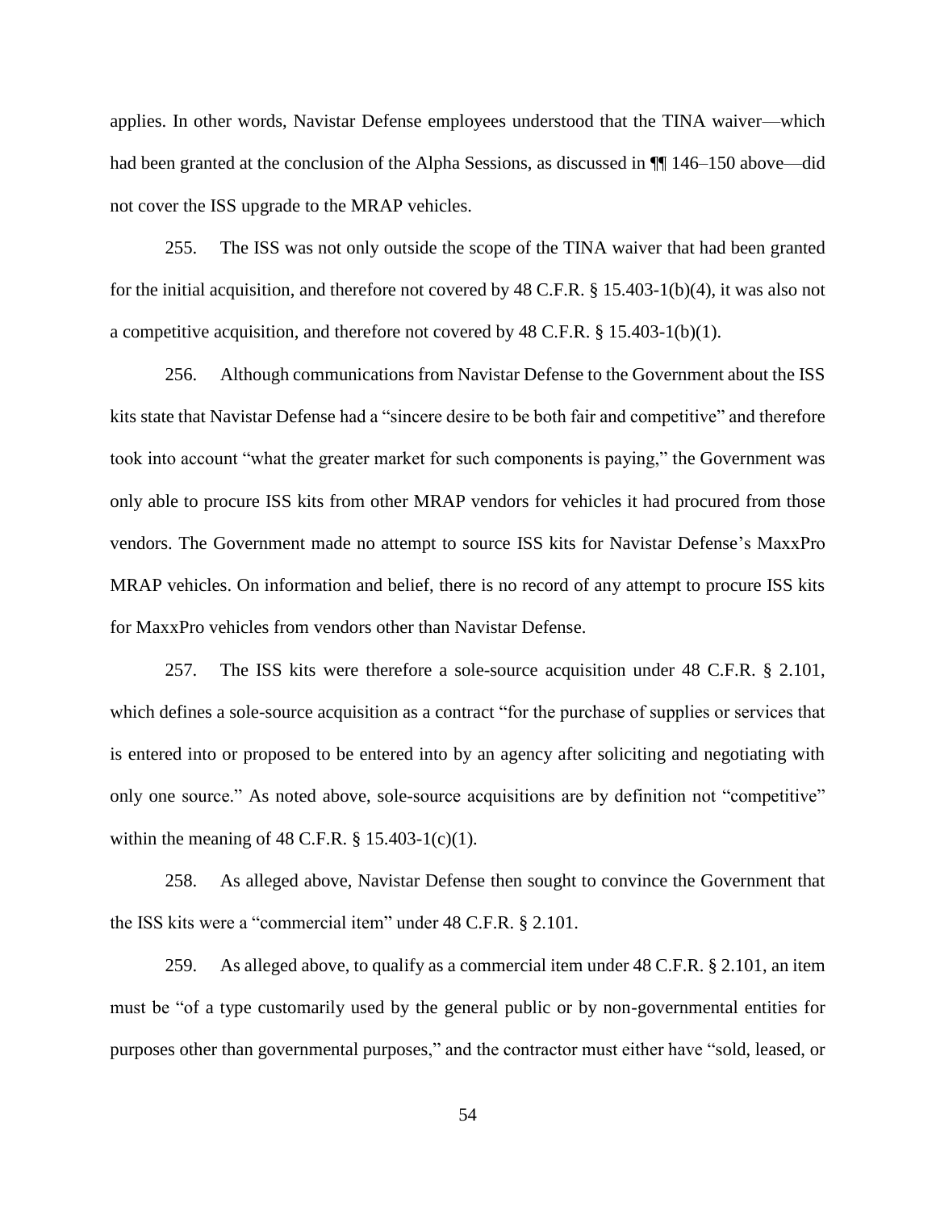applies. In other words, Navistar Defense employees understood that the TINA waiver—which had been granted at the conclusion of the Alpha Sessions, as discussed in ¶¶ 146–150 above—did not cover the ISS upgrade to the MRAP vehicles.

255. The ISS was not only outside the scope of the TINA waiver that had been granted for the initial acquisition, and therefore not covered by 48 C.F.R. § 15.403-1(b)(4), it was also not a competitive acquisition, and therefore not covered by 48 C.F.R. § 15.403-1(b)(1).

256. Although communications from Navistar Defense to the Government about the ISS kits state that Navistar Defense had a "sincere desire to be both fair and competitive" and therefore took into account "what the greater market for such components is paying," the Government was only able to procure ISS kits from other MRAP vendors for vehicles it had procured from those vendors. The Government made no attempt to source ISS kits for Navistar Defense's MaxxPro MRAP vehicles. On information and belief, there is no record of any attempt to procure ISS kits for MaxxPro vehicles from vendors other than Navistar Defense.

257. The ISS kits were therefore a sole-source acquisition under 48 C.F.R. § 2.101, which defines a sole-source acquisition as a contract "for the purchase of supplies or services that is entered into or proposed to be entered into by an agency after soliciting and negotiating with only one source." As noted above, sole-source acquisitions are by definition not "competitive" within the meaning of 48 C.F.R. § 15.403-1(c)(1).

258. As alleged above, Navistar Defense then sought to convince the Government that the ISS kits were a "commercial item" under 48 C.F.R. § 2.101.

259. As alleged above, to qualify as a commercial item under 48 C.F.R. § 2.101, an item must be "of a type customarily used by the general public or by non-governmental entities for purposes other than governmental purposes," and the contractor must either have "sold, leased, or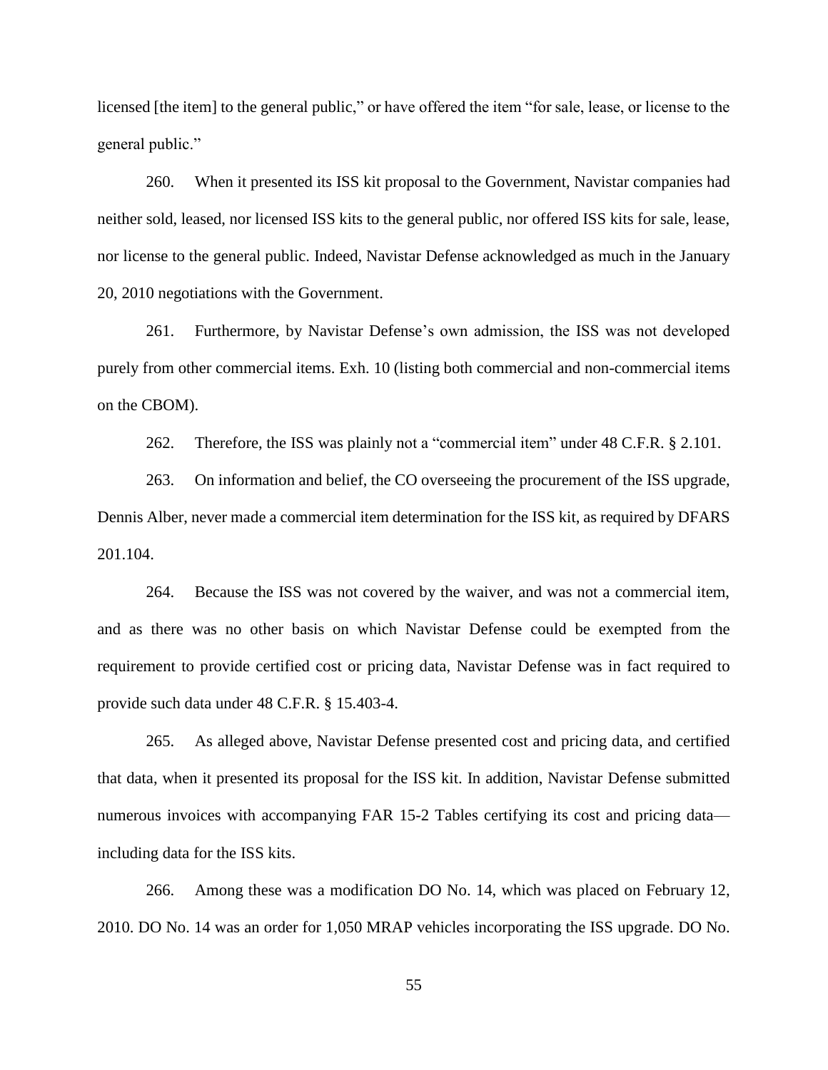licensed [the item] to the general public," or have offered the item "for sale, lease, or license to the general public."

260. When it presented its ISS kit proposal to the Government, Navistar companies had neither sold, leased, nor licensed ISS kits to the general public, nor offered ISS kits for sale, lease, nor license to the general public. Indeed, Navistar Defense acknowledged as much in the January 20, 2010 negotiations with the Government.

261. Furthermore, by Navistar Defense's own admission, the ISS was not developed purely from other commercial items. Exh. 10 (listing both commercial and non-commercial items on the CBOM).

262. Therefore, the ISS was plainly not a "commercial item" under 48 C.F.R. § 2.101.

263. On information and belief, the CO overseeing the procurement of the ISS upgrade, Dennis Alber, never made a commercial item determination for the ISS kit, as required by DFARS 201.104.

264. Because the ISS was not covered by the waiver, and was not a commercial item, and as there was no other basis on which Navistar Defense could be exempted from the requirement to provide certified cost or pricing data, Navistar Defense was in fact required to provide such data under 48 C.F.R. § 15.403-4.

265. As alleged above, Navistar Defense presented cost and pricing data, and certified that data, when it presented its proposal for the ISS kit. In addition, Navistar Defense submitted numerous invoices with accompanying FAR 15-2 Tables certifying its cost and pricing data—including data for the ISS kits.

266. Among these was a modification DO No. 14, which was placed on February 12, 2010. DO No. 14 was an order for 1,050 MRAP vehicles incorporating the ISS upgrade. DO No.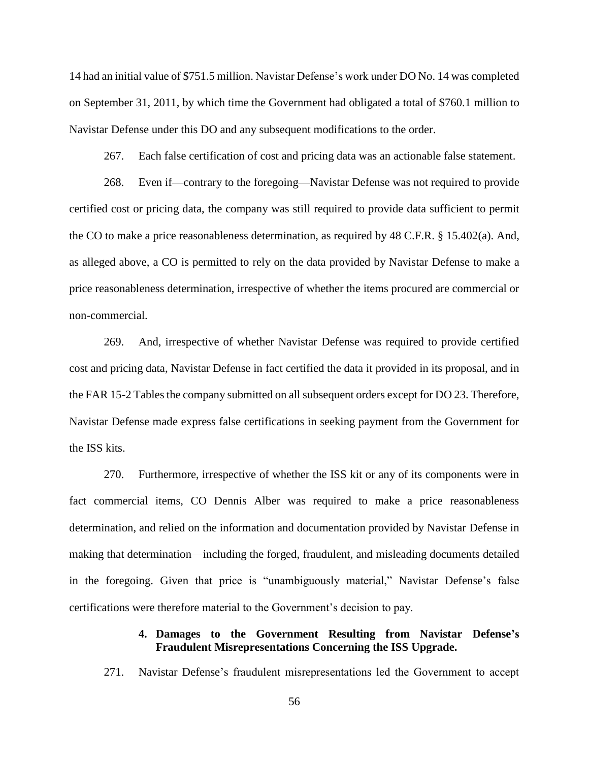14 had an initial value of $751.5 million. Navistar Defense's work under DO No. 14 was completed on September 31, 2011, by which time the Government had obligated a total of $760.1 million to Navistar Defense under this DO and any subsequent modifications to the order.

267. Each false certification of cost and pricing data was an actionable false statement.

268. Even if—contrary to the foregoing—Navistar Defense was not required to provide certified cost or pricing data, the company was still required to provide data sufficient to permit the CO to make a price reasonableness determination, as required by 48 C.F.R. § 15.402(a). And, as alleged above, a CO is permitted to rely on the data provided by Navistar Defense to make a price reasonableness determination, irrespective of whether the items procured are commercial or non-commercial.

269. And, irrespective of whether Navistar Defense was required to provide certified cost and pricing data, Navistar Defense in fact certified the data it provided in its proposal, and in the FAR 15-2 Tables the company submitted on all subsequent orders except for DO 23. Therefore, Navistar Defense made express false certifications in seeking payment from the Government for the ISS kits.

270. Furthermore, irrespective of whether the ISS kit or any of its components were in fact commercial items, CO Dennis Alber was required to make a price reasonableness determination, and relied on the information and documentation provided by Navistar Defense in making that determination—including the forged, fraudulent, and misleading documents detailed in the foregoing. Given that price is "unambiguously material," Navistar Defense's false certifications were therefore material to the Government's decision to pay.

#### 4. Damages to the Government Resulting from Navistar Defense's Fraudulent Misrepresentations Concerning the ISS Upgrade.

271. Navistar Defense's fraudulent misrepresentations led the Government to accept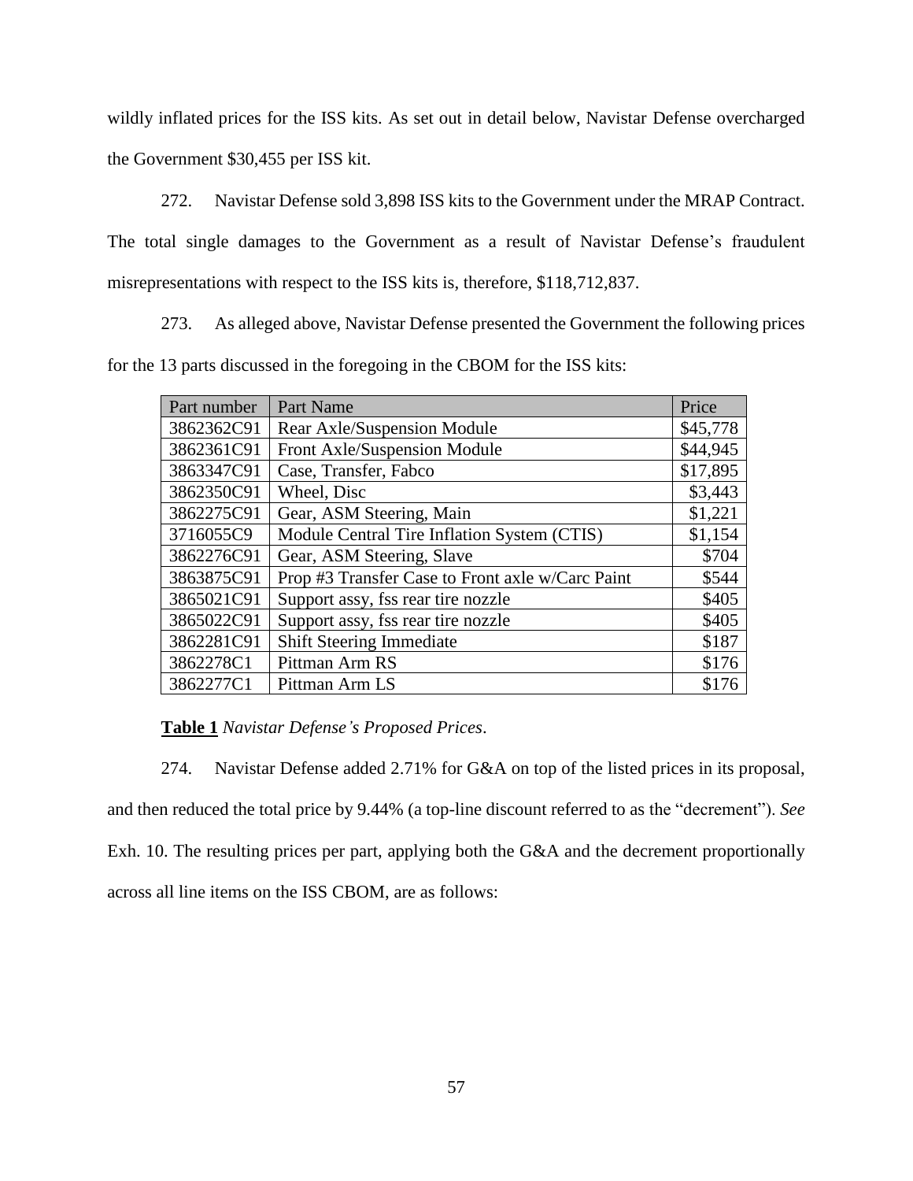wildly inflated prices for the ISS kits. As set out in detail below, Navistar Defense overcharged the Government $30,455 per ISS kit.

272. Navistar Defense sold 3,898 ISS kits to the Government under the MRAP Contract. The total single damages to the Government as a result of Navistar Defense's fraudulent misrepresentations with respect to the ISS kits is, therefore, $118,712,837.

273. As alleged above, Navistar Defense presented the Government the following prices for the 13 parts discussed in the foregoing in the CBOM for the ISS kits:

| Part number | Part Name | Price |
|---|---|---|
| 3862362C91 | Rear Axle/Suspension Module | $45,778 |
| 3862361C91 | Front Axle/Suspension Module | $44,945 |
| 3863347C91 | Case, Transfer, Fabco | $17,895 |
| 3862350C91 | Wheel, Disc | $3,443 |
| 3862275C91 | Gear, ASM Steering, Main | $1,221 |
| 3716055C9 | Module Central Tire Inflation System (CTIS) | $1,154 |
| 3862276C91 | Gear, ASM Steering, Slave | $704 |
| 3863875C91 | Prop #3 Transfer Case to Front axle w/Carc Paint | $544 |
| 3865021C91 | Support assy, fss rear tire nozzle | $405 |
| 3865022C91 | Support assy, fss rear tire nozzle | $405 |
| 3862281C91 | Shift Steering Immediate | $187 |
| 3862278C1 | Pittman Arm RS | $176 |
| 3862277C1 | Pittman Arm LS | $176 |

**Table 1** *Navistar Defense's Proposed Prices*.

274. Navistar Defense added 2.71% for G&A on top of the listed prices in its proposal, and then reduced the total price by 9.44% (a top-line discount referred to as the "decrement"). *See* Exh. 10. The resulting prices per part, applying both the G&A and the decrement proportionally across all line items on the ISS CBOM, are as follows: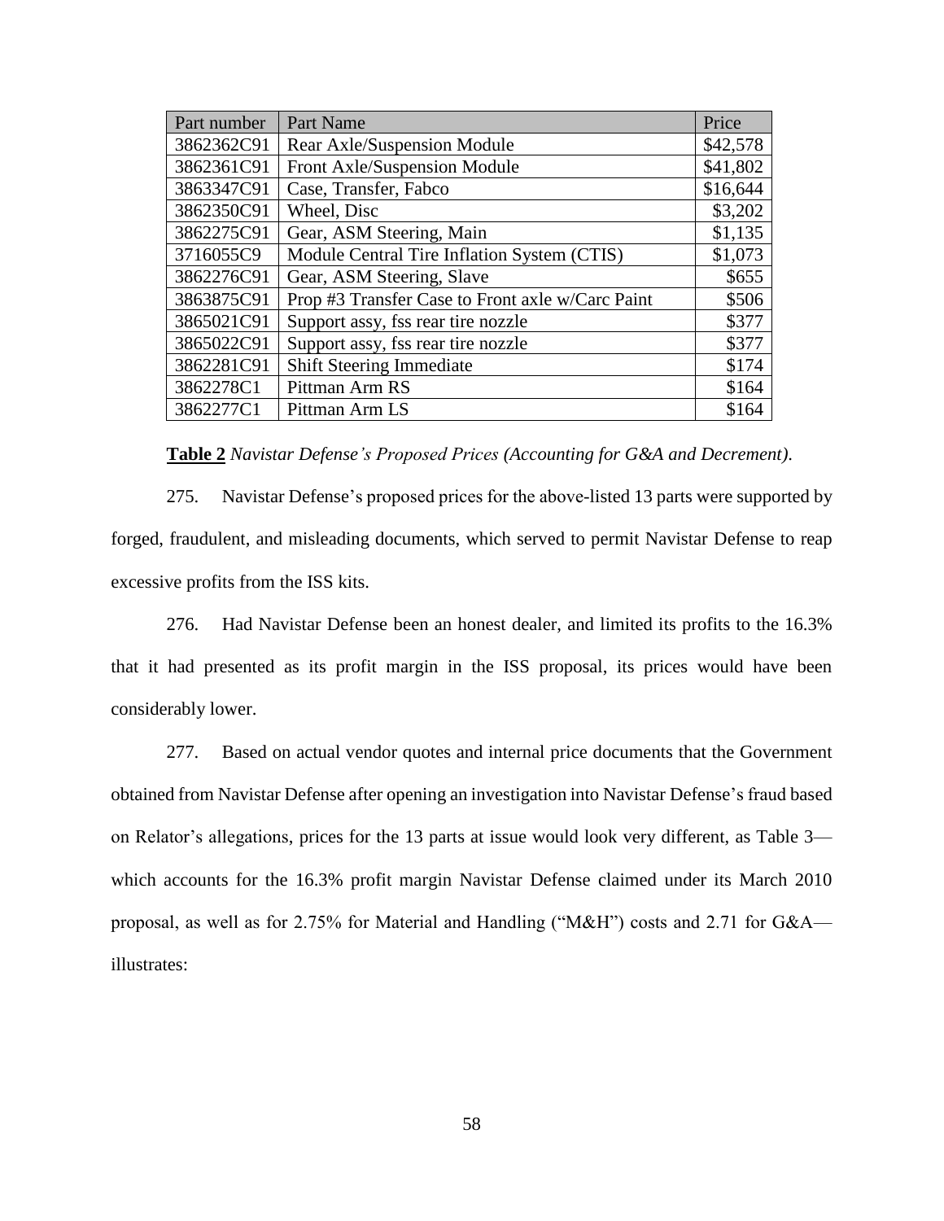| Part number | Part Name | Price |
|---|---|---|
| 3862362C91 | Rear Axle/Suspension Module | $42,578 |
| 3862361C91 | Front Axle/Suspension Module | $41,802 |
| 3863347C91 | Case, Transfer, Fabco | $16,644 |
| 3862350C91 | Wheel, Disc | $3,202 |
| 3862275C91 | Gear, ASM Steering, Main | $1,135 |
| 3716055C9 | Module Central Tire Inflation System (CTIS) | $1,073 |
| 3862276C91 | Gear, ASM Steering, Slave | $655 |
| 3863875C91 | Prop #3 Transfer Case to Front axle w/Carc Paint | $506 |
| 3865021C91 | Support assy, fss rear tire nozzle | $377 |
| 3865022C91 | Support assy, fss rear tire nozzle | $377 |
| 3862281C91 | Shift Steering Immediate | $174 |
| 3862278C1 | Pittman Arm RS | $164 |
| 3862277C1 | Pittman Arm LS | $164 |

**Table 2** *Navistar Defense's Proposed Prices (Accounting for G&A and Decrement).*

275. Navistar Defense's proposed prices for the above-listed 13 parts were supported by forged, fraudulent, and misleading documents, which served to permit Navistar Defense to reap excessive profits from the ISS kits.

276. Had Navistar Defense been an honest dealer, and limited its profits to the 16.3% that it had presented as its profit margin in the ISS proposal, its prices would have been considerably lower.

277. Based on actual vendor quotes and internal price documents that the Government obtained from Navistar Defense after opening an investigation into Navistar Defense's fraud based on Relator's allegations, prices for the 13 parts at issue would look very different, as Table 3—which accounts for the 16.3% profit margin Navistar Defense claimed under its March 2010 proposal, as well as for 2.75% for Material and Handling ("M&H") costs and 2.71 for G&A—illustrates: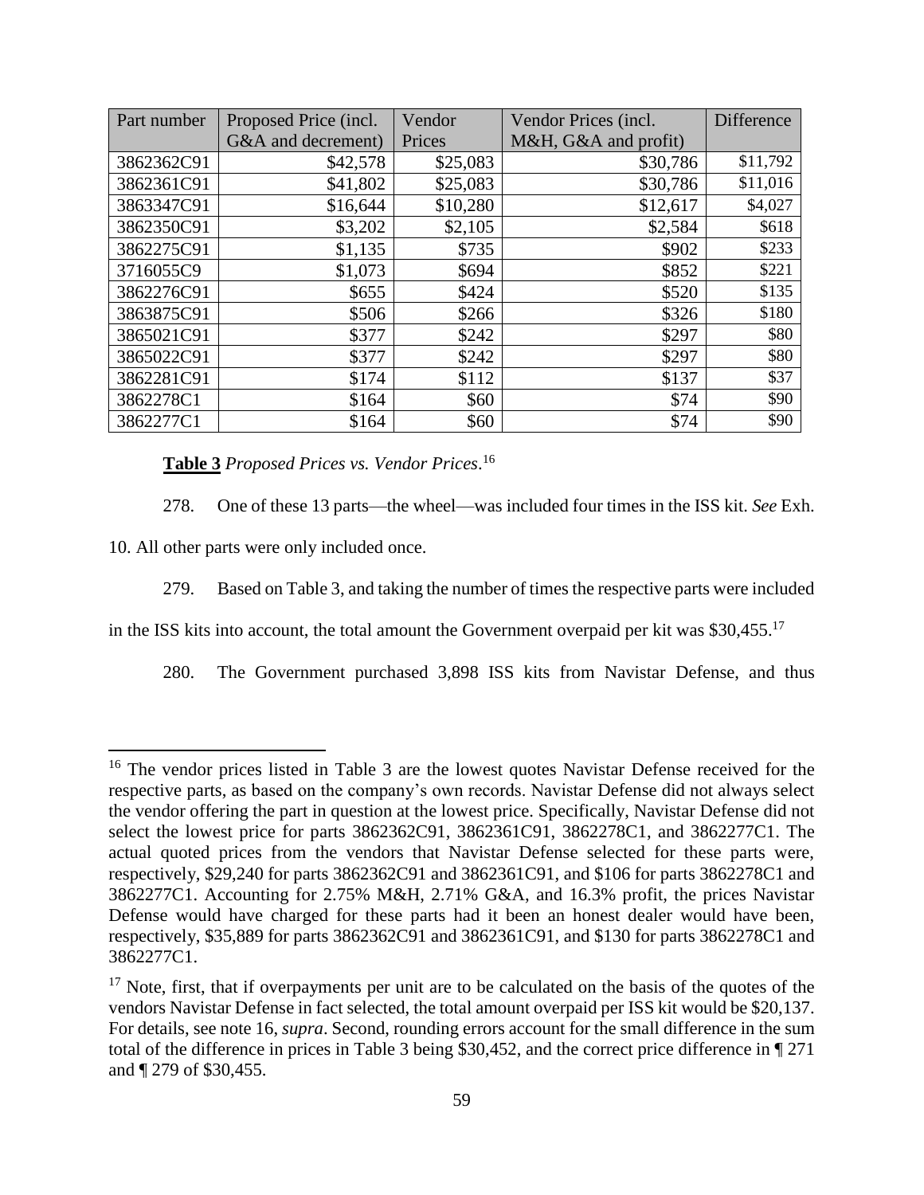| Part number | Proposed Price (incl. G&A and decrement) | Vendor Prices | Vendor Prices (incl. M&H, G&A and profit) | Difference |
|---|---|---|---|---|
| 3862362C91 | $42,578 | $25,083 | $30,786 | $11,792 |
| 3862361C91 | $41,802 | $25,083 | $30,786 | $11,016 |
| 3863347C91 | $16,644 | $10,280 | $12,617 | $4,027 |
| 3862350C91 | $3,202 | $2,105 | $2,584 | $618 |
| 3862275C91 | $1,135 | $735 | $902 | $233 |
| 3716055C9 | $1,073 | $694 | $852 | $221 |
| 3862276C91 | $655 | $424 | $520 | $135 |
| 3863875C91 | $506 | $266 | $326 | $180 |
| 3865021C91 | $377 | $242 | $297 | $80 |
| 3865022C91 | $377 | $242 | $297 | $80 |
| 3862281C91 | $174 | $112 | $137 | $37 |
| 3862278C1 | $164 | $60 | $74 | $90 |
| 3862277C1 | $164 | $60 | $74 | $90 |

**Table 3** *Proposed Prices vs. Vendor Prices*.[16]

278. One of these 13 parts—the wheel—was included four times in the ISS kit. *See* Exh. 10. All other parts were only included once.

279. Based on Table 3, and taking the number of times the respective parts were included in the ISS kits into account, the total amount the Government overpaid per kit was $30,455.[17]

280. The Government purchased 3,898 ISS kits from Navistar Defense, and thus

---

[16] The vendor prices listed in Table 3 are the lowest quotes Navistar Defense received for the respective parts, as based on the company's own records. Navistar Defense did not always select the vendor offering the part in question at the lowest price. Specifically, Navistar Defense did not select the lowest price for parts 3862362C91, 3862361C91, 3862278C1, and 3862277C1. The actual quoted prices from the vendors that Navistar Defense selected for these parts were, respectively, $29,240 for parts 3862362C91 and 3862361C91, and $106 for parts 3862278C1 and 3862277C1. Accounting for 2.75% M&H, 2.71% G&A, and 16.3% profit, the prices Navistar Defense would have charged for these parts had it been an honest dealer would have been, respectively, $35,889 for parts 3862362C91 and 3862361C91, and $130 for parts 3862278C1 and 3862277C1.

[17] Note, first, that if overpayments per unit are to be calculated on the basis of the quotes of the vendors Navistar Defense in fact selected, the total amount overpaid per ISS kit would be $20,137. For details, see note 16, *supra*. Second, rounding errors account for the small difference in the sum total of the difference in prices in Table 3 being $30,452, and the correct price difference in ¶ 271 and ¶ 279 of $30,455.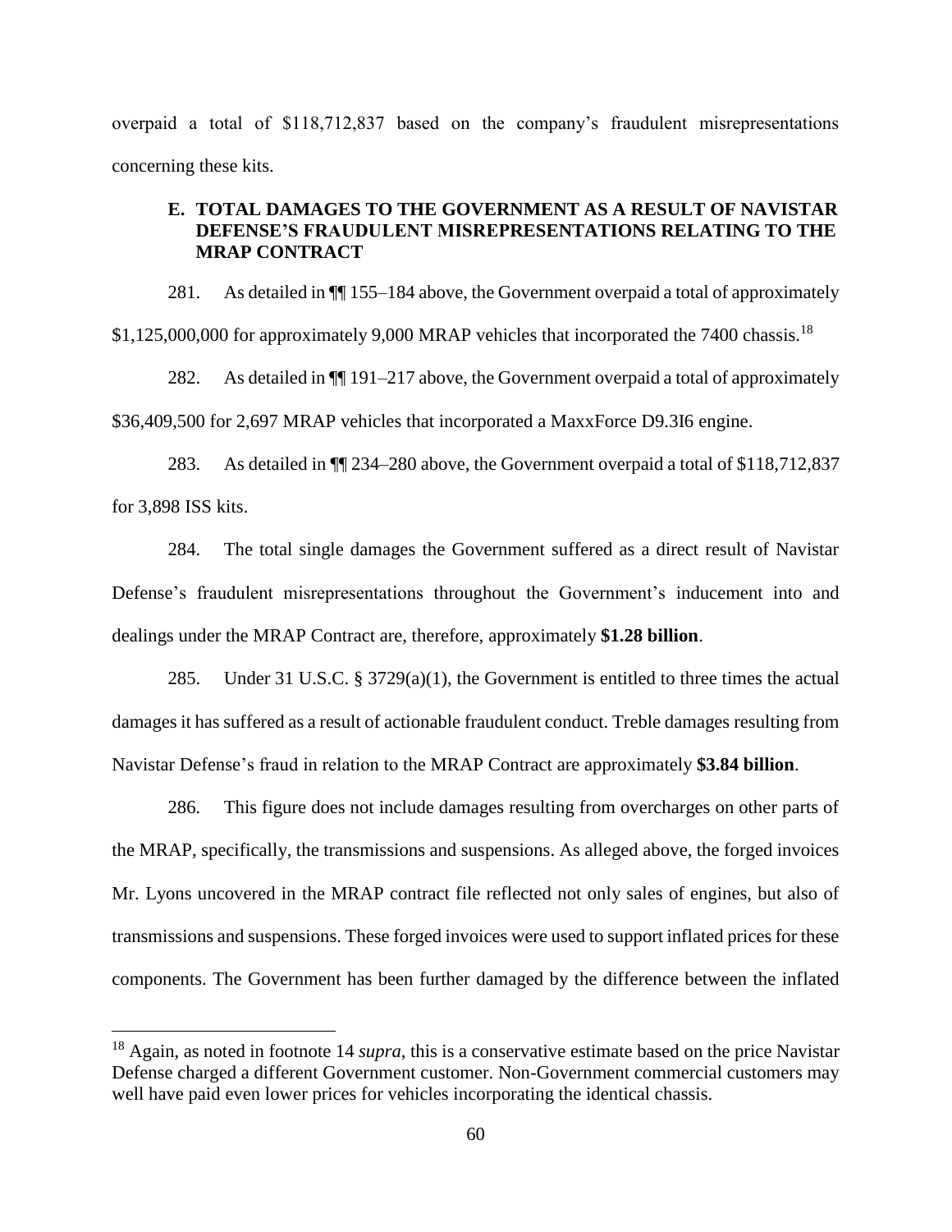overpaid a total of $118,712,837 based on the company's fraudulent misrepresentations concerning these kits.

### E. TOTAL DAMAGES TO THE GOVERNMENT AS A RESULT OF NAVISTAR DEFENSE'S FRAUDULENT MISREPRESENTATIONS RELATING TO THE MRAP CONTRACT

281. As detailed in ¶¶ 155–184 above, the Government overpaid a total of approximately $1,125,000,000 for approximately 9,000 MRAP vehicles that incorporated the 7400 chassis.[18]

282. As detailed in ¶¶ 191–217 above, the Government overpaid a total of approximately $36,409,500 for 2,697 MRAP vehicles that incorporated a MaxxForce D9.3I6 engine.

283. As detailed in ¶¶ 234–280 above, the Government overpaid a total of $118,712,837 for 3,898 ISS kits.

284. The total single damages the Government suffered as a direct result of Navistar Defense's fraudulent misrepresentations throughout the Government's inducement into and dealings under the MRAP Contract are, therefore, approximately **$1.28 billion**.

285. Under 31 U.S.C. § 3729(a)(1), the Government is entitled to three times the actual damages it has suffered as a result of actionable fraudulent conduct. Treble damages resulting from Navistar Defense's fraud in relation to the MRAP Contract are approximately **$3.84 billion**.

286. This figure does not include damages resulting from overcharges on other parts of the MRAP, specifically, the transmissions and suspensions. As alleged above, the forged invoices Mr. Lyons uncovered in the MRAP contract file reflected not only sales of engines, but also of transmissions and suspensions. These forged invoices were used to support inflated prices for these components. The Government has been further damaged by the difference between the inflated

[18] Again, as noted in footnote 14 *supra*, this is a conservative estimate based on the price Navistar Defense charged a different Government customer. Non-Government commercial customers may well have paid even lower prices for vehicles incorporating the identical chassis.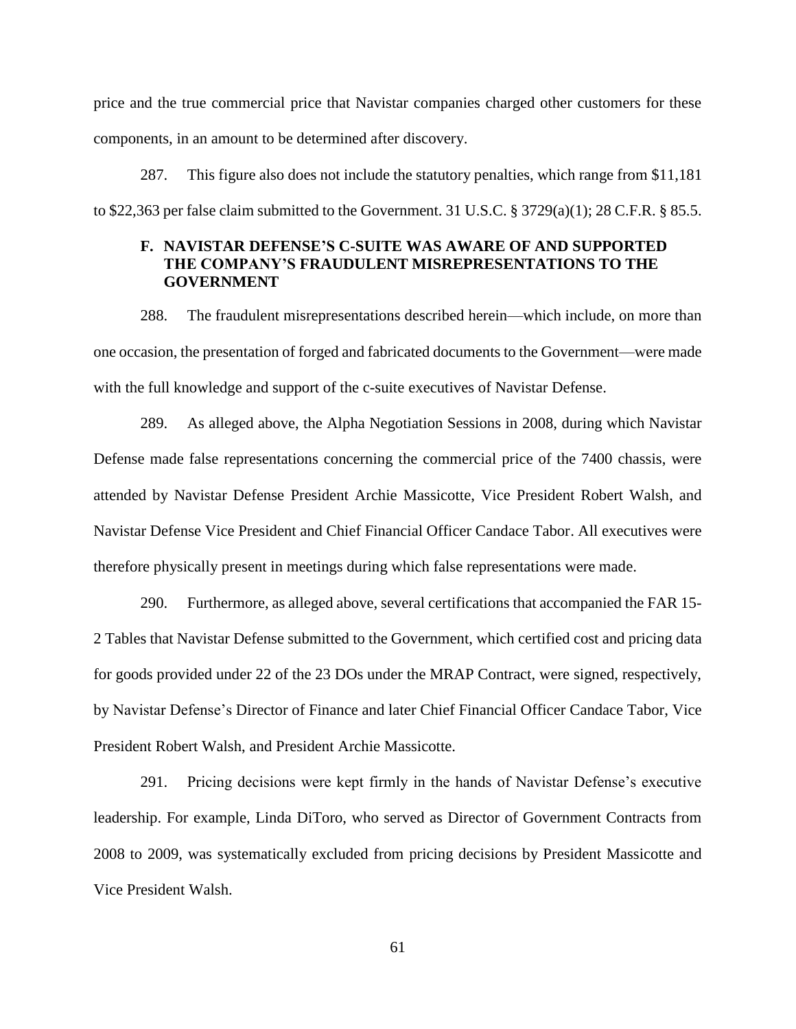price and the true commercial price that Navistar companies charged other customers for these components, in an amount to be determined after discovery.

287. This figure also does not include the statutory penalties, which range from $11,181 to $22,363 per false claim submitted to the Government. 31 U.S.C. § 3729(a)(1); 28 C.F.R. § 85.5.

### F. NAVISTAR DEFENSE'S C-SUITE WAS AWARE OF AND SUPPORTED THE COMPANY'S FRAUDULENT MISREPRESENTATIONS TO THE GOVERNMENT

288. The fraudulent misrepresentations described herein—which include, on more than one occasion, the presentation of forged and fabricated documents to the Government—were made with the full knowledge and support of the c-suite executives of Navistar Defense.

289. As alleged above, the Alpha Negotiation Sessions in 2008, during which Navistar Defense made false representations concerning the commercial price of the 7400 chassis, were attended by Navistar Defense President Archie Massicotte, Vice President Robert Walsh, and Navistar Defense Vice President and Chief Financial Officer Candace Tabor. All executives were therefore physically present in meetings during which false representations were made.

290. Furthermore, as alleged above, several certifications that accompanied the FAR 15-2 Tables that Navistar Defense submitted to the Government, which certified cost and pricing data for goods provided under 22 of the 23 DOs under the MRAP Contract, were signed, respectively, by Navistar Defense's Director of Finance and later Chief Financial Officer Candace Tabor, Vice President Robert Walsh, and President Archie Massicotte.

291. Pricing decisions were kept firmly in the hands of Navistar Defense's executive leadership. For example, Linda DiToro, who served as Director of Government Contracts from 2008 to 2009, was systematically excluded from pricing decisions by President Massicotte and Vice President Walsh.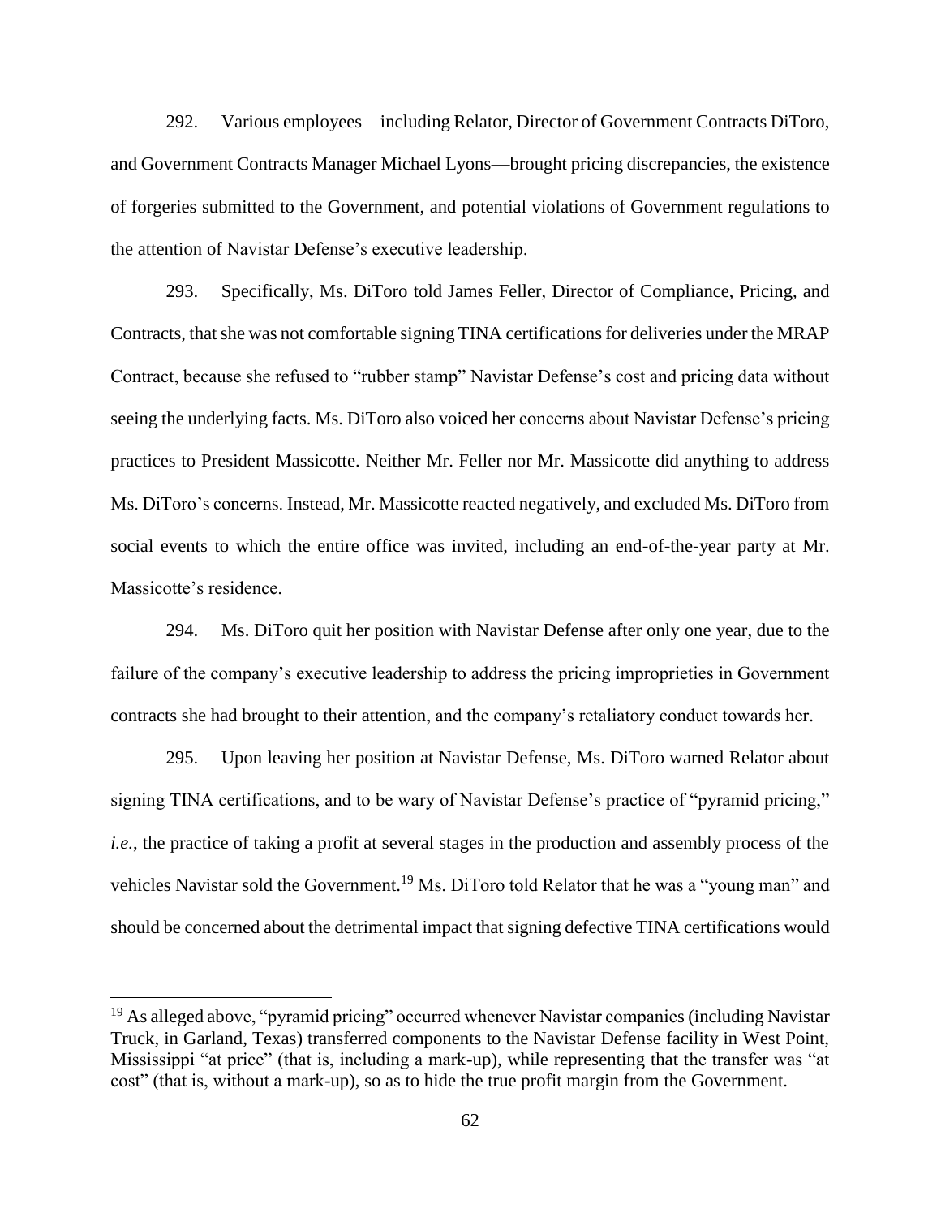292. Various employees—including Relator, Director of Government Contracts DiToro, and Government Contracts Manager Michael Lyons—brought pricing discrepancies, the existence of forgeries submitted to the Government, and potential violations of Government regulations to the attention of Navistar Defense's executive leadership.

293. Specifically, Ms. DiToro told James Feller, Director of Compliance, Pricing, and Contracts, that she was not comfortable signing TINA certifications for deliveries under the MRAP Contract, because she refused to "rubber stamp" Navistar Defense's cost and pricing data without seeing the underlying facts. Ms. DiToro also voiced her concerns about Navistar Defense's pricing practices to President Massicotte. Neither Mr. Feller nor Mr. Massicotte did anything to address Ms. DiToro's concerns. Instead, Mr. Massicotte reacted negatively, and excluded Ms. DiToro from social events to which the entire office was invited, including an end-of-the-year party at Mr. Massicotte's residence.

294. Ms. DiToro quit her position with Navistar Defense after only one year, due to the failure of the company's executive leadership to address the pricing improprieties in Government contracts she had brought to their attention, and the company's retaliatory conduct towards her.

295. Upon leaving her position at Navistar Defense, Ms. DiToro warned Relator about signing TINA certifications, and to be wary of Navistar Defense's practice of "pyramid pricing," *i.e.*, the practice of taking a profit at several stages in the production and assembly process of the vehicles Navistar sold the Government.[19] Ms. DiToro told Relator that he was a "young man" and should be concerned about the detrimental impact that signing defective TINA certifications would

---

[19] As alleged above, "pyramid pricing" occurred whenever Navistar companies (including Navistar Truck, in Garland, Texas) transferred components to the Navistar Defense facility in West Point, Mississippi "at price" (that is, including a mark-up), while representing that the transfer was "at cost" (that is, without a mark-up), so as to hide the true profit margin from the Government.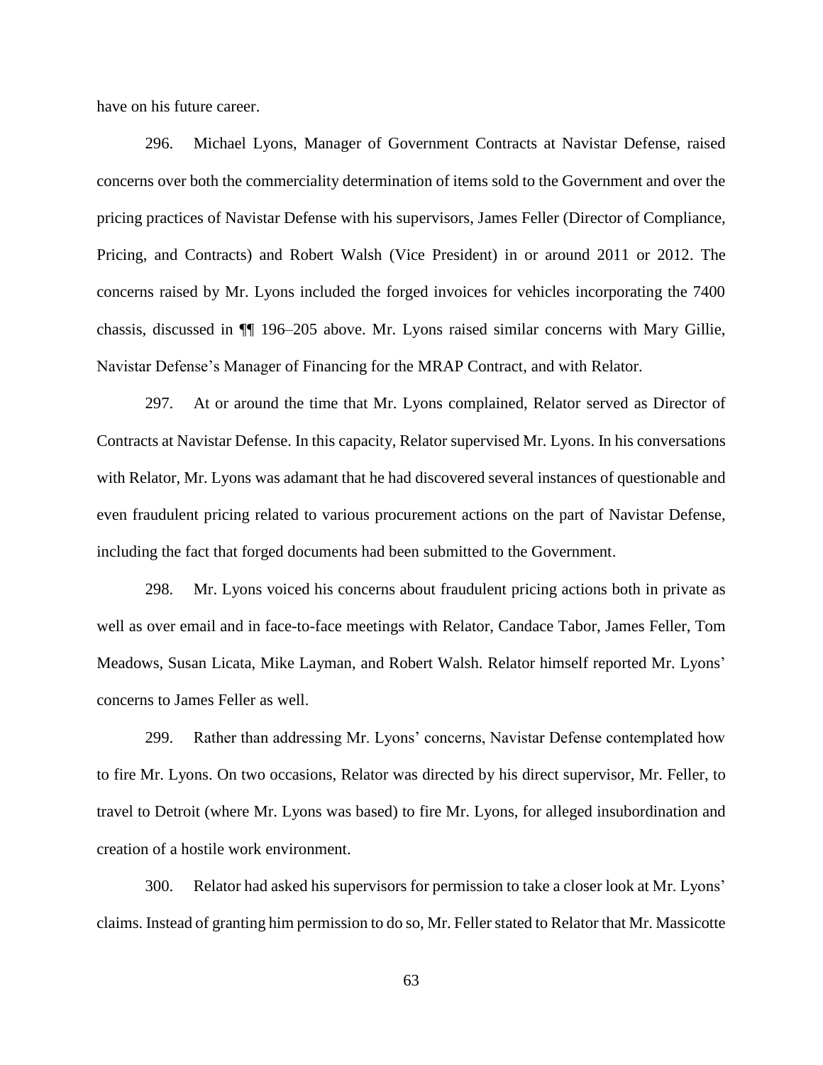have on his future career.

296. Michael Lyons, Manager of Government Contracts at Navistar Defense, raised concerns over both the commerciality determination of items sold to the Government and over the pricing practices of Navistar Defense with his supervisors, James Feller (Director of Compliance, Pricing, and Contracts) and Robert Walsh (Vice President) in or around 2011 or 2012. The concerns raised by Mr. Lyons included the forged invoices for vehicles incorporating the 7400 chassis, discussed in ¶¶ 196–205 above. Mr. Lyons raised similar concerns with Mary Gillie, Navistar Defense's Manager of Financing for the MRAP Contract, and with Relator.

297. At or around the time that Mr. Lyons complained, Relator served as Director of Contracts at Navistar Defense. In this capacity, Relator supervised Mr. Lyons. In his conversations with Relator, Mr. Lyons was adamant that he had discovered several instances of questionable and even fraudulent pricing related to various procurement actions on the part of Navistar Defense, including the fact that forged documents had been submitted to the Government.

298. Mr. Lyons voiced his concerns about fraudulent pricing actions both in private as well as over email and in face-to-face meetings with Relator, Candace Tabor, James Feller, Tom Meadows, Susan Licata, Mike Layman, and Robert Walsh. Relator himself reported Mr. Lyons' concerns to James Feller as well.

299. Rather than addressing Mr. Lyons' concerns, Navistar Defense contemplated how to fire Mr. Lyons. On two occasions, Relator was directed by his direct supervisor, Mr. Feller, to travel to Detroit (where Mr. Lyons was based) to fire Mr. Lyons, for alleged insubordination and creation of a hostile work environment.

300. Relator had asked his supervisors for permission to take a closer look at Mr. Lyons' claims. Instead of granting him permission to do so, Mr. Feller stated to Relator that Mr. Massicotte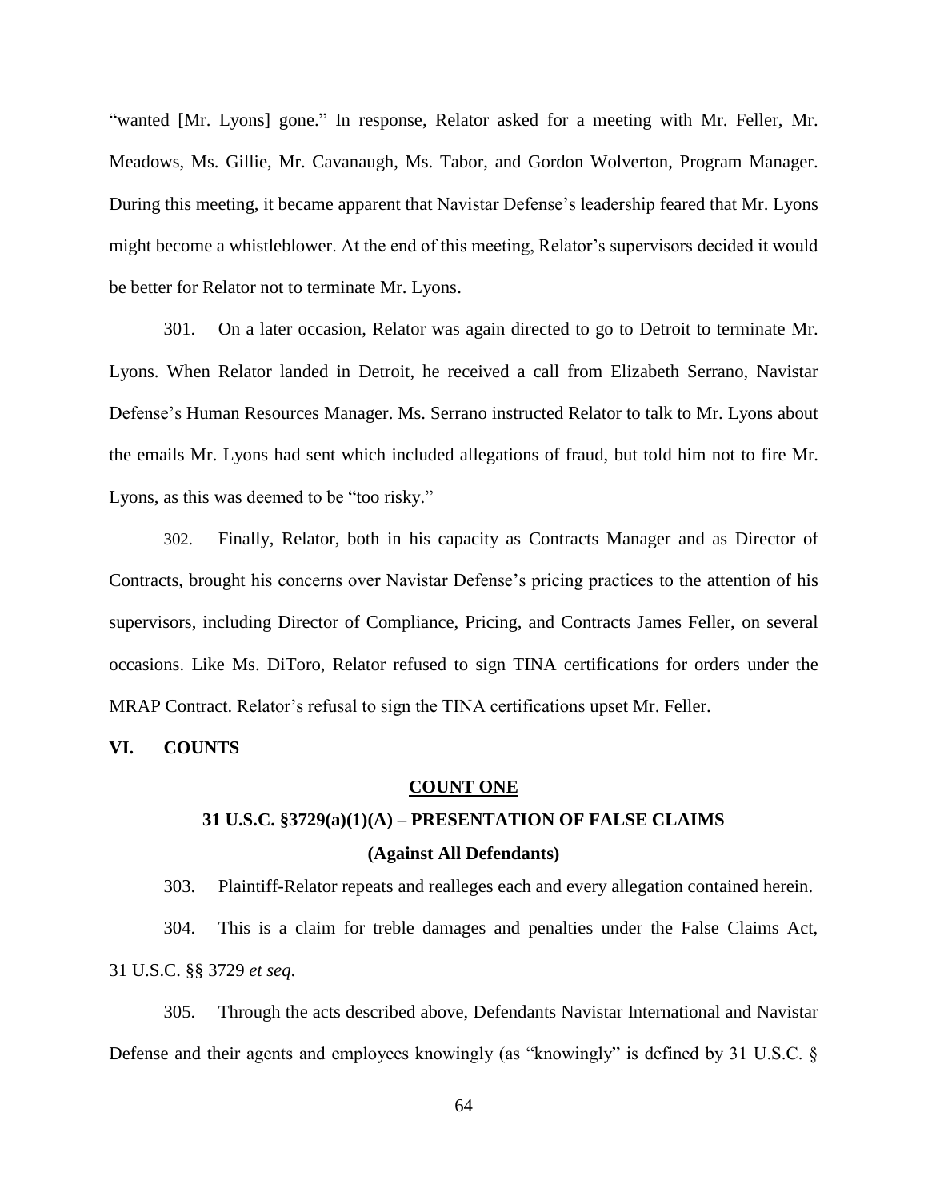"wanted [Mr. Lyons] gone." In response, Relator asked for a meeting with Mr. Feller, Mr. Meadows, Ms. Gillie, Mr. Cavanaugh, Ms. Tabor, and Gordon Wolverton, Program Manager. During this meeting, it became apparent that Navistar Defense's leadership feared that Mr. Lyons might become a whistleblower. At the end of this meeting, Relator's supervisors decided it would be better for Relator not to terminate Mr. Lyons.

301. On a later occasion, Relator was again directed to go to Detroit to terminate Mr. Lyons. When Relator landed in Detroit, he received a call from Elizabeth Serrano, Navistar Defense's Human Resources Manager. Ms. Serrano instructed Relator to talk to Mr. Lyons about the emails Mr. Lyons had sent which included allegations of fraud, but told him not to fire Mr. Lyons, as this was deemed to be "too risky."

302. Finally, Relator, both in his capacity as Contracts Manager and as Director of Contracts, brought his concerns over Navistar Defense's pricing practices to the attention of his supervisors, including Director of Compliance, Pricing, and Contracts James Feller, on several occasions. Like Ms. DiToro, Relator refused to sign TINA certifications for orders under the MRAP Contract. Relator's refusal to sign the TINA certifications upset Mr. Feller.

## VI. COUNTS

### COUNT ONE

### 31 U.S.C. §3729(a)(1)(A) – PRESENTATION OF FALSE CLAIMS

### (Against All Defendants)

303. Plaintiff-Relator repeats and realleges each and every allegation contained herein.

304. This is a claim for treble damages and penalties under the False Claims Act, 31 U.S.C. §§ 3729 *et seq.*

305. Through the acts described above, Defendants Navistar International and Navistar Defense and their agents and employees knowingly (as "knowingly" is defined by 31 U.S.C. §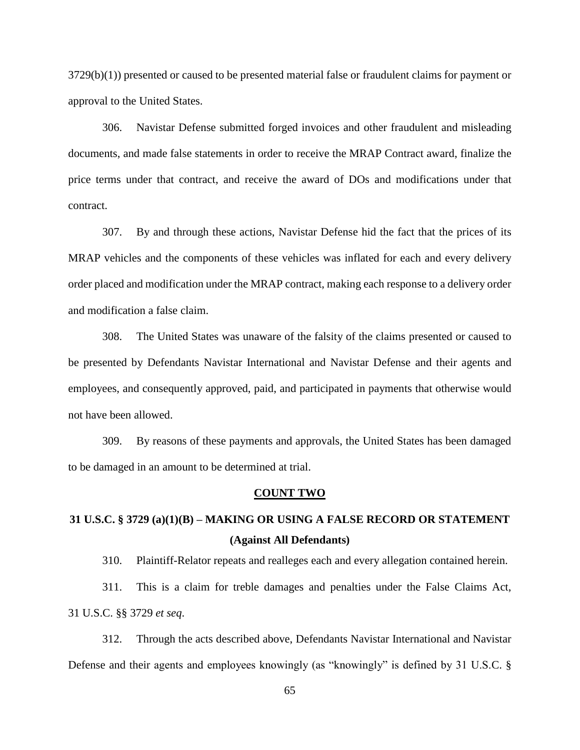3729(b)(1)) presented or caused to be presented material false or fraudulent claims for payment or approval to the United States.

306. Navistar Defense submitted forged invoices and other fraudulent and misleading documents, and made false statements in order to receive the MRAP Contract award, finalize the price terms under that contract, and receive the award of DOs and modifications under that contract.

307. By and through these actions, Navistar Defense hid the fact that the prices of its MRAP vehicles and the components of these vehicles was inflated for each and every delivery order placed and modification under the MRAP contract, making each response to a delivery order and modification a false claim.

308. The United States was unaware of the falsity of the claims presented or caused to be presented by Defendants Navistar International and Navistar Defense and their agents and employees, and consequently approved, paid, and participated in payments that otherwise would not have been allowed.

309. By reasons of these payments and approvals, the United States has been damaged to be damaged in an amount to be determined at trial.

## COUNT TWO

## 31 U.S.C. § 3729 (a)(1)(B) – MAKING OR USING A FALSE RECORD OR STATEMENT (Against All Defendants)

310. Plaintiff-Relator repeats and realleges each and every allegation contained herein.

311. This is a claim for treble damages and penalties under the False Claims Act, 31 U.S.C. §§ 3729 *et seq.*

312. Through the acts described above, Defendants Navistar International and Navistar Defense and their agents and employees knowingly (as "knowingly" is defined by 31 U.S.C. §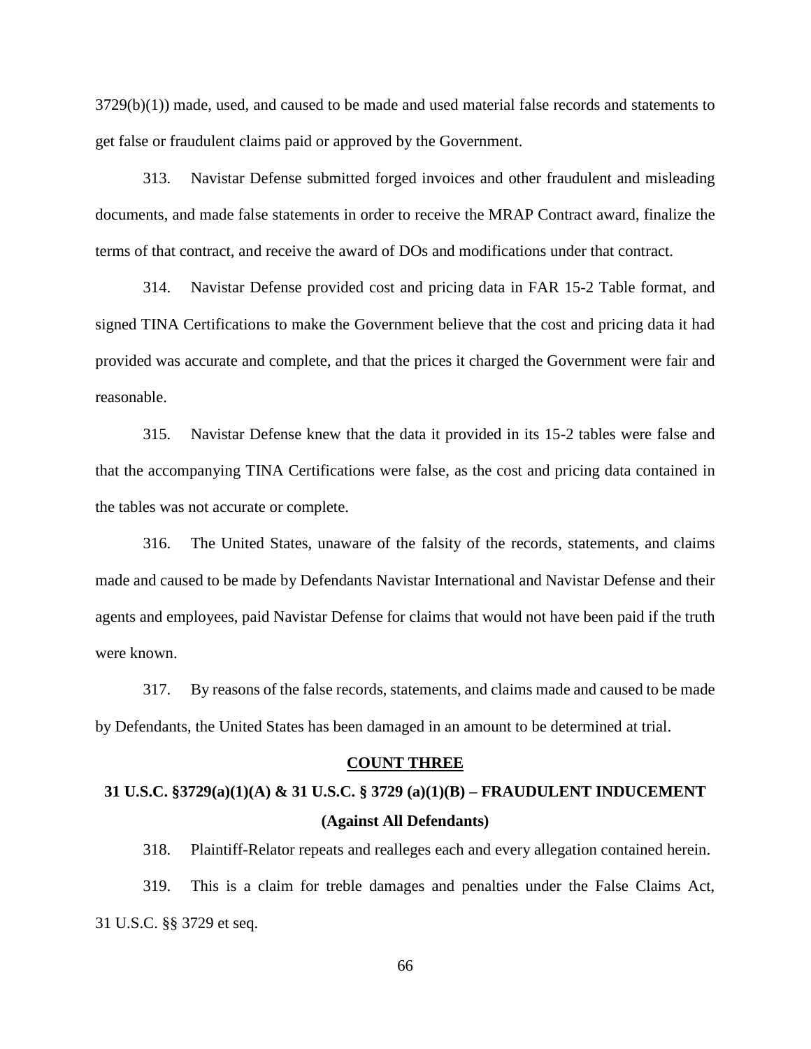3729(b)(1)) made, used, and caused to be made and used material false records and statements to get false or fraudulent claims paid or approved by the Government.

313. Navistar Defense submitted forged invoices and other fraudulent and misleading documents, and made false statements in order to receive the MRAP Contract award, finalize the terms of that contract, and receive the award of DOs and modifications under that contract.

314. Navistar Defense provided cost and pricing data in FAR 15-2 Table format, and signed TINA Certifications to make the Government believe that the cost and pricing data it had provided was accurate and complete, and that the prices it charged the Government were fair and reasonable.

315. Navistar Defense knew that the data it provided in its 15-2 tables were false and that the accompanying TINA Certifications were false, as the cost and pricing data contained in the tables was not accurate or complete.

316. The United States, unaware of the falsity of the records, statements, and claims made and caused to be made by Defendants Navistar International and Navistar Defense and their agents and employees, paid Navistar Defense for claims that would not have been paid if the truth were known.

317. By reasons of the false records, statements, and claims made and caused to be made by Defendants, the United States has been damaged in an amount to be determined at trial.

## COUNT THREE

### 31 U.S.C. §3729(a)(1)(A) & 31 U.S.C. § 3729 (a)(1)(B) – FRAUDULENT INDUCEMENT (Against All Defendants)

318. Plaintiff-Relator repeats and realleges each and every allegation contained herein.

319. This is a claim for treble damages and penalties under the False Claims Act, 31 U.S.C. §§ 3729 et seq.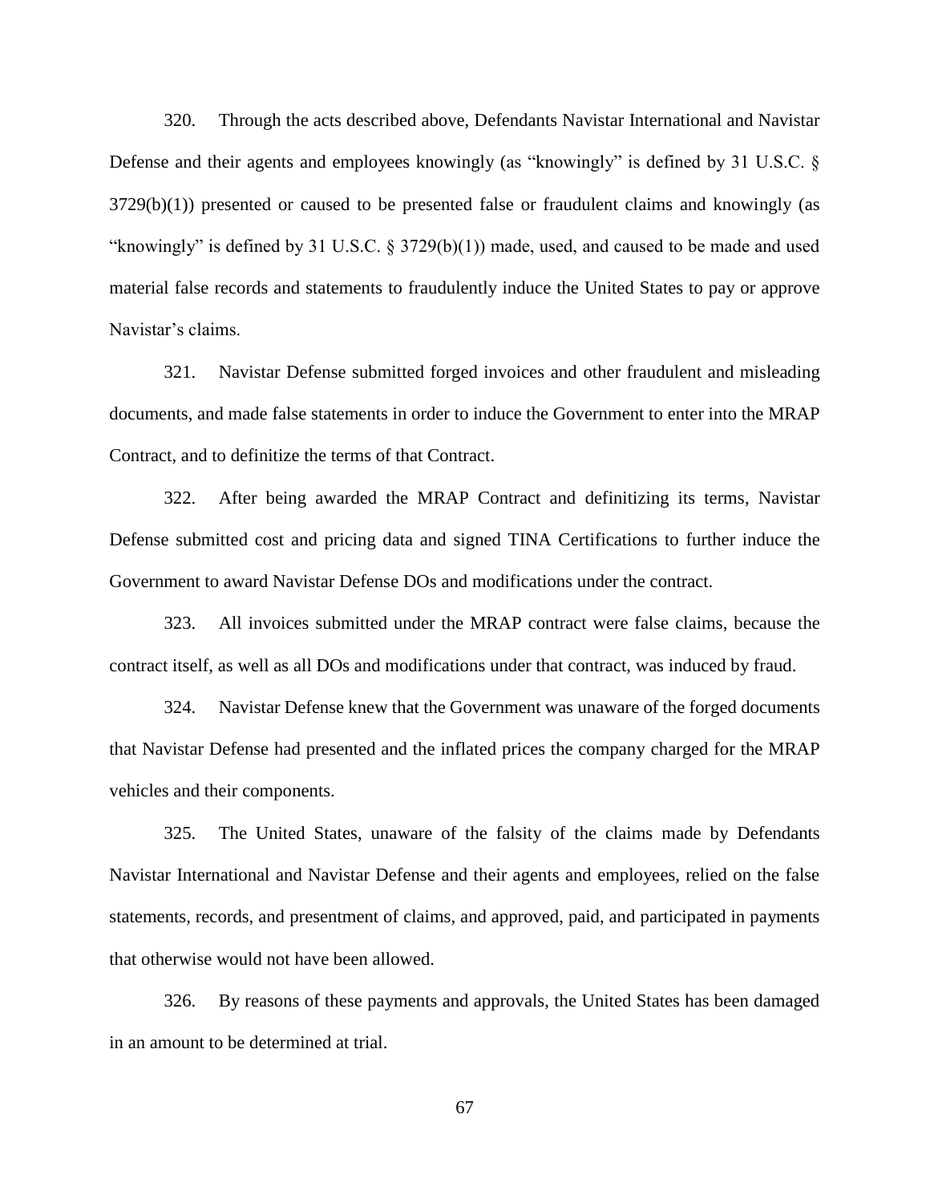320. Through the acts described above, Defendants Navistar International and Navistar Defense and their agents and employees knowingly (as "knowingly" is defined by 31 U.S.C. § 3729(b)(1)) presented or caused to be presented false or fraudulent claims and knowingly (as "knowingly" is defined by 31 U.S.C. § 3729(b)(1)) made, used, and caused to be made and used material false records and statements to fraudulently induce the United States to pay or approve Navistar's claims.

321. Navistar Defense submitted forged invoices and other fraudulent and misleading documents, and made false statements in order to induce the Government to enter into the MRAP Contract, and to definitize the terms of that Contract.

322. After being awarded the MRAP Contract and definitizing its terms, Navistar Defense submitted cost and pricing data and signed TINA Certifications to further induce the Government to award Navistar Defense DOs and modifications under the contract.

323. All invoices submitted under the MRAP contract were false claims, because the contract itself, as well as all DOs and modifications under that contract, was induced by fraud.

324. Navistar Defense knew that the Government was unaware of the forged documents that Navistar Defense had presented and the inflated prices the company charged for the MRAP vehicles and their components.

325. The United States, unaware of the falsity of the claims made by Defendants Navistar International and Navistar Defense and their agents and employees, relied on the false statements, records, and presentment of claims, and approved, paid, and participated in payments that otherwise would not have been allowed.

326. By reasons of these payments and approvals, the United States has been damaged in an amount to be determined at trial.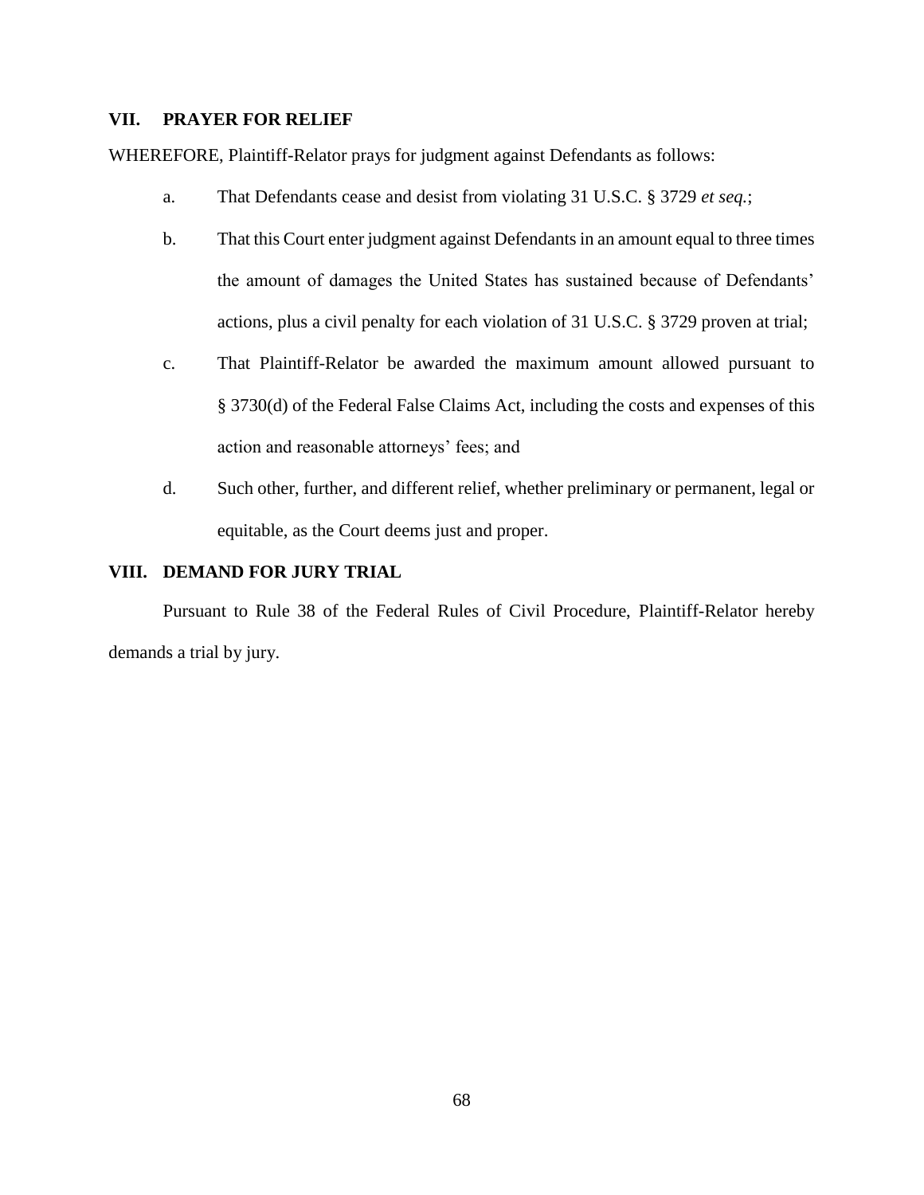## VII. PRAYER FOR RELIEF

WHEREFORE, Plaintiff-Relator prays for judgment against Defendants as follows:

a. That Defendants cease and desist from violating 31 U.S.C. § 3729 *et seq.*;

b. That this Court enter judgment against Defendants in an amount equal to three times the amount of damages the United States has sustained because of Defendants' actions, plus a civil penalty for each violation of 31 U.S.C. § 3729 proven at trial;

c. That Plaintiff-Relator be awarded the maximum amount allowed pursuant to § 3730(d) of the Federal False Claims Act, including the costs and expenses of this action and reasonable attorneys' fees; and

d. Such other, further, and different relief, whether preliminary or permanent, legal or equitable, as the Court deems just and proper.

## VIII. DEMAND FOR JURY TRIAL

Pursuant to Rule 38 of the Federal Rules of Civil Procedure, Plaintiff-Relator hereby demands a trial by jury.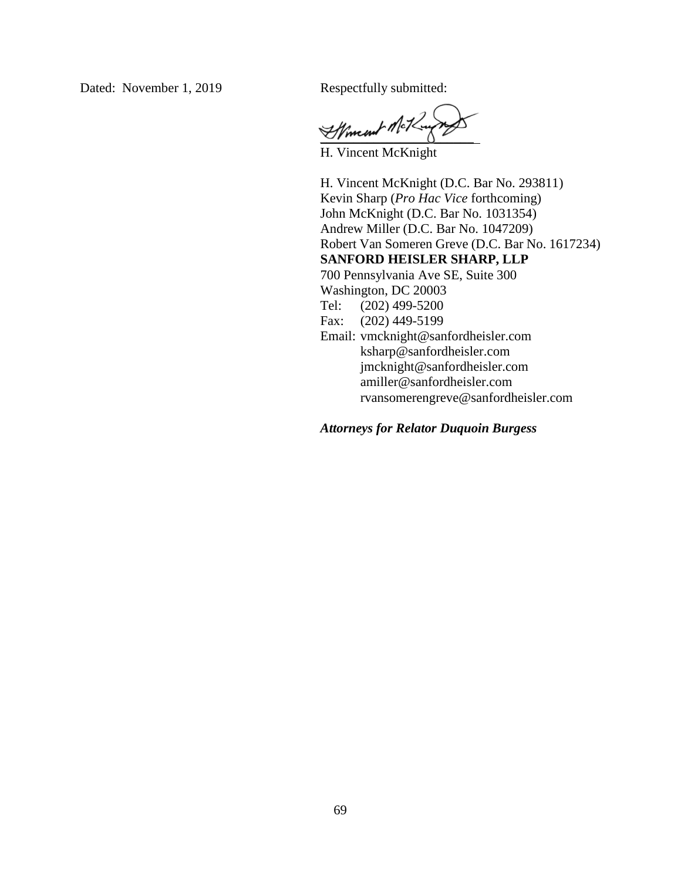Dated: November 1, 2019

Respectfully submitted:

/s/ H. Vincent McKnight

H. Vincent McKnight

H. Vincent McKnight (D.C. Bar No. 293811)
Kevin Sharp (*Pro Hac Vice* forthcoming)
John McKnight (D.C. Bar No. 1031354)
Andrew Miller (D.C. Bar No. 1047209)
Robert Van Someren Greve (D.C. Bar No. 1617234)
**SANFORD HEISLER SHARP, LLP**
700 Pennsylvania Ave SE, Suite 300
Washington, DC 20003
Tel: (202) 499-5200
Fax: (202) 449-5199
Email: vmcknight@sanfordheisler.com
ksharp@sanfordheisler.com
jmcknight@sanfordheisler.com
amiller@sanfordheisler.com
rvansomerengreve@sanfordheisler.com

***Attorneys for Relator Duquoin Burgess***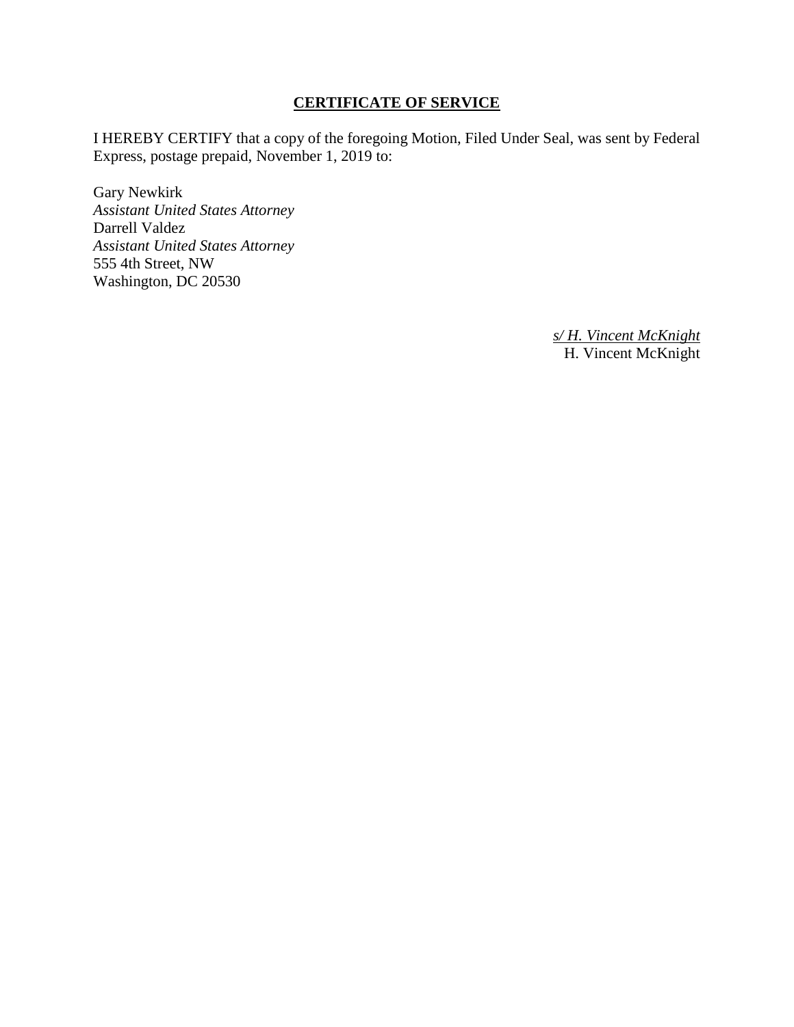**CERTIFICATE OF SERVICE**

I HEREBY CERTIFY that a copy of the foregoing Motion, Filed Under Seal, was sent by Federal Express, postage prepaid, November 1, 2019 to:

Gary Newkirk
*Assistant United States Attorney*
Darrell Valdez
*Assistant United States Attorney*
555 4th Street, NW
Washington, DC 20530

*s/ H. Vincent McKnight*
H. Vincent McKnight